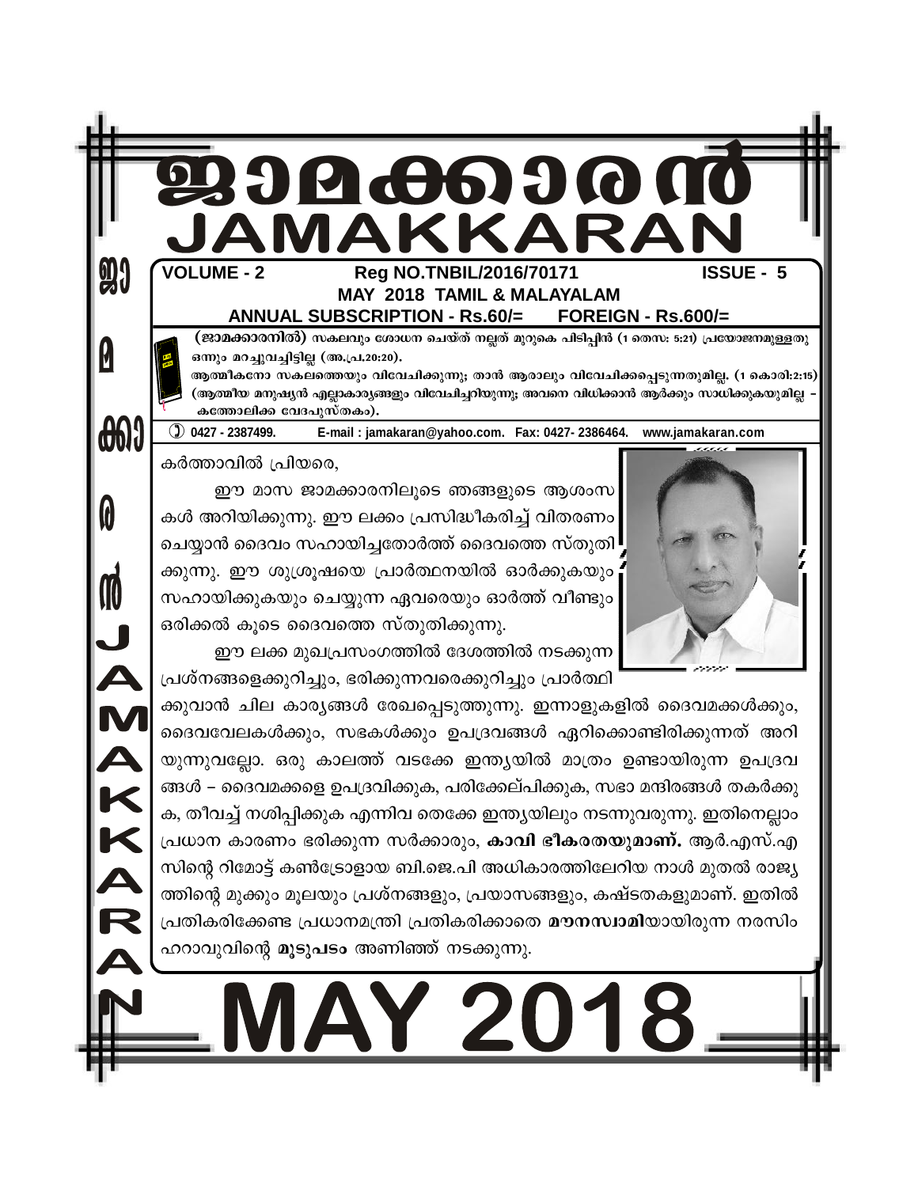# ജാമക്കാരൻ

# JAMAKKARAN

**VOLUME - 2** **Reg NO.TNBIL/2016/70171** **ISSUE - 5**

**MAY 2018 TAMIL & MALAYALAM**

**ANNUAL SUBSCRIPTION - Rs.60/= FOREIGN - Rs.600/=**

**(ജാമക്കാരനിൽ)** സകലവും ശോധന ചെയ്ത് നല്ലത് മുറുകെ പിടിപ്പിൻ (1 തെസ: 5:21) പ്രയോജനമുള്ളതു ഒന്നും മറച്ചുവച്ചിട്ടില്ല (അ.പ്ര.20:20).

ആത്മീകനോ സകലത്തെയും വിവേചിക്കുന്നു; താൻ ആരാലും വിവേചിക്കപ്പെടുന്നതുമില്ല. (1 കൊരി:2:15) (ആത്മീയ മനുഷ്യൻ എല്ലാകാര്യങ്ങളും വിവേചിച്ചറിയുന്നു; അവനെ വിധിക്കാൻ ആർക്കും സാധിക്കുകയുമില്ല – കത്തോലിക്ക വേദപുസ്തകം).

0427 - 2387499. E-mail : jamakaran@yahoo.com. Fax: 0427- 2386464. www.jamakaran.com

കർത്താവിൽ പ്രിയരെ,

ഈ മാസ ജാമക്കാരനിലൂടെ ഞങ്ങളുടെ ആശംസകൾ അറിയിക്കുന്നു. ഈ ലക്കം പ്രസിദ്ധീകരിച്ച് വിതരണം ചെയ്യാൻ ദൈവം സഹായിച്ചതോർത്ത് ദൈവത്തെ സ്തുതിക്കുന്നു. ഈ ശുശ്രൂഷയെ പ്രാർത്ഥനയിൽ ഓർക്കുകയും സഹായിക്കുകയും ചെയ്യുന്ന ഏവരെയും ഓർത്ത് വീണ്ടും ഒരിക്കൽ കൂടെ ദൈവത്തെ സ്തുതിക്കുന്നു.

ഈ ലക്ക മുഖപ്രസംഗത്തിൽ ദേശത്തിൽ നടക്കുന്ന പ്രശ്നങ്ങളെക്കുറിച്ചും, ഭരിക്കുന്നവരെക്കുറിച്ചും പ്രാർത്ഥിക്കുവാൻ ചില കാര്യങ്ങൾ രേഖപ്പെടുത്തുന്നു. ഇന്നാളുകളിൽ ദൈവമക്കൾക്കും, ദൈവവേലകൾക്കും, സഭകൾക്കും ഉപദ്രവങ്ങൾ ഏറിക്കൊണ്ടിരിക്കുന്നത് അറിയുന്നുവല്ലോ. ഒരു കാലത്ത് വടക്കേ ഇന്ത്യയിൽ മാത്രം ഉണ്ടായിരുന്ന ഉപദ്രവങ്ങൾ – ദൈവമക്കളെ ഉപദ്രവിക്കുക, പരിക്കേല്പിക്കുക, സഭാ മന്ദിരങ്ങൾ തകർക്കുക, തീവച്ച് നശിപ്പിക്കുക എന്നിവ തെക്കേ ഇന്ത്യയിലും നടന്നുവരുന്നു. ഇതിനെല്ലാം പ്രധാന കാരണം ഭരിക്കുന്ന സർക്കാരും, **കാവി ഭീകരതയുമാണ്.** ആർ.എസ്.എസിന്റെ റിമോട്ട് കൺട്രോളായ ബി.ജെ.പി അധികാരത്തിലേറിയ നാൾ മുതൽ രാജ്യത്തിന്റെ മുക്കും മൂലയും പ്രശ്നങ്ങളും, പ്രയാസങ്ങളും, കഷ്ടതകളുമാണ്. ഇതിൽ പ്രതികരിക്കേണ്ട പ്രധാനമന്ത്രി പ്രതികരിക്കാതെ **മൗനസ്വാമി**യായിരുന്ന നരസിംഹറാവുവിന്റെ **മൂടുപടം** അണിഞ്ഞ് നടക്കുന്നു.

# MAY 2018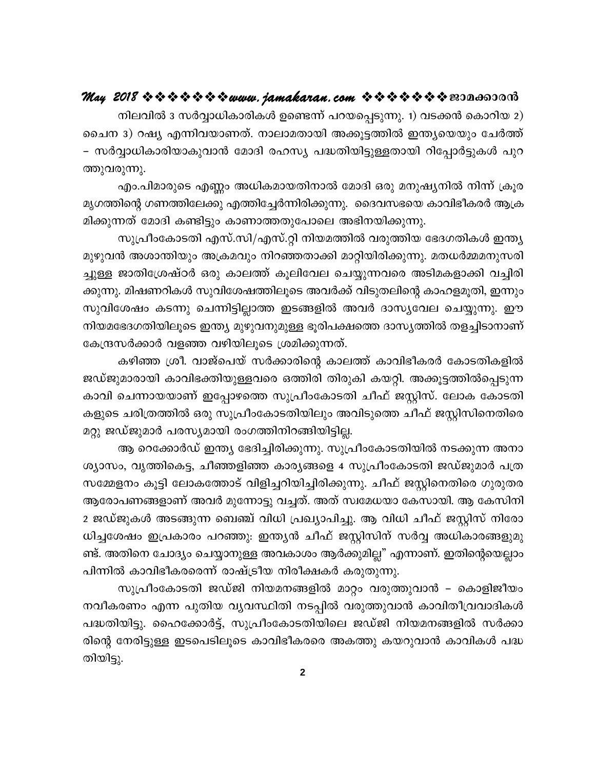നിലവിൽ 3 സർവ്വാധികാരികൾ ഉണ്ടെന്ന് പറയപ്പെടുന്നു. 1) വടക്കൻ കൊറിയ 2) ചൈന 3) റഷ്യ എന്നിവയാണത്. നാലാമതായി അക്കൂട്ടത്തിൽ ഇന്ത്യയെയും ചേർത്ത് – സർവ്വാധികാരിയാകുവാൻ മോദി രഹസ്യ പദ്ധതിയിട്ടുള്ളതായി റിപ്പോർട്ടുകൾ പുറത്തുവരുന്നു.

എം.പിമാരുടെ എണ്ണം അധികമായതിനാൽ മോദി ഒരു മനുഷ്യനിൽ നിന്ന് ക്രൂര മൃഗത്തിന്റെ ഗണത്തിലേക്കു എത്തിച്ചേർന്നിരിക്കുന്നു. ദൈവസഭയെ കാവിഭീകരർ ആക്രമിക്കുന്നത് മോദി കണ്ടിട്ടും കാണാത്തതുപോലെ അഭിനയിക്കുന്നു.

സുപ്രീംകോടതി എസ്.സി/എസ്.റ്റി നിയമത്തിൽ വരുത്തിയ ഭേദഗതികൾ ഇന്ത്യ മുഴുവൻ അശാന്തിയും അക്രമവും നിറഞ്ഞതാക്കി മാറ്റിയിരിക്കുന്നു. മതധർമ്മമനുസരിച്ചുള്ള ജാതിശ്രേഷ്ഠർ ഒരു കാലത്ത് കൂലിവേല ചെയ്യുന്നവരെ അടിമകളാക്കി വച്ചിരിക്കുന്നു. മിഷണറികൾ സുവിശേഷത്തിലൂടെ അവർക്ക് വിടുതലിന്റെ കാഹളമൂതി, ഇന്നും സുവിശേഷം കടന്നു ചെന്നിട്ടില്ലാത്ത ഇടങ്ങളിൽ അവർ ദാസ്യവേല ചെയ്യുന്നു. ഈ നിയമഭേദഗതിയിലൂടെ ഇന്ത്യ മുഴുവനുമുള്ള ഭൂരിപക്ഷത്തെ ദാസ്യത്തിൽ തളച്ചിടാനാണ് കേന്ദ്രസർക്കാർ വളഞ്ഞ വഴിയിലൂടെ ശ്രമിക്കുന്നത്.

കഴിഞ്ഞ ശ്രീ. വാജ്പെയ് സർക്കാരിന്റെ കാലത്ത് കാവിഭീകരർ കോടതികളിൽ ജഡ്ജുമാരായി കാവിഭക്തിയുള്ളവരെ ഒത്തിരി തിരുകി കയറ്റി. അക്കൂട്ടത്തിൽപ്പെടുന്ന കാവി ചെന്നായയാണ് ഇപ്പോഴത്തെ സുപ്രീംകോടതി ചീഫ് ജസ്റ്റിസ്. ലോക കോടതികളുടെ ചരിത്രത്തിൽ ഒരു സുപ്രീംകോടതിയിലും അവിടുത്തെ ചീഫ് ജസ്റ്റിസിനെതിരെ മറ്റു ജഡ്ജുമാർ പരസ്യമായി രംഗത്തിനിറങ്ങിയിട്ടില്ല.

ആ റെക്കോർഡ് ഇന്ത്യ ഭേദിച്ചിരിക്കുന്നു. സുപ്രീംകോടതിയിൽ നടക്കുന്ന അനാശ്യാസം, വൃത്തികെട്ട, ചീഞ്ഞളിഞ്ഞ കാര്യങ്ങളെ 4 സുപ്രീംകോടതി ജഡ്ജുമാർ പത്ര സമ്മേളനം കൂട്ടി ലോകത്തോട് വിളിച്ചറിയിച്ചിരിക്കുന്നു. ചീഫ് ജസ്റ്റിനെതിരെ ഗുരുതര ആരോപണങ്ങളാണ് അവർ മുന്നോട്ടു വച്ചത്. അത് സ്വമേധയാ കേസായി. ആ കേസിനി 2 ജഡ്ജുകൾ അടങ്ങുന്ന ബെഞ്ച് വിധി പ്രഖ്യാപിച്ചു. ആ വിധി ചീഫ് ജസ്റ്റിസ് നിരോധിച്ചശേഷം ഇപ്രകാരം പറഞ്ഞു: ഇന്ത്യൻ ചീഫ് ജസ്റ്റിസിന് സർവ്വ അധികാരങ്ങളുമുണ്ട്. അതിനെ ചോദ്യം ചെയ്യാനുള്ള അവകാശം ആർക്കുമില്ല" എന്നാണ്. ഇതിന്റെയെല്ലാം പിന്നിൽ കാവിഭീകരരെന്ന് രാഷ്ട്രീയ നിരീക്ഷകർ കരുതുന്നു.

സുപ്രീംകോടതി ജഡ്ജി നിയമനങ്ങളിൽ മാറ്റം വരുത്തുവാൻ – കൊളിജീയം നവീകരണം എന്ന പുതിയ വ്യവസ്ഥിതി നടപ്പിൽ വരുത്തുവാൻ കാവിതീവ്രവാദികൾ പദ്ധതിയിട്ടു. ഹൈക്കോർട്ട്, സുപ്രീംകോടതിയിലെ ജഡ്ജി നിയമനങ്ങളിൽ സർക്കാരിന്റെ നേരിട്ടുള്ള ഇടപെടിലൂടെ കാവിഭീകരരെ അകത്തു കയറുവാൻ കാവികൾ പദ്ധതിയിട്ടു.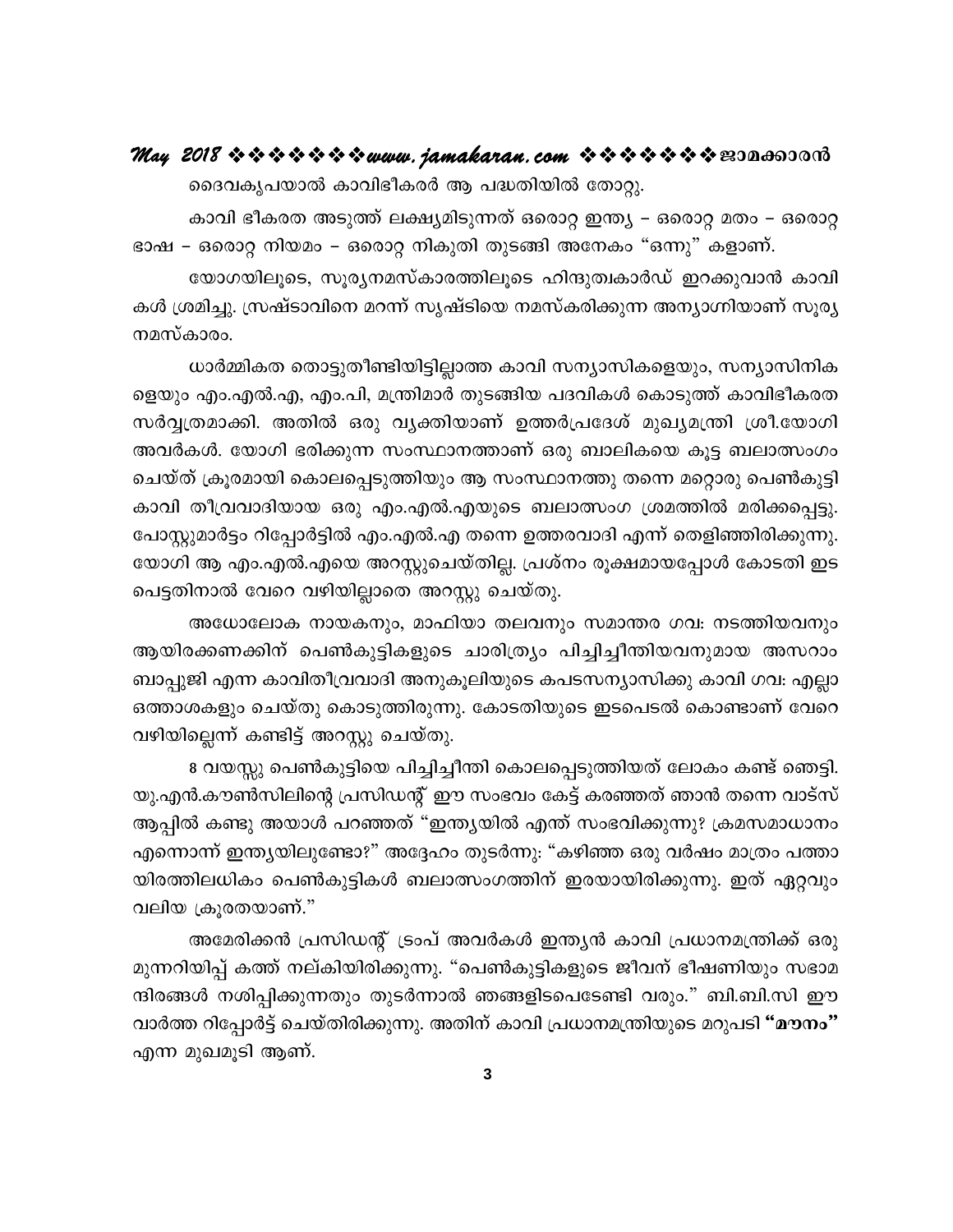ദൈവകൃപയാൽ കാവിഭീകരർ ആ പദ്ധതിയിൽ തോറ്റു.

കാവി ഭീകരത അടുത്ത് ലക്ഷ്യമിടുന്നത് ഒരൊറ്റ ഇന്ത്യ – ഒരൊറ്റ മതം – ഒരൊറ്റ ഭാഷ – ഒരൊറ്റ നിയമം – ഒരൊറ്റ നികുതി തുടങ്ങി അനേകം "ഒന്നു" കളാണ്.

യോഗയിലൂടെ, സൂര്യനമസ്കാരത്തിലൂടെ ഹിന്ദുത്വകാർഡ് ഇറക്കുവാൻ കാവികൾ ശ്രമിച്ചു. സ്രഷ്ടാവിനെ മറന്ന് സൃഷ്ടിയെ നമസ്കരിക്കുന്ന അന്യാഗ്നിയാണ് സൂര്യനമസ്കാരം.

ധാർമ്മികത തൊട്ടുതീണ്ടിയിട്ടില്ലാത്ത കാവി സന്യാസികളെയും, സന്യാസിനികളെയും എം.എൽ.എ, എം.പി, മന്ത്രിമാർ തുടങ്ങിയ പദവികൾ കൊടുത്ത് കാവിഭീകരത സർവ്വത്രമാക്കി. അതിൽ ഒരു വ്യക്തിയാണ് ഉത്തർപ്രദേശ് മുഖ്യമന്ത്രി ശ്രീ.യോഗി അവർകൾ. യോഗി ഭരിക്കുന്ന സംസ്ഥാനത്താണ് ഒരു ബാലികയെ കൂട്ട ബലാത്സംഗം ചെയ്ത് ക്രൂരമായി കൊലപ്പെടുത്തിയും ആ സംസ്ഥാനത്തു തന്നെ മറ്റൊരു പെൺകുട്ടി കാവി തീവ്രവാദിയായ ഒരു എം.എൽ.എയുടെ ബലാത്സംഗ ശ്രമത്തിൽ മരിക്കപ്പെട്ടു. പോസ്റ്റുമാർട്ടം റിപ്പോർട്ടിൽ എം.എൽ.എ തന്നെ ഉത്തരവാദി എന്ന് തെളിഞ്ഞിരിക്കുന്നു. യോഗി ആ എം.എൽ.എയെ അറസ്റ്റുചെയ്തില്ല. പ്രശ്നം രൂക്ഷമായപ്പോൾ കോടതി ഇടപെട്ടതിനാൽ വേറെ വഴിയില്ലാതെ അറസ്റ്റു ചെയ്തു.

അധോലോക നായകനും, മാഫിയാ തലവനും സമാന്തര ഗവ: നടത്തിയവനും ആയിരക്കണക്കിന് പെൺകുട്ടികളുടെ ചാരിത്ര്യം പിച്ചിച്ചീന്തിയവനുമായ അസറാം ബാപ്പുജി എന്ന കാവിതീവ്രവാദി അനുകൂലിയുടെ കപടസന്യാസിക്കു കാവി ഗവ: എല്ലാ ഒത്താശകളും ചെയ്തു കൊടുത്തിരുന്നു. കോടതിയുടെ ഇടപെടൽ കൊണ്ടാണ് വേറെ വഴിയില്ലെന്ന് കണ്ടിട്ട് അറസ്റ്റു ചെയ്തു.

8 വയസ്സു പെൺകുട്ടിയെ പിച്ചിച്ചീന്തി കൊലപ്പെടുത്തിയത് ലോകം കണ്ട് ഞെട്ടി. യു.എൻ.കൗൺസിലിന്റെ പ്രസിഡന്റ് ഈ സംഭവം കേട്ട് കരഞ്ഞത് ഞാൻ തന്നെ വാട്സ് ആപ്പിൽ കണ്ടു അയാൾ പറഞ്ഞത് "ഇന്ത്യയിൽ എന്ത് സംഭവിക്കുന്നു? ക്രമസമാധാനം എന്നൊന്ന് ഇന്ത്യയിലുണ്ടോ?" അദ്ദേഹം തുടർന്നു: "കഴിഞ്ഞ ഒരു വർഷം മാത്രം പത്തായിരത്തിലധികം പെൺകുട്ടികൾ ബലാത്സംഗത്തിന് ഇരയായിരിക്കുന്നു. ഇത് ഏറ്റവും വലിയ ക്രൂരതയാണ്."

അമേരിക്കൻ പ്രസിഡന്റ് ട്രംപ് അവർകൾ ഇന്ത്യൻ കാവി പ്രധാനമന്ത്രിക്ക് ഒരു മുന്നറിയിപ്പ് കത്ത് നല്കിയിരിക്കുന്നു. "പെൺകുട്ടികളുടെ ജീവന് ഭീഷണിയും സഭാമന്ദിരങ്ങൾ നശിപ്പിക്കുന്നതും തുടർന്നാൽ ഞങ്ങളിടപെടേണ്ടി വരും." ബി.ബി.സി ഈ വാർത്ത റിപ്പോർട്ട് ചെയ്തിരിക്കുന്നു. അതിന് കാവി പ്രധാനമന്ത്രിയുടെ മറുപടി **"മൗനം"** എന്ന മുഖമൂടി ആണ്.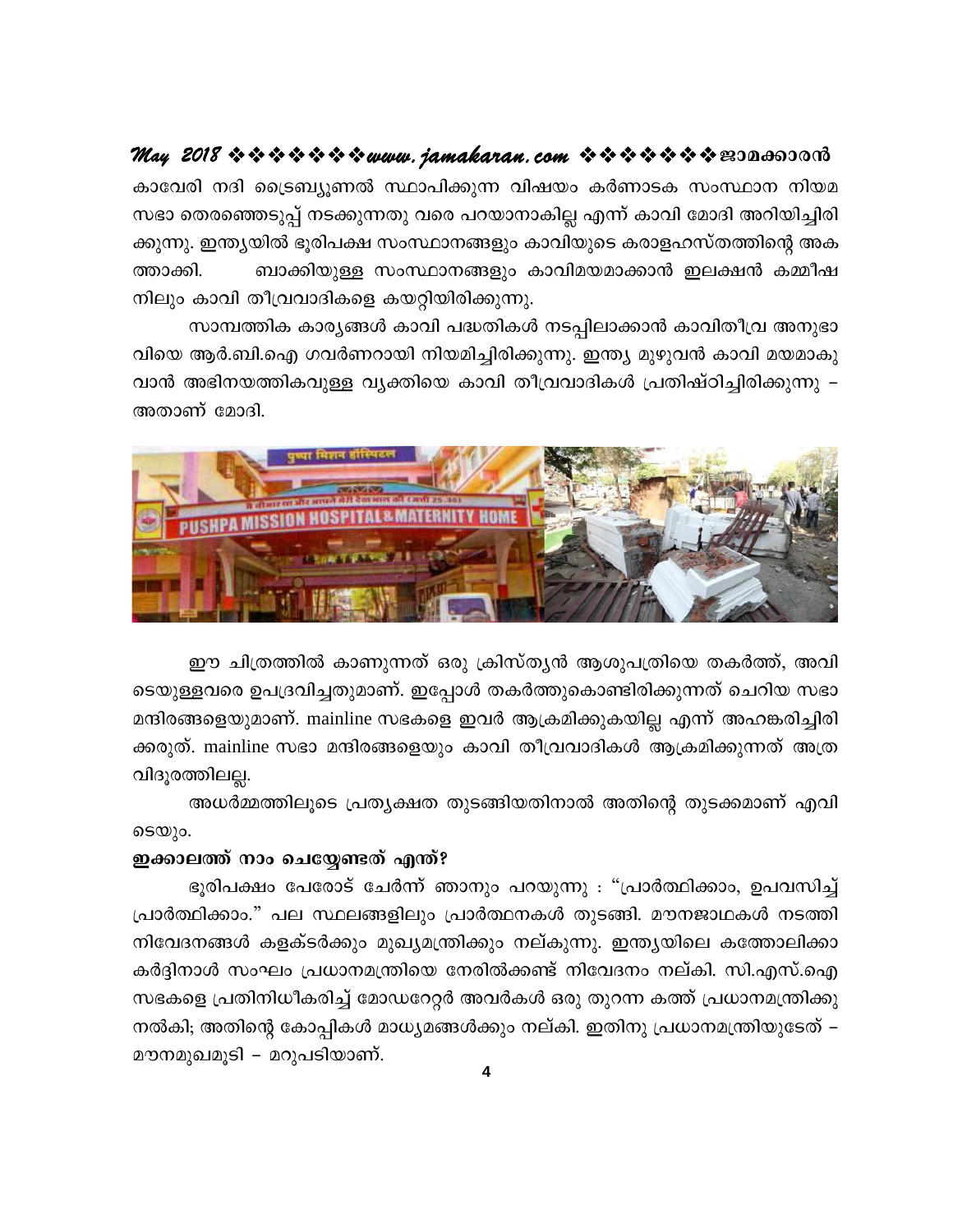കാവേരി നദി ട്രൈബ്യൂണൽ സ്ഥാപിക്കുന്ന വിഷയം കർണാടക സംസ്ഥാന നിയമ സഭാ തെരഞ്ഞെടുപ്പ് നടക്കുന്നതു വരെ പറയാനാകില്ല എന്ന് കാവി മോദി അറിയിച്ചിരിക്കുന്നു. ഇന്ത്യയിൽ ഭൂരിപക്ഷ സംസ്ഥാനങ്ങളും കാവിയുടെ കരാളഹസ്തത്തിന്റെ അകത്താക്കി. ബാക്കിയുള്ള സംസ്ഥാനങ്ങളും കാവിമയമാക്കാൻ ഇലക്ഷൻ കമ്മീഷനിലും കാവി തീവ്രവാദികളെ കയറ്റിയിരിക്കുന്നു.

സാമ്പത്തിക കാര്യങ്ങൾ കാവി പദ്ധതികൾ നടപ്പിലാക്കാൻ കാവിതീവ്ര അനുഭാവിയെ ആർ.ബി.ഐ ഗവർണറായി നിയമിച്ചിരിക്കുന്നു. ഇന്ത്യ മുഴുവൻ കാവി മയമാകുവാൻ അഭിനയത്തികവുള്ള വ്യക്തിയെ കാവി തീവ്രവാദികൾ പ്രതിഷ്ഠിച്ചിരിക്കുന്നു – അതാണ് മോദി.

ഈ ചിത്രത്തിൽ കാണുന്നത് ഒരു ക്രിസ്ത്യൻ ആശുപത്രിയെ തകർത്ത്, അവിടെയുള്ളവരെ ഉപദ്രവിച്ചതുമാണ്. ഇപ്പോൾ തകർത്തുകൊണ്ടിരിക്കുന്നത് ചെറിയ സഭാ മന്ദിരങ്ങളെയുമാണ്. mainline സഭകളെ ഇവർ ആക്രമിക്കുകയില്ല എന്ന് അഹങ്കരിച്ചിരിക്കരുത്. mainline സഭാ മന്ദിരങ്ങളെയും കാവി തീവ്രവാദികൾ ആക്രമിക്കുന്നത് അത്ര വിദൂരത്തിലല്ല.

അധർമ്മത്തിലൂടെ പ്രത്യക്ഷത തുടങ്ങിയതിനാൽ അതിന്റെ തുടക്കമാണ് എവിടെയും.

**ഇക്കാലത്ത് നാം ചെയ്യേണ്ടത് എന്ത്?**

ഭൂരിപക്ഷം പേരോട് ചേർന്ന് ഞാനും പറയുന്നു : "പ്രാർത്ഥിക്കാം, ഉപവസിച്ച് പ്രാർത്ഥിക്കാം." പല സ്ഥലങ്ങളിലും പ്രാർത്ഥനകൾ തുടങ്ങി. മൗനജാഥകൾ നടത്തി നിവേദനങ്ങൾ കളക്ടർക്കും മുഖ്യമന്ത്രിക്കും നല്കുന്നു. ഇന്ത്യയിലെ കത്തോലിക്കാ കർദ്ദിനാൾ സംഘം പ്രധാനമന്ത്രിയെ നേരിൽക്കണ്ട് നിവേദനം നല്കി. സി.എസ്.ഐ സഭകളെ പ്രതിനിധീകരിച്ച് മോഡറേറ്റർ അവർകൾ ഒരു തുറന്ന കത്ത് പ്രധാനമന്ത്രിക്കു നൽകി; അതിന്റെ കോപ്പികൾ മാധ്യമങ്ങൾക്കും നല്കി. ഇതിനു പ്രധാനമന്ത്രിയുടേത് – മൗനമുഖമൂടി – മറുപടിയാണ്.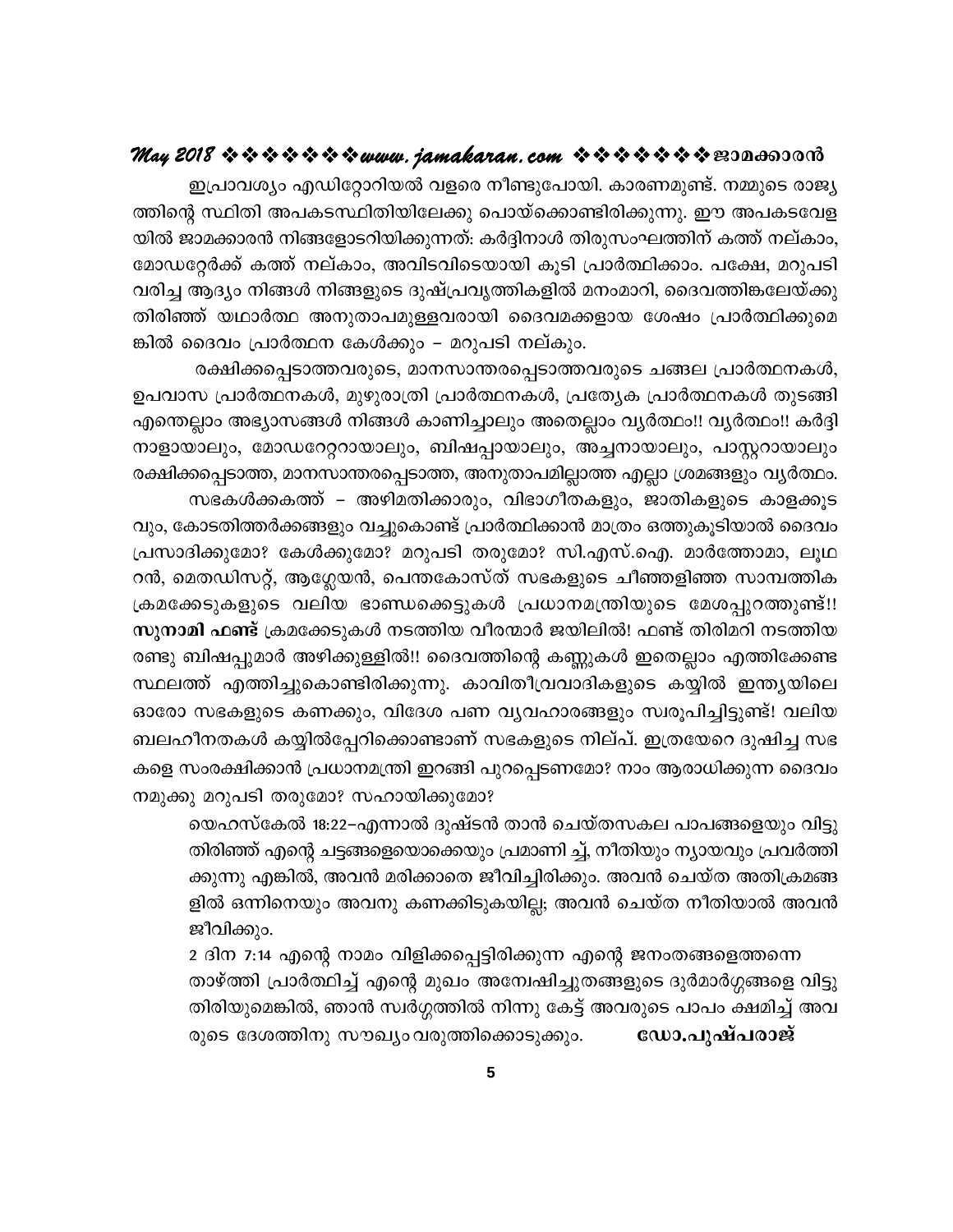ഇപ്രാവശ്യം എഡിറ്റോറിയൽ വളരെ നീണ്ടുപോയി. കാരണമുണ്ട്. നമ്മുടെ രാജ്യത്തിന്റെ സ്ഥിതി അപകടസ്ഥിതിയിലേക്കു പൊയ്ക്കൊണ്ടിരിക്കുന്നു. ഈ അപകടവേളയിൽ ജാമക്കാരൻ നിങ്ങളോടറിയിക്കുന്നത്: കർദ്ദിനാൾ തിരുസംഘത്തിന് കത്ത് നല്കാം, മോഡറേർക്ക് കത്ത് നല്കാം, അവിടവിടെയായി കൂടി പ്രാർത്ഥിക്കാം. പക്ഷേ, മറുപടി വരിച്ച ആദ്യം നിങ്ങൾ നിങ്ങളുടെ ദുഷ്പ്രവൃത്തികളിൽ മനംമാറി, ദൈവത്തിങ്കലേയ്ക്കു തിരിഞ്ഞ് യഥാർത്ഥ അനുതാപമുള്ളവരായി ദൈവമക്കളായ ശേഷം പ്രാർത്ഥിക്കുമെങ്കിൽ ദൈവം പ്രാർത്ഥന കേൾക്കും – മറുപടി നല്കും.

രക്ഷിക്കപ്പെടാത്തവരുടെ, മാനസാന്തരപ്പെടാത്തവരുടെ ചങ്ങല പ്രാർത്ഥനകൾ, ഉപവാസ പ്രാർത്ഥനകൾ, മുഴുരാത്രി പ്രാർത്ഥനകൾ, പ്രത്യേക പ്രാർത്ഥനകൾ തുടങ്ങി എന്തെല്ലാം അഭ്യാസങ്ങൾ നിങ്ങൾ കാണിച്ചാലും അതെല്ലാം വ്യർത്ഥം!! വ്യർത്ഥം!! കർദ്ദിനാളായാലും, മോഡറേറ്ററായാലും, ബിഷപ്പായാലും, അച്ചനായാലും, പാസ്റ്ററായാലും രക്ഷിക്കപ്പെടാത്ത, മാനസാന്തരപ്പെടാത്ത, അനുതാപമില്ലാത്ത എല്ലാ ശ്രമങ്ങളും വ്യർത്ഥം.

സഭകൾക്കകത്ത് – അഴിമതിക്കാരും, വിഭാഗീതകളും, ജാതികളുടെ കാളക്കൂടവും, കോടതിത്തർക്കങ്ങളും വച്ചുകൊണ്ട് പ്രാർത്ഥിക്കാൻ മാത്രം ഒത്തുകൂടിയാൽ ദൈവം പ്രസാദിക്കുമോ? കേൾക്കുമോ? മറുപടി തരുമോ? സി.എസ്.ഐ. മാർത്തോമാ, ലൂഥറൻ, മെതഡിസറ്റ്, ആഗ്ലേയൻ, പെന്തകോസ്ത് സഭകളുടെ ചീഞ്ഞളിഞ്ഞ സാമ്പത്തിക ക്രമക്കേടുകളുടെ വലിയ ഭാണ്ഡക്കെട്ടുകൾ പ്രധാനമന്ത്രിയുടെ മേശപ്പുറത്തുണ്ട്!! **സുനാമി ഫണ്ട്** ക്രമക്കേടുകൾ നടത്തിയ വീരന്മാർ ജയിലിൽ! ഫണ്ട് തിരിമറി നടത്തിയ രണ്ടു ബിഷപ്പുമാർ അഴിക്കുള്ളിൽ!! ദൈവത്തിന്റെ കണ്ണുകൾ ഇതെല്ലാം എത്തിക്കേണ്ട സ്ഥലത്ത് എത്തിച്ചുകൊണ്ടിരിക്കുന്നു. കാവിതീവ്രവാദികളുടെ കയ്യിൽ ഇന്ത്യയിലെ ഓരോ സഭകളുടെ കണക്കും, വിദേശ പണ വ്യവഹാരങ്ങളും സ്വരൂപിച്ചിട്ടുണ്ട്! വലിയ ബലഹീനതകൾ കയ്യിൽപ്പേറിക്കൊണ്ടാണ് സഭകളുടെ നില്പ്. ഇത്രയേറെ ദുഷിച്ച സഭകളെ സംരക്ഷിക്കാൻ പ്രധാനമന്ത്രി ഇറങ്ങി പുറപ്പെടണമോ? നാം ആരാധിക്കുന്ന ദൈവം നമുക്കു മറുപടി തരുമോ? സഹായിക്കുമോ?

> യെഹസ്കേൽ 18:22–എന്നാൽ ദുഷ്ടൻ താൻ ചെയ്തസകല പാപങ്ങളെയും വിട്ടു തിരിഞ്ഞ് എന്റെ ചട്ടങ്ങളെയൊക്കെയും പ്രമാണി ച്ച്, നീതിയും ന്യായവും പ്രവർത്തിക്കുന്നു എങ്കിൽ, അവൻ മരിക്കാതെ ജീവിച്ചിരിക്കും. അവൻ ചെയ്ത അതിക്രമങ്ങളിൽ ഒന്നിനെയും അവനു കണക്കിടുകയില്ല; അവൻ ചെയ്ത നീതിയാൽ അവൻ ജീവിക്കും.
>
> 2 ദിന 7:14 എന്റെ നാമം വിളിക്കപ്പെട്ടിരിക്കുന്ന എന്റെ ജനംതങ്ങളെത്തന്നെ താഴ്ത്തി പ്രാർത്ഥിച്ച് എന്റെ മുഖം അന്വേഷിച്ചുതങ്ങളുടെ ദുർമാർഗ്ഗങ്ങളെ വിട്ടു തിരിയുമെങ്കിൽ, ഞാൻ സ്വർഗ്ഗത്തിൽ നിന്നു കേട്ട് അവരുടെ പാപം ക്ഷമിച്ച് അവരുടെ ദേശത്തിനു സൗഖ്യം വരുത്തിക്കൊടുക്കും.

**ഡോ.പുഷ്പരാജ്**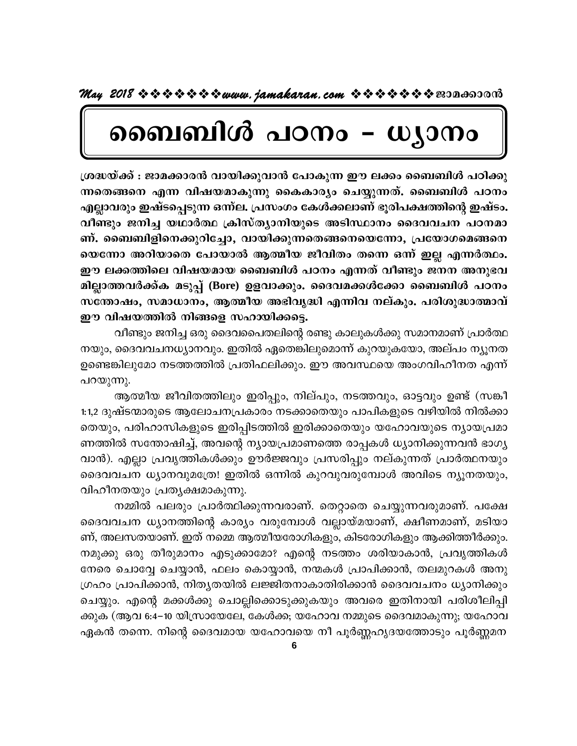# ബൈബിൾ പഠനം - ധ്യാനം

**ശ്രദ്ധയ്ക്ക് : ജാമക്കാരൻ വായിക്കുവാൻ പോകുന്ന ഈ ലക്കം ബൈബിൾ പഠിക്കുന്നതെങ്ങനെ എന്ന വിഷയമാകുന്നു കൈകാര്യം ചെയ്യുന്നത്. ബൈബിൾ പഠനം എല്ലാവരും ഇഷ്ടപ്പെടുന്ന ഒന്നല്ല. പ്രസംഗം കേൾക്കലാണ് ഭൂരിപക്ഷത്തിന്റെ ഇഷ്ടം. വീണ്ടും ജനിച്ച യഥാർത്ഥ ക്രിസ്ത്യാനിയുടെ അടിസ്ഥാനം ദൈവവചന പഠനമാണ്. ബൈബിളിനെക്കുറിച്ചോ, വായിക്കുന്നതെങ്ങനെയെന്നോ, പ്രയോഗമെങ്ങനെയെന്നോ അറിയാതെ പോയാൽ ആത്മീയ ജീവിതം തന്നെ ഒന്ന് ഇല്ല എന്നർത്ഥം. ഈ ലക്കത്തിലെ വിഷയമായ ബൈബിൾ പഠനം എന്നത് വീണ്ടും ജനന അനുഭവമില്ലാത്തവർക്ക്ക മടുപ്പ് (Bore) ഉളവാക്കും. ദൈവമക്കൾക്കോ ബൈബിൾ പഠനം സന്തോഷം, സമാധാനം, ആത്മീയ അഭിവൃദ്ധി എന്നിവ നല്കും. പരിശുദ്ധാത്മാവ് ഈ വിഷയത്തിൽ നിങ്ങളെ സഹായിക്കട്ടെ.**

വീണ്ടും ജനിച്ച ഒരു ദൈവപൈതലിന്റെ രണ്ടു കാലുകൾക്കു സമാനമാണ് പ്രാർത്ഥനയും, ദൈവവചനധ്യാനവും. ഇതിൽ ഏതെങ്കിലുമൊന്ന് കുറയുകയോ, അല്പം ന്യൂനത ഉണ്ടെങ്കിലുമോ നടത്തത്തിൽ പ്രതിഫലിക്കും. ഈ അവസ്ഥയെ അംഗവിഹീനത എന്ന് പറയുന്നു.

ആത്മീയ ജീവിതത്തിലും ഇരിപ്പും, നില്പും, നടത്തവും, ഓട്ടവും ഉണ്ട് (സങ്കീ 1:1,2 ദുഷ്ടന്മാരുടെ ആലോചനപ്രകാരം നടക്കാതെയും പാപികളുടെ വഴിയിൽ നിൽക്കാതെയും, പരിഹാസികളുടെ ഇരിപ്പിടത്തിൽ ഇരിക്കാതെയും യഹോവയുടെ ന്യായപ്രമാണത്തിൽ സന്തോഷിച്ച്, അവന്റെ ന്യായപ്രമാണത്തെ രാപ്പകൾ ധ്യാനിക്കുന്നവൻ ഭാഗ്യവാൻ). എല്ലാ പ്രവൃത്തികൾക്കും ഊർജ്ജവും പ്രസരിപ്പും നല്കുന്നത് പ്രാർത്ഥനയും ദൈവവചന ധ്യാനവുമത്രേ! ഇതിൽ ഒന്നിൽ കുറവുവരുമ്പോൾ അവിടെ ന്യൂനതയും, വിഹീനതയും പ്രത്യക്ഷമാകുന്നു.

നമ്മിൽ പലരും പ്രാർത്ഥിക്കുന്നവരാണ്. തെറ്റാതെ ചെയ്യുന്നവരുമാണ്. പക്ഷേ ദൈവവചന ധ്യാനത്തിന്റെ കാര്യം വരുമ്പോൾ വല്ലായ്മയാണ്, ക്ഷീണമാണ്, മടിയാണ്, അലസതയാണ്. ഇത് നമ്മെ ആത്മീയരോഗികളും, കിടരോഗികളും ആക്കിത്തീർക്കും. നമുക്കു ഒരു തീരുമാനം എടുക്കാമോ? എന്റെ നടത്തം ശരിയാകാൻ, പ്രവൃത്തികൾ നേരെ ചൊവ്വേ ചെയ്യാൻ, ഫലം കൊയ്യാൻ, നന്മകൾ പ്രാപിക്കാൻ, തലമുറകൾ അനുഗ്രഹം പ്രാപിക്കാൻ, നിത്യതയിൽ ലജ്ജിതനാകാതിരിക്കാൻ ദൈവവചനം ധ്യാനിക്കും ചെയ്യും. എന്റെ മക്കൾക്കു ചൊല്ലിക്കൊടുക്കുകയും അവരെ ഇതിനായി പരിശീലിപ്പിക്കുക (ആവ 6:4-10 യിസ്രായേലേ, കേൾക്ക; യഹോവ നമ്മുടെ ദൈവമാകുന്നു; യഹോവ ഏകൻ തന്നെ. നിന്റെ ദൈവമായ യഹോവയെ നീ പൂർണ്ണഹൃദയത്തോടും പൂർണ്ണമന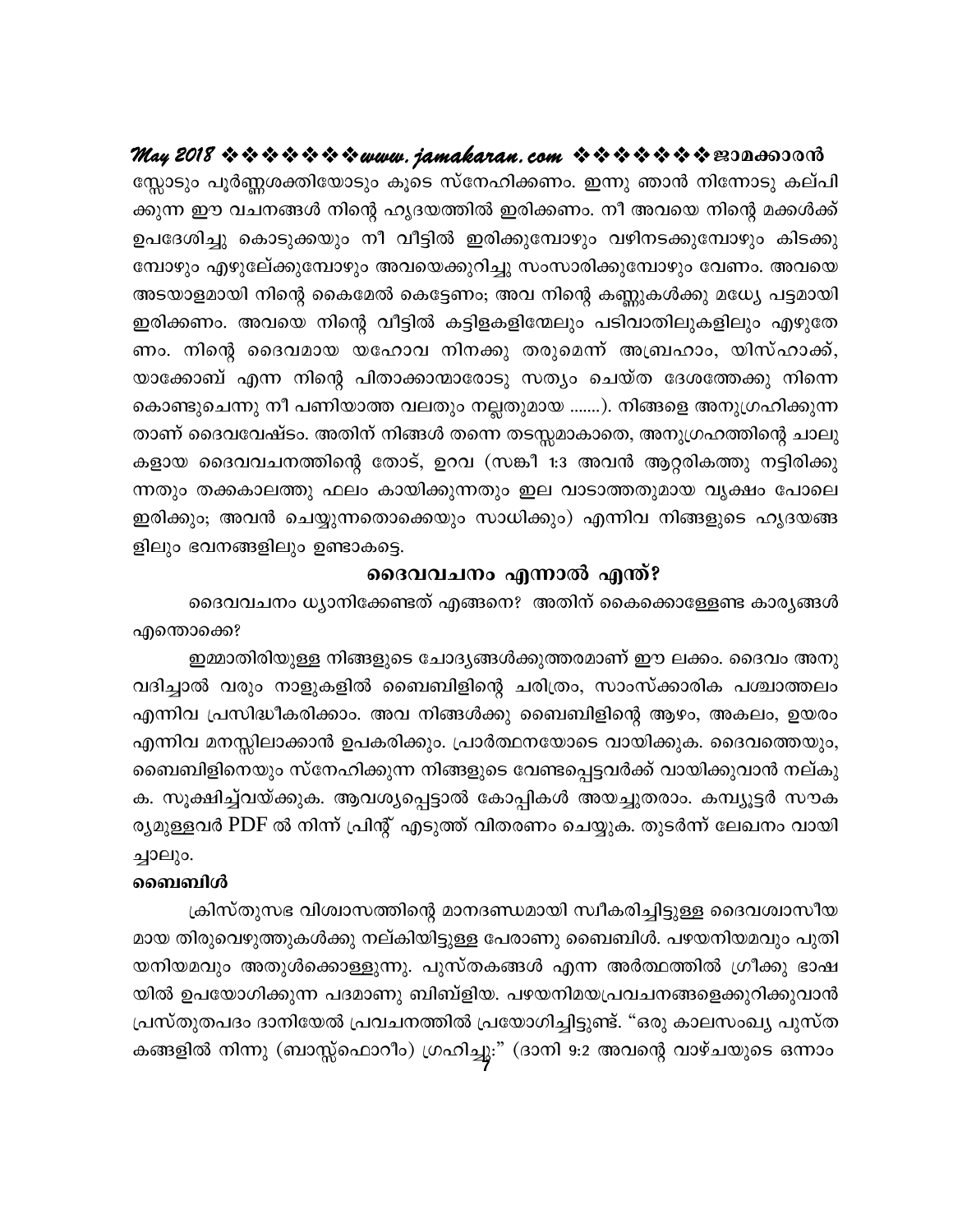സ്സോടും പൂർണ്ണശക്തിയോടും കൂടെ സ്നേഹിക്കണം. ഇന്നു ഞാൻ നിന്നോടു കല്പിക്കുന്ന ഈ വചനങ്ങൾ നിന്റെ ഹൃദയത്തിൽ ഇരിക്കണം. നീ അവയെ നിന്റെ മക്കൾക്ക് ഉപദേശിച്ചു കൊടുക്കയും നീ വീട്ടിൽ ഇരിക്കുമ്പോഴും വഴിനടക്കുമ്പോഴും കിടക്കുമ്പോഴും എഴുന്നേല്ക്കുമ്പോഴും അവയെക്കുറിച്ചു സംസാരിക്കുമ്പോഴും വേണം. അവയെ അടയാളമായി നിന്റെ കൈമേൽ കെട്ടേണം; അവ നിന്റെ കണ്ണുകൾക്കു മദ്ധ്യേ പട്ടമായി ഇരിക്കണം. അവയെ നിന്റെ വീട്ടിൽ കട്ടിളകളിന്മേലും പടിവാതിലുകളിലും എഴുതേണം. നിന്റെ ദൈവമായ യഹോവ നിനക്കു തരുമെന്ന് അബ്രഹാം, യിസ്ഹാക്ക്, യാക്കോബ് എന്ന നിന്റെ പിതാക്കാന്മാരോടു സത്യം ചെയ്ത ദേശത്തേക്കു നിന്നെ കൊണ്ടുചെന്നു നീ പണിയാത്ത വലതും നല്ലതുമായ .......). നിങ്ങളെ അനുഗ്രഹിക്കുന്നതാണ് ദൈവവേഷ്ടം. അതിന് നിങ്ങൾ തന്നെ തടസ്സമാകാതെ, അനുഗ്രഹത്തിന്റെ ചാലുകളായ ദൈവവചനത്തിന്റെ തോട്, ഉറവ (സങ്കീ 1:3 അവൻ ആറ്ററികത്തു നട്ടിരിക്കുന്നതും തക്കകാലത്തു ഫലം കായിക്കുന്നതും ഇല വാടാത്തതുമായ വൃക്ഷം പോലെ ഇരിക്കും; അവൻ ചെയ്യുന്നതൊക്കെയും സാധിക്കും) എന്നിവ നിങ്ങളുടെ ഹൃദയങ്ങളിലും ഭവനങ്ങളിലും ഉണ്ടാകട്ടെ.

## ദൈവവചനം എന്നാൽ എന്ത്?

ദൈവവചനം ധ്യാനിക്കേണ്ടത് എങ്ങനെ? അതിന് കൈക്കൊള്ളേണ്ട കാര്യങ്ങൾ എന്തൊക്കെ?

ഇമ്മാതിരിയുള്ള നിങ്ങളുടെ ചോദ്യങ്ങൾക്കുത്തരമാണ് ഈ ലക്കം. ദൈവം അനുവദിച്ചാൽ വരും നാളുകളിൽ ബൈബിളിന്റെ ചരിത്രം, സാംസ്ക്കാരിക പശ്ചാത്തലം എന്നിവ പ്രസിദ്ധീകരിക്കാം. അവ നിങ്ങൾക്കു ബൈബിളിന്റെ ആഴം, അകലം, ഉയരം എന്നിവ മനസ്സിലാക്കാൻ ഉപകരിക്കും. പ്രാർത്ഥനയോടെ വായിക്കുക. ദൈവത്തെയും, ബൈബിളിനെയും സ്നേഹിക്കുന്ന നിങ്ങളുടെ വേണ്ടപ്പെട്ടവർക്ക് വായിക്കുവാൻ നല്കുക. സൂക്ഷിച്ച്വയ്ക്കുക. ആവശ്യപ്പെട്ടാൽ കോപ്പികൾ അയച്ചുതരാം. കമ്പ്യൂട്ടർ സൗകര്യമുള്ളവർ PDF ൽ നിന്ന് പ്രിന്റ് എടുത്ത് വിതരണം ചെയ്യുക. തുടർന്ന് ലേഖനം വായിച്ചാലും.

### ബൈബിൾ

ക്രിസ്തുസഭ വിശ്വാസത്തിന്റെ മാനദണ്ഡമായി സ്വീകരിച്ചിട്ടുള്ള ദൈവശ്വാസീയമായ തിരുവെഴുത്തുകൾക്കു നല്കിയിട്ടുള്ള പേരാണു ബൈബിൾ. പഴയനിയമവും പുതിയനിയമവും അതുൾക്കൊള്ളുന്നു. പുസ്തകങ്ങൾ എന്ന അർത്ഥത്തിൽ ഗ്രീക്കു ഭാഷയിൽ ഉപയോഗിക്കുന്ന പദമാണു ബിബ്ളിയ. പഴയനിമയപ്രവചനങ്ങളെക്കുറിക്കുവാൻ പ്രസ്തുതപദം ദാനിയേൽ പ്രവചനത്തിൽ പ്രയോഗിച്ചിട്ടുണ്ട്. "ഒരു കാലസംഖ്യ പുസ്തകങ്ങളിൽ നിന്നു (ബാസ്സ്ഫൊറീം) ഗ്രഹിച്ചു:" (ദാനി 9:2 അവന്റെ വാഴ്ചയുടെ ഒന്നാം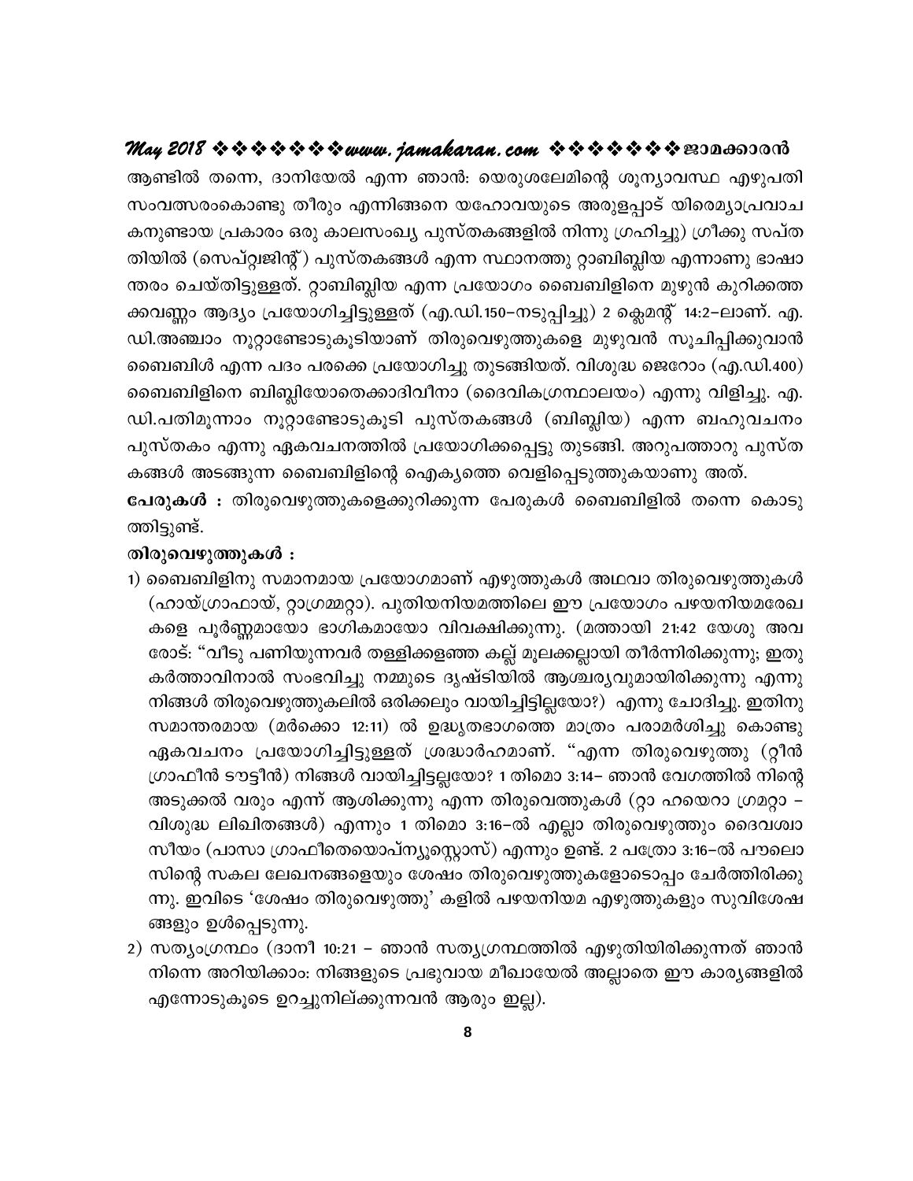ആണ്ടിൽ തന്നെ, ദാനിയേൽ എന്ന ഞാൻ: യെരുശലേമിന്റെ ശൂന്യാവസ്ഥ എഴുപതി സംവത്സരംകൊണ്ടു തീരും എന്നിങ്ങനെ യഹോവയുടെ അരുളപ്പാട് യിരെമ്യാപ്രവാചകനുണ്ടായ പ്രകാരം ഒരു കാലസംഖ്യ പുസ്തകങ്ങളിൽ നിന്നു ഗ്രഹിച്ചു) ഗ്രീക്കു സപ്തതിയിൽ (സെപ്റ്റ്വജിന്റ്) പുസ്തകങ്ങൾ എന്ന സ്ഥാനത്തു റ്റാബിബ്ലിയ എന്നാണു ഭാഷാന്തരം ചെയ്തിട്ടുള്ളത്. റ്റാബിബ്ലിയ എന്ന പ്രയോഗം ബൈബിളിനെ മുഴുൻ കുറിക്കത്തക്കവണ്ണം ആദ്യം പ്രയോഗിച്ചിട്ടുള്ളത് (എ.ഡി.150–നടുപ്പിച്ചു) 2 ക്ലെമന്റ് 14:2–ലാണ്. എ.ഡി.അഞ്ചാം നൂറ്റാണ്ടോടുകൂടിയാണ് തിരുവെഴുത്തുകളെ മുഴുവൻ സൂചിപ്പിക്കുവാൻ ബൈബിൾ എന്ന പദം പരക്കെ പ്രയോഗിച്ചു തുടങ്ങിയത്. വിശുദ്ധ ജെറോം (എ.ഡി.400) ബൈബിളിനെ ബിബ്ലിയോതെക്കാദിവീനാ (ദൈവികഗ്രന്ഥാലയം) എന്നു വിളിച്ചു. എ.ഡി.പതിമൂന്നാം നൂറ്റാണ്ടോടുകൂടി പുസ്തകങ്ങൾ (ബിബ്ലിയ) എന്ന ബഹുവചനം പുസ്തകം എന്നു ഏകവചനത്തിൽ പ്രയോഗിക്കപ്പെട്ടു തുടങ്ങി. അറുപത്താറു പുസ്തകങ്ങൾ അടങ്ങുന്ന ബൈബിളിന്റെ ഐക്യത്തെ വെളിപ്പെടുത്തുകയാണു അത്.

**പേരുകൾ :** തിരുവെഴുത്തുകളെക്കുറിക്കുന്ന പേരുകൾ ബൈബിളിൽ തന്നെ കൊടുത്തിട്ടുണ്ട്.

**തിരുവെഴുത്തുകൾ :**

1) ബൈബിളിനു സമാനമായ പ്രയോഗമാണ് എഴുത്തുകൾ അഥവാ തിരുവെഴുത്തുകൾ (ഹായ്ഗ്രാഫായ്, റ്റാഗ്രമ്മറ്റാ). പുതിയനിയമത്തിലെ ഈ പ്രയോഗം പഴയനിയമരേഖകളെ പൂർണ്ണമായോ ഭാഗികമായോ വിവക്ഷിക്കുന്നു. (മത്തായി 21:42 യേശു അവരോട്: "വീടു പണിയുന്നവർ തള്ളിക്കളഞ്ഞ കല്ല് മൂലക്കല്ലായി തീർന്നിരിക്കുന്നു; ഇതു കർത്താവിനാൽ സംഭവിച്ചു നമ്മുടെ ദൃഷ്ടിയിൽ ആശ്ചര്യവുമായിരിക്കുന്നു എന്നു നിങ്ങൾ തിരുവെഴുത്തുകലിൽ ഒരിക്കലും വായിച്ചിട്ടില്ലയോ?) എന്നു ചോദിച്ചു. ഇതിനു സമാന്തരമായ (മർക്കൊ 12:11) ൽ ഉദ്ധൃതഭാഗത്തെ മാത്രം പരാമർശിച്ചു കൊണ്ടു ഏകവചനം പ്രയോഗിച്ചിട്ടുള്ളത് ശ്രദ്ധാർഹമാണ്. "എന്ന തിരുവെഴുത്തു (റ്റീൻ ഗ്രാഫീൻ ടൗട്ടീൻ) നിങ്ങൾ വായിച്ചിട്ടല്ലയോ? 1 തിമൊ 3:14– ഞാൻ വേഗത്തിൽ നിന്റെ അടുക്കൽ വരും എന്ന് ആശിക്കുന്നു എന്ന തിരുവെത്തുകൾ (റ്റാ ഹയെറാ ഗ്രമറ്റാ – വിശുദ്ധ ലിഖിതങ്ങൾ) എന്നും 1 തിമൊ 3:16–ൽ എല്ലാ തിരുവെഴുത്തും ദൈവശ്വാസീയം (പാസാ ഗ്രാഫീതെയൊപ്ന്യൂസ്റ്റൊസ്) എന്നും ഉണ്ട്. 2 പത്രോ 3:16–ൽ പൗലൊസിന്റെ സകല ലേഖനങ്ങളെയും ശേഷം തിരുവെഴുത്തുകളോടൊപ്പം ചേർത്തിരിക്കുന്നു. ഇവിടെ 'ശേഷം തിരുവെഴുത്തു' കളിൽ പഴയനിയമ എഴുത്തുകളും സുവിശേഷങ്ങളും ഉൾപ്പെടുന്നു.

2) സത്യംഗ്രന്ഥം (ദാനീ 10:21 – ഞാൻ സത്യഗ്രന്ഥത്തിൽ എഴുതിയിരിക്കുന്നത് ഞാൻ നിന്നെ അറിയിക്കാം: നിങ്ങളുടെ പ്രഭുവായ മീഖായേൽ അല്ലാതെ ഈ കാര്യങ്ങളിൽ എന്നോടുകൂടെ ഉറച്ചുനില്ക്കുന്നവൻ ആരും ഇല്ല).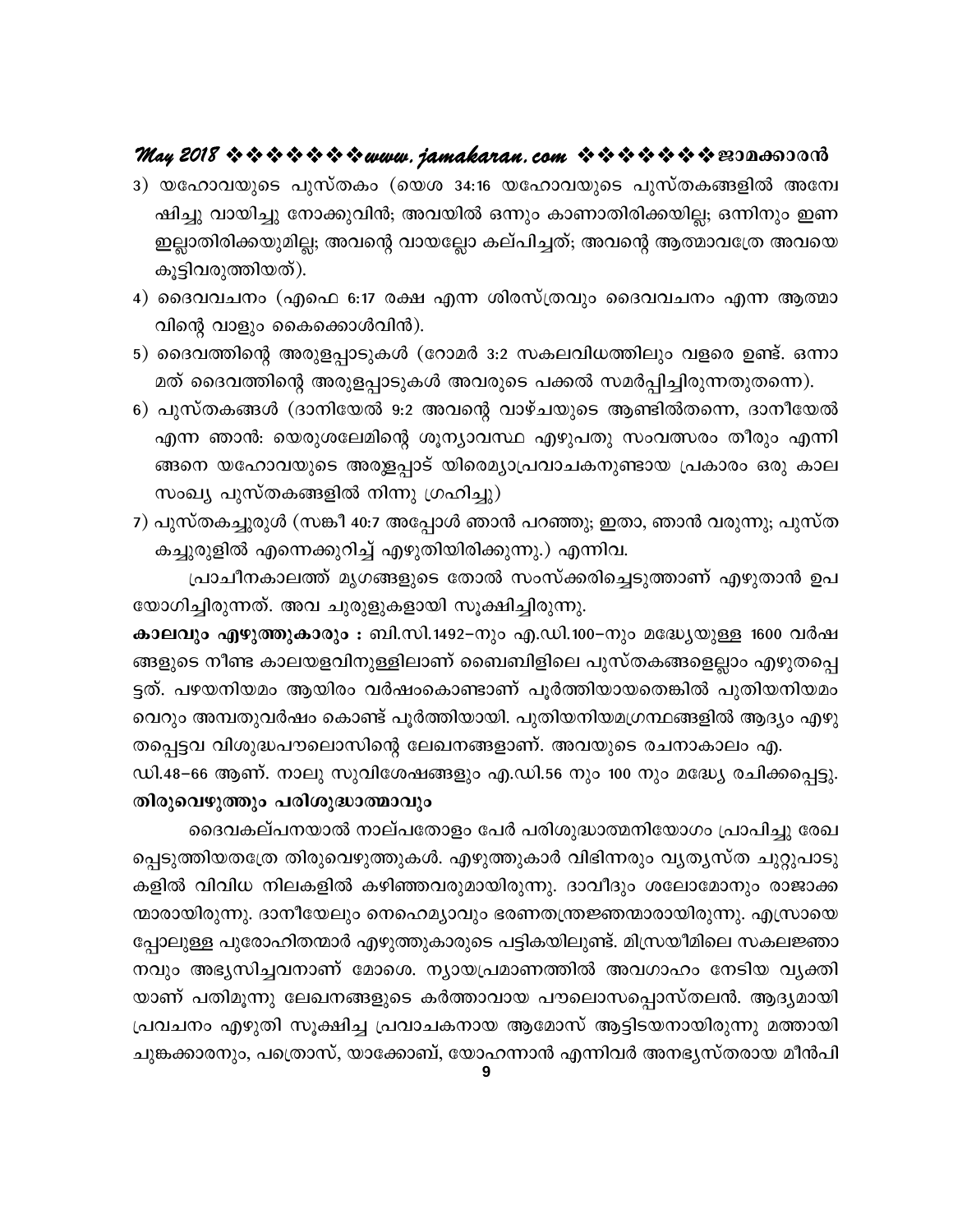3) യഹോവയുടെ പുസ്തകം (യെശ 34:16 യഹോവയുടെ പുസ്തകങ്ങളിൽ അന്വേഷിച്ചു വായിച്ചു നോക്കുവിൻ; അവയിൽ ഒന്നും കാണാതിരിക്കയില്ല; ഒന്നിനും ഇണ ഇല്ലാതിരിക്കയുമില്ല; അവന്റെ വായല്ലോ കല്പിച്ചത്; അവന്റെ ആത്മാവത്രേ അവയെ കൂട്ടിവരുത്തിയത്).
4) ദൈവവചനം (എഫെ 6:17 രക്ഷ എന്ന ശിരസ്ത്രവും ദൈവവചനം എന്ന ആത്മാവിന്റെ വാളും കൈക്കൊൾവിൻ).
5) ദൈവത്തിന്റെ അരുളപ്പാടുകൾ (റോമർ 3:2 സകലവിധത്തിലും വളരെ ഉണ്ട്. ഒന്നാമത് ദൈവത്തിന്റെ അരുളപ്പാടുകൾ അവരുടെ പക്കൽ സമർപ്പിച്ചിരുന്നതുതന്നെ).
6) പുസ്തകങ്ങൾ (ദാനിയേൽ 9:2 അവന്റെ വാഴ്ചയുടെ ആണ്ടിൽതന്നെ, ദാനീയേൽ എന്ന ഞാൻ: യെരുശലേമിന്റെ ശൂന്യാവസ്ഥ എഴുപതു സംവത്സരം തീരും എന്നിങ്ങനെ യഹോവയുടെ അരുളപ്പാട് യിരെമ്യാപ്രവാചകനുണ്ടായ പ്രകാരം ഒരു കാലസംഖ്യ പുസ്തകങ്ങളിൽ നിന്നു ഗ്രഹിച്ചു)
7) പുസ്തകച്ചുരുൾ (സങ്കീ 40:7 അപ്പോൾ ഞാൻ പറഞ്ഞു; ഇതാ, ഞാൻ വരുന്നു; പുസ്തകച്ചുരുളിൽ എന്നെക്കുറിച്ച് എഴുതിയിരിക്കുന്നു.) എന്നിവ.

പ്രാചീനകാലത്ത് മൃഗങ്ങളുടെ തോൽ സംസ്കരിച്ചെടുത്താണ് എഴുതാൻ ഉപയോഗിച്ചിരുന്നത്. അവ ചുരുളുകളായി സൂക്ഷിച്ചിരുന്നു.

**കാലവും എഴുത്തുകാരും :** ബി.സി.1492–നും എ.ഡി.100–നും മദ്ധ്യേയുള്ള 1600 വർഷങ്ങളുടെ നീണ്ട കാലയളവിനുള്ളിലാണ് ബൈബിളിലെ പുസ്തകങ്ങളെല്ലാം എഴുതപ്പെട്ടത്. പഴയനിയമം ആയിരം വർഷംകൊണ്ടാണ് പൂർത്തിയായതെങ്കിൽ പുതിയനിയമം വെറും അമ്പതുവർഷം കൊണ്ട് പൂർത്തിയായി. പുതിയനിയമഗ്രന്ഥങ്ങളിൽ ആദ്യം എഴുതപ്പെട്ടവ വിശുദ്ധപൗലൊസിന്റെ ലേഖനങ്ങളാണ്. അവയുടെ രചനാകാലം എ.ഡി.48–66 ആണ്. നാലു സുവിശേഷങ്ങളും എ.ഡി.56 നും 100 നും മദ്ധ്യേ രചിക്കപ്പെട്ടു.

**തിരുവെഴുത്തും പരിശുദ്ധാത്മാവും**

ദൈവകല്പനയാൽ നാല്പതോളം പേർ പരിശുദ്ധാത്മനിയോഗം പ്രാപിച്ചു രേഖപ്പെടുത്തിയതത്രേ തിരുവെഴുത്തുകൾ. എഴുത്തുകാർ വിഭിന്നരും വ്യത്യസ്ത ചുറ്റുപാടുകളിൽ വിവിധ നിലകളിൽ കഴിഞ്ഞവരുമായിരുന്നു. ദാവീദും ശലോമോനും രാജാക്കന്മാരായിരുന്നു. ദാനീയേലും നെഹെമ്യാവും ഭരണതന്ത്രജ്ഞന്മാരായിരുന്നു. എസ്രായെപ്പോലുള്ള പുരോഹിതന്മാർ എഴുത്തുകാരുടെ പട്ടികയിലുണ്ട്. മിസ്രയീമിലെ സകലജ്ഞാനവും അഭ്യസിച്ചവനാണ് മോശെ. ന്യായപ്രമാണത്തിൽ അവഗാഹം നേടിയ വ്യക്തിയാണ് പതിമൂന്നു ലേഖനങ്ങളുടെ കർത്താവായ പൗലൊസപ്പൊസ്തലൻ. ആദ്യമായി പ്രവചനം എഴുതി സൂക്ഷിച്ച പ്രവാചകനായ ആമോസ് ആട്ടിടയനായിരുന്നു മത്തായി ചുങ്കക്കാരനും, പത്രൊസ്, യാക്കോബ്, യോഹന്നാൻ എന്നിവർ അനഭ്യസ്തരായ മീൻപി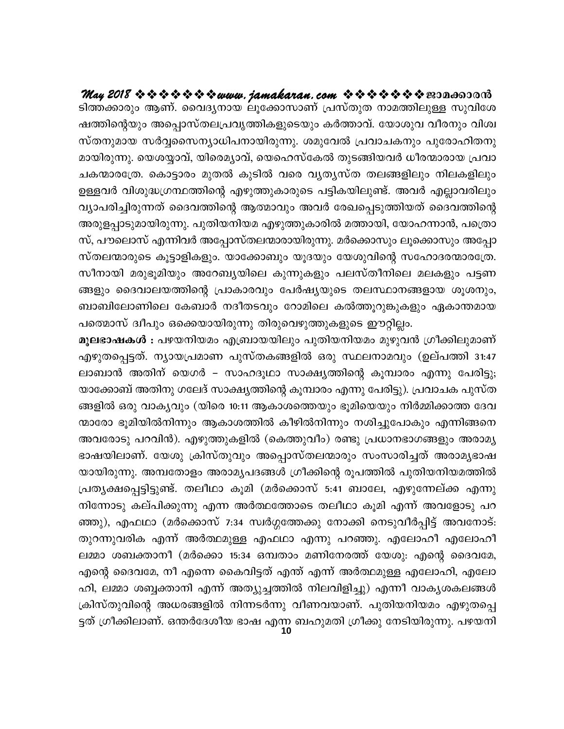ടിത്തക്കാരും ആണ്. വൈദ്യനായ ലൂക്കോസാണ് പ്രസ്തുത നാമത്തിലുള്ള സുവിശേഷത്തിന്റെയും അപ്പൊസ്തലപ്രവൃത്തികളുടെയും കർത്താവ്. യോശുവ വീരനും വിശ്വസ്തനുമായ സർവ്വസൈന്യാധിപനായിരുന്നു. ശമുവേൽ പ്രവാചകനും പുരോഹിതനുമായിരുന്നു. യെശയ്യാവ്, യിരെമ്യാവ്, യെഹെസ്കേൽ തുടങ്ങിയവർ ധീരന്മാരായ പ്രവാചകന്മാരത്രേ. കൊട്ടാരം മുതൽ കുടിൽ വരെ വ്യത്യസ്ത തലങ്ങളിലും നിലകളിലും ഉള്ളവർ വിശുദ്ധഗ്രന്ഥത്തിന്റെ എഴുത്തുകാരുടെ പട്ടികയിലുണ്ട്. അവർ എല്ലാവരിലും വ്യാപരിച്ചിരുന്നത് ദൈവത്തിന്റെ ആത്മാവും അവർ രേഖപ്പെടുത്തിയത് ദൈവത്തിന്റെ അരുളപ്പാടുമായിരുന്നു. പുതിയനിയമ എഴുത്തുകാരിൽ മത്തായി, യോഹന്നാൻ, പത്രൊസ്, പൗലൊസ് എന്നിവർ അപ്പോസ്തലന്മാരായിരുന്നു. മർക്കൊസും ലൂക്കൊസും അപ്പോസ്തലന്മാരുടെ കൂട്ടാളികളും. യാക്കോബും യൂദയും യേശുവിന്റെ സഹോദരന്മാരത്രേ. സീനായി മരുഭൂമിയും അറേബ്യയിലെ കുന്നുകളും പലസ്തീനിലെ മലകളും പട്ടണങ്ങളും ദൈവാലയത്തിന്റെ പ്രാകാരവും പേർഷ്യയുടെ തലസ്ഥാനങ്ങളായ ശൂശനും, ബാബിലോണിലെ കേബാർ നദീതടവും റോമിലെ കൽത്തുറുങ്കുകളും ഏകാന്തമായ പത്മൊസ് ദ്വീപും ഒക്കെയായിരുന്നു തിരുവെഴുത്തുകളുടെ ഈറ്റില്ലം.

**മൂലഭാഷകൾ :** പഴയനിയമം എബ്രായയിലും പുതിയനിയമം മുഴുവൻ ഗ്രീക്കിലുമാണ് എഴുതപ്പെട്ടത്. ന്യായപ്രമാണ പുസ്തകങ്ങളിൽ ഒരു സ്ഥലനാമവും (ഉല്പത്തി 31:47 ലാബാൻ അതിന് യെഗർ – സാഹദൂഥാ സാക്ഷ്യത്തിന്റെ കൂമ്പാരം എന്നു പേരിട്ടു; യാക്കോബ് അതിനു ഗലേദ് സാക്ഷ്യത്തിന്റെ കൂമ്പാരം എന്നു പേരിട്ടു). പ്രവാചക പുസ്തങ്ങളിൽ ഒരു വാക്യവും (യിരെ 10:11 ആകാശത്തെയും ഭൂമിയെയും നിർമ്മിക്കാത്ത ദേവന്മാരോ ഭൂമിയിൽനിന്നും ആകാശത്തിൽ കീഴിൽനിന്നും നശിച്ചുപോകും എന്നിങ്ങനെ അവരോടു പറവിൻ). എഴുത്തുകളിൽ (കെത്തുവീം) രണ്ടു പ്രധാനഭാഗങ്ങളും അരാമ്യ ഭാഷയിലാണ്. യേശു ക്രിസ്തുവും അപ്പൊസ്തലന്മാരും സംസാരിച്ചത് അരാമ്യഭാഷയായിരുന്നു. അമ്പതോളം അരാമ്യപദങ്ങൾ ഗ്രീക്കിന്റെ രൂപത്തിൽ പുതിയനിയമത്തിൽ പ്രത്യക്ഷപ്പെട്ടിട്ടുണ്ട്. തലീഥാ കൂമി (മർക്കൊസ് 5:41 ബാലേ, എഴുന്നേല്ക്ക എന്നു നിന്നോടു കല്പിക്കുന്നു എന്ന അർത്ഥത്തോടെ തലീഥാ കൂമി എന്ന് അവളോടു പറഞ്ഞു), എഫഥാ (മർക്കൊസ് 7:34 സ്വർഗ്ഗത്തേക്കു നോക്കി നെടുവീർപ്പിട്ട് അവനോട്: തുറന്നുവരിക എന്ന് അർത്ഥമുള്ള എഫഥാ എന്നു പറഞ്ഞു. എലോഹീ എലോഹീ ലമ്മാ ശബക്താനീ (മർക്കൊ 15:34 ഒമ്പതാം മണിനേരത്ത് യേശു: എന്റെ ദൈവമേ, എന്റെ ദൈവമേ, നീ എന്നെ കൈവിട്ടത് എന്ത് എന്ന് അർത്ഥമുള്ള എലോഹി, എലോഹി, ലമ്മാ ശബ്ബക്താനി എന്ന് അത്യുച്ചത്തിൽ നിലവിളിച്ചു) എന്നീ വാക്യശകലങ്ങൾ ക്രിസ്തുവിന്റെ അധരങ്ങളിൽ നിന്നടർന്നു വീണവയാണ്. പുതിയനിയമം എഴുതപ്പെട്ടത് ഗ്രീക്കിലാണ്. ഒന്തർദേശീയ ഭാഷ എന്ന ബഹുമതി ഗ്രീക്കു നേടിയിരുന്നു. പഴയനി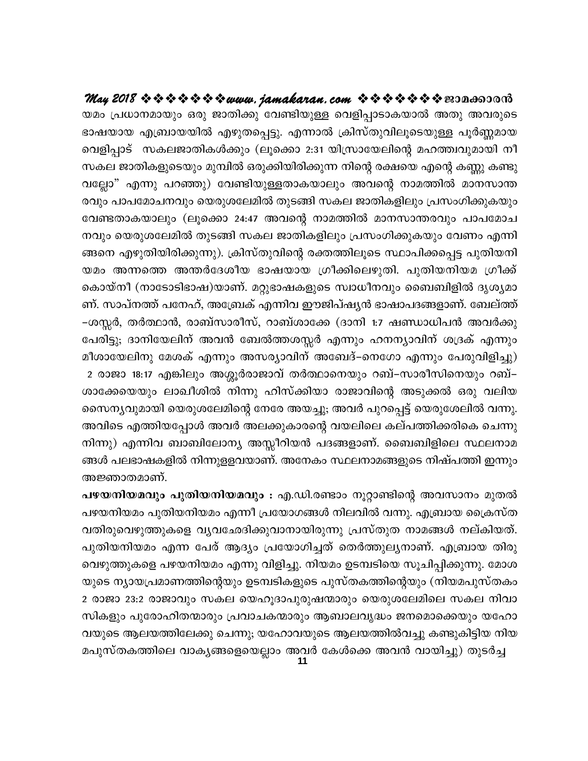യമം പ്രധാനമായും ഒരു ജാതിക്കു വേണ്ടിയുള്ള വെളിപ്പാടാകയാൽ അതു അവരുടെ ഭാഷയായ എബ്രായയിൽ എഴുതപ്പെട്ടു. എന്നാൽ ക്രിസ്തുവിലൂടെയുള്ള പൂർണ്ണമായ വെളിപ്പാട് സകലജാതികൾക്കും (ലൂക്കൊ 2:31 യിസ്രായേലിന്റെ മഹത്ത്വവുമായി നീ സകല ജാതികളുടെയും മുമ്പിൽ ഒരുക്കിയിരിക്കുന്ന നിന്റെ രക്ഷയെ എന്റെ കണ്ണു കണ്ടു വല്ലോ" എന്നു പറഞ്ഞു) വേണ്ടിയുള്ളതാകയാലും അവന്റെ നാമത്തിൽ മാനസാന്ത രവും പാപമോചനവും യെരുശലേമിൽ തുടങ്ങി സകല ജാതികളിലും പ്രസംഗിക്കുകയും വേണ്ടതാകയാലും (ലൂക്കൊ 24:47 അവന്റെ നാമത്തിൽ മാനസാന്തരവും പാപമോച നവും യെരുശലേമിൽ തുടങ്ങി സകല ജാതികളിലും പ്രസംഗിക്കുകയും വേണം എന്നി ങ്ങനെ എഴുതിയിരിക്കുന്നു). ക്രിസ്തുവിന്റെ രക്തത്തിലൂടെ സ്ഥാപിക്കപ്പെട്ട പുതിയനി യമം അന്നത്തെ അന്തർദേശീയ ഭാഷയായ ഗ്രീക്കിലെഴുതി. പുതിയനിയമ ഗ്രീക്ക് കൊയ്നീ (നാടോടിഭാഷ)യാണ്. മറ്റുഭാഷകളുടെ സ്വാധീനവും ബൈബിളിൽ ദൃശ്യമാ ണ്. സാപ്നത്ത് പനേഹ്, അബ്രേക് എന്നിവ ഈജിപ്ഷ്യൻ ഭാഷാപദങ്ങളാണ്. ബേല്ത്ത് –ശസ്സർ, തർത്ഥാൻ, രാബ്സാരീസ്, റാബ്ശാക്കേ (ദാനി 1:7 ഷണ്ഡാധിപൻ അവർക്കു പേരിട്ടു; ദാനിയേലിന് അവൻ ബേൽത്തശസ്സർ എന്നും ഹനന്യാവിന് ശദ്രക് എന്നും മീശായേലിനു മേശക് എന്നും അസര്യാവിന് അബേദ്–നെഗോ എന്നും പേരുവിളിച്ചു) 2 രാജാ 18:17 എങ്കിലും അശ്ശൂർരാജാവ് തർത്ഥാനെയും റബ്–സാരീസിനെയും റബ്–ശാക്കേയെയും ലാഖീശിൽ നിന്നു ഹിസ്കിയാ രാജാവിന്റെ അടുക്കൽ ഒരു വലിയ സൈന്യവുമായി യെരുശലേമിന്റെ നേരേ അയച്ചു; അവർ പുറപ്പെട്ട് യെരുശേലിൽ വന്നു. അവിടെ എത്തിയപ്പോൾ അവർ അലക്കുകാരന്റെ വയലിലെ കല്പത്തിക്കരികെ ചെന്നു നിന്നു) എന്നിവ ബാബിലോന്യ അസ്സീറിയൻ പദങ്ങളാണ്. ബൈബിളിലെ സ്ഥലനാമ ങ്ങൾ പലഭാഷകളിൽ നിന്നുള്ളവയാണ്. അനേകം സ്ഥലനാമങ്ങളുടെ നിഷ്പത്തി ഇന്നും അജ്ഞാതമാണ്.

**പഴയനിയമവും പുതിയനിയമവും :** എ.ഡി.രണ്ടാം നൂറ്റാണ്ടിന്റെ അവസാനം മുതൽ പഴയനിയമം പുതിയനിയമം എന്നീ പ്രയോഗങ്ങൾ നിലവിൽ വന്നു. എബ്രായ ക്രൈസ്ത വതിരുവെഴുത്തുകളെ വ്യവഛേദിക്കുവാനായിരുന്നു പ്രസ്തുത നാമങ്ങൾ നല്കിയത്. പുതിയനിയമം എന്ന പേര് ആദ്യം പ്രയോഗിച്ചത് തെർത്തുല്യനാണ്. എബ്രായ തിരു വെഴുത്തുകളെ പഴയനിയമം എന്നു വിളിച്ചു. നിയമം ഉടമ്പടിയെ സൂചിപ്പിക്കുന്നു. മോശ യുടെ ന്യായപ്രമാണത്തിന്റെയും ഉടമ്പടികളുടെ പുസ്തകത്തിന്റെയും (നിയമപുസ്തകം 2 രാജാ 23:2 രാജാവും സകല യെഹൂദാപുരുഷന്മാരും യെരുശലേമിലെ സകല നിവാ സികളും പുരോഹിതന്മാരും പ്രവാചകന്മാരും ആബാലവൃദ്ധം ജനമൊക്കെയും യഹോ വയുടെ ആലയത്തിലേക്കു ചെന്നു; യഹോവയുടെ ആലയത്തിൽവച്ചു കണ്ടുകിട്ടിയ നിയ മപുസ്തകത്തിലെ വാക്യങ്ങളെയെല്ലാം അവർ കേൾക്കെ അവൻ വായിച്ചു) തുടർച്ച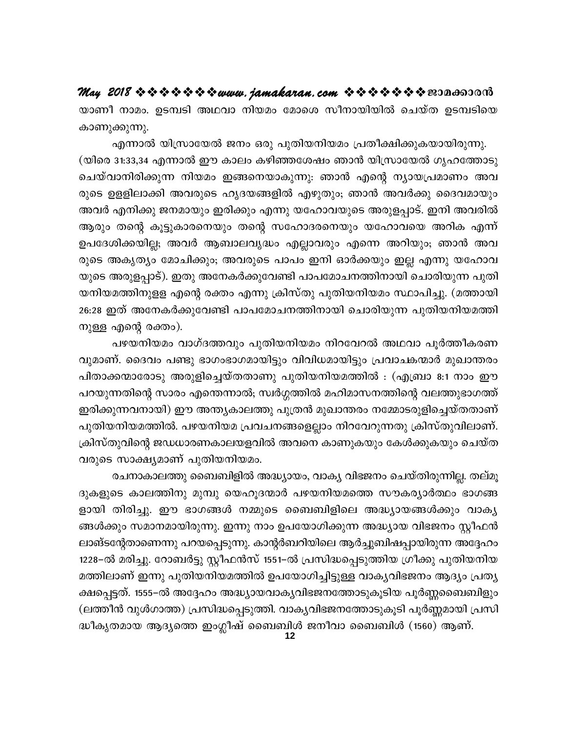യാണീ നാമം. ഉടമ്പടി അഥവാ നിയമം മോശെ സീനായിയിൽ ചെയ്ത ഉടമ്പടിയെ കാണുക്കുന്നു.

എന്നാൽ യിസ്രായേൽ ജനം ഒരു പുതിയനിയമം പ്രതീക്ഷിക്കുകയായിരുന്നു. (യിരെ 31:33,34 എന്നാൽ ഈ കാലം കഴിഞ്ഞശേഷം ഞാൻ യിസ്രായേൽ ഗൃഹത്തോടു ചെയ്വാനിരിക്കുന്ന നിയമം ഇങ്ങനെയാകുന്നു: ഞാൻ എന്റെ ന്യായപ്രമാണം അവരുടെ ഉള്ളിലാക്കി അവരുടെ ഹൃദയങ്ങളിൽ എഴുതും; ഞാൻ അവർക്കു ദൈവമായും അവർ എനിക്കു ജനമായും ഇരിക്കും എന്നു യഹോവയുടെ അരുളപ്പാട്. ഇനി അവരിൽ ആരും തന്റെ കൂട്ടുകാരനെയും തന്റെ സഹോദരനെയും യഹോവയെ അറിക എന്ന് ഉപദേശിക്കയില്ല; അവർ ആബാലവൃദ്ധം എല്ലാവരും എന്നെ അറിയും; ഞാൻ അവരുടെ അകൃത്യം മോചിക്കും; അവരുടെ പാപം ഇനി ഓർക്കയും ഇല്ല എന്നു യഹോവയുടെ അരുളപ്പാട്). ഇതു അനേകർക്കുവേണ്ടി പാപമോചനത്തിനായി ചൊരിയുന്ന പുതിയനിയമത്തിനുള്ള എന്റെ രക്തം എന്നു ക്രിസ്തു പുതിയനിയമം സ്ഥാപിച്ചു. (മത്തായി 26:28 ഇത് അനേകർക്കുവേണ്ടി പാപമോചനത്തിനായി ചൊരിയുന്ന പുതിയനിയമത്തിനുള്ള എന്റെ രക്തം).

പഴയനിയമം വാഗ്ദത്തവും പുതിയനിയമം നിറവേറൽ അഥവാ പൂർത്തീകരണവുമാണ്. ദൈവം പണ്ടു ഭാഗംഭാഗമായിട്ടും വിവിധമായിട്ടും പ്രവാചകന്മാർ മുഖാന്തരം പിതാക്കന്മാരോടു അരുളിച്ചെയ്തതാണു പുതിയനിയമത്തിൽ : (എബ്രാ 8:1 നാം ഈ പറയുന്നതിന്റെ സാരം എന്തെന്നാൽ; സ്വർഗ്ഗത്തിൽ മഹിമാസനത്തിന്റെ വലത്തുഭാഗത്ത് ഇരിക്കുന്നവനായി) ഈ അന്ത്യകാലത്തു പുത്രൻ മുഖാന്തരം നമ്മോടരുളിച്ചെയ്തതാണ് പുതിയനിയമത്തിൽ. പഴയനിയമ പ്രവചനങ്ങളെല്ലാം നിറവേറുന്നതു ക്രിസ്തുവിലാണ്. ക്രിസ്തുവിന്റെ ജഡധാരണകാലയളവിൽ അവനെ കാണുകയും കേൾക്കുകയും ചെയ്തവരുടെ സാക്ഷ്യമാണ് പുതിയനിയമം.

രചനാകാലത്തു ബൈബിളിൽ അദ്ധ്യായം, വാക്യ വിഭജനം ചെയ്തിരുന്നില്ല. തല്മൂദുകളുടെ കാലത്തിനു മുമ്പു യെഹൂദന്മാർ പഴയനിയമത്തെ സൗകര്യാർത്ഥം ഭാഗങ്ങളായി തിരിച്ചു. ഈ ഭാഗങ്ങൾ നമ്മുടെ ബൈബിളിലെ അദ്ധ്യായങ്ങൾക്കും വാക്യങ്ങൾക്കും സമാനമായിരുന്നു. ഇന്നു നാം ഉപയോഗിക്കുന്ന അദ്ധ്യായ വിഭജനം സ്റ്റീഫൻ ലാങ്ടന്റേതാണെന്നു പറയപ്പെടുന്നു. കാന്റർബറിയിലെ ആർച്ചുബിഷപ്പായിരുന്ന അദ്ദേഹം 1228–ൽ മരിച്ചു. റോബർട്ടു സ്റ്റീഫൻസ് 1551–ൽ പ്രസിദ്ധപ്പെടുത്തിയ ഗ്രീക്കു പുതിയനിയമത്തിലാണ് ഇന്നു പുതിയനിയമത്തിൽ ഉപയോഗിച്ചിട്ടുള്ള വാക്യവിഭജനം ആദ്യം പ്രത്യക്ഷപ്പെട്ടത്. 1555–ൽ അദ്ദേഹം അദ്ധ്യായവാക്യവിഭജനത്തോടുകൂടിയ പൂർണ്ണബൈബിളും (ലത്തീൻ വുൾഗാത്ത) പ്രസിദ്ധപ്പെടുത്തി. വാക്യവിഭജനത്തോടുകൂടി പൂർണ്ണമായി പ്രസിദ്ധീകൃതമായ ആദ്യത്തെ ഇംഗ്ലീഷ് ബൈബിൾ ജനീവാ ബൈബിൾ (1560) ആണ്.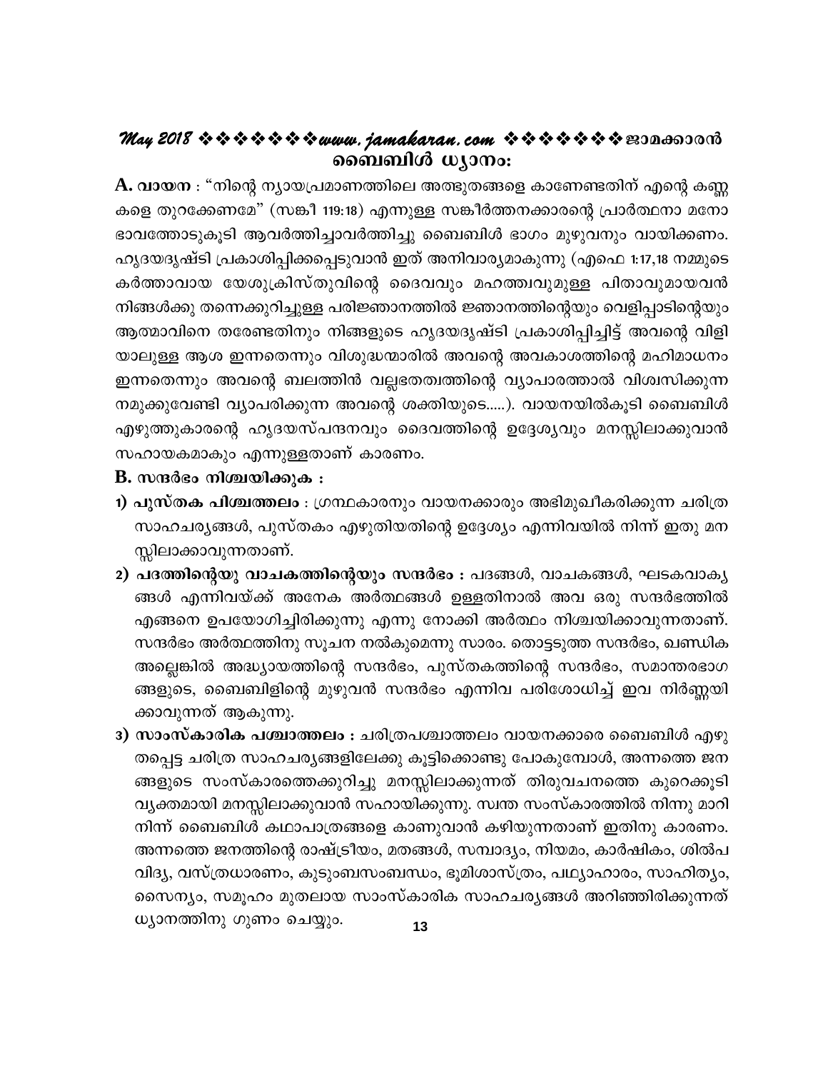## ബൈബിൾ ധ്യാനം:

**A. വായന** : "നിന്റെ ന്യായപ്രമാണത്തിലെ അത്ഭുതങ്ങളെ കാണേണ്ടതിന് എന്റെ കണ്ണു കളെ തുറക്കേണമേ" (സങ്കീ 119:18) എന്നുള്ള സങ്കീർത്തനക്കാരന്റെ പ്രാർത്ഥനാ മനോ ഭാവത്തോടുകൂടി ആവർത്തിച്ചാവർത്തിച്ചു ബൈബിൾ ഭാഗം മുഴുവനും വായിക്കണം. ഹൃദയദൃഷ്ടി പ്രകാശിപ്പിക്കപ്പെടുവാൻ ഇത് അനിവാര്യമാകുന്നു (എഫെ 1:17,18 നമ്മുടെ കർത്താവായ യേശുക്രിസ്തുവിന്റെ ദൈവവും മഹത്ത്വവുമുള്ള പിതാവുമായവൻ നിങ്ങൾക്കു തന്നെക്കുറിച്ചുള്ള പരിജ്ഞാനത്തിൽ ജ്ഞാനത്തിന്റെയും വെളിപ്പാടിന്റെയും ആത്മാവിനെ തരേണ്ടതിനും നിങ്ങളുടെ ഹൃദയദൃഷ്ടി പ്രകാശിപ്പിച്ചിട്ട് അവന്റെ വിളി യാലുള്ള ആശ ഇന്നതെന്നും വിശുദ്ധന്മാരിൽ അവന്റെ അവകാശത്തിന്റെ മഹിമാധനം ഇന്നതെന്നും അവന്റെ ബലത്തിൻ വല്ലഭത്വത്തിന്റെ വ്യാപാരത്താൽ വിശ്വസിക്കുന്ന നമുക്കുവേണ്ടി വ്യാപരിക്കുന്ന അവന്റെ ശക്തിയുടെ.....). വായനയിൽകൂടി ബൈബിൾ എഴുത്തുകാരന്റെ ഹൃദയസ്പന്ദനവും ദൈവത്തിന്റെ ഉദ്ദേശ്യവും മനസ്സിലാക്കുവാൻ സഹായകമാകും എന്നുള്ളതാണ് കാരണം.

**B. സന്ദർഭം നിശ്ചയിക്കുക :**

1) **പുസ്തക പിശ്ചത്തലം** : ഗ്രന്ഥകാരനും വായനക്കാരും അഭിമുഖീകരിക്കുന്ന ചരിത്ര സാഹചര്യങ്ങൾ, പുസ്തകം എഴുതിയതിന്റെ ഉദ്ദേശ്യം എന്നിവയിൽ നിന്ന് ഇതു മന സ്സിലാക്കാവുന്നതാണ്.
2) **പദത്തിന്റെയു വാചകത്തിന്റെയും സന്ദർഭം :** പദങ്ങൾ, വാചകങ്ങൾ, ഘടകവാക്യ ങ്ങൾ എന്നിവയ്ക്ക് അനേക അർത്ഥങ്ങൾ ഉള്ളതിനാൽ അവ ഒരു സന്ദർഭത്തിൽ എങ്ങനെ ഉപയോഗിച്ചിരിക്കുന്നു എന്നു നോക്കി അർത്ഥം നിശ്ചയിക്കാവുന്നതാണ്. സന്ദർഭം അർത്ഥത്തിനു സൂചന നൽകുമെന്നു സാരം. തൊട്ടടുത്ത സന്ദർഭം, ഖണ്ഡിക അല്ലെങ്കിൽ അദ്ധ്യായത്തിന്റെ സന്ദർഭം, പുസ്തകത്തിന്റെ സന്ദർഭം, സമാന്തരഭാഗ ങ്ങളുടെ, ബൈബിളിന്റെ മുഴുവൻ സന്ദർഭം എന്നിവ പരിശോധിച്ച് ഇവ നിർണ്ണയി ക്കാവുന്നത് ആകുന്നു.
3) **സാംസ്കാരിക പശ്ചാത്തലം :** ചരിത്രപശ്ചാത്തലം വായനക്കാരെ ബൈബിൾ എഴു തപ്പെട്ട ചരിത്ര സാഹചര്യങ്ങളിലേക്കു കൂട്ടിക്കൊണ്ടു പോകുമ്പോൾ, അന്നത്തെ ജന ങ്ങളുടെ സംസ്കാരത്തെക്കുറിച്ചു മനസ്സിലാക്കുന്നത് തിരുവചനത്തെ കുറെക്കൂടി വ്യക്തമായി മനസ്സിലാക്കുവാൻ സഹായിക്കുന്നു. സ്വന്ത സംസ്കാരത്തിൽ നിന്നു മാറി നിന്ന് ബൈബിൾ കഥാപാത്രങ്ങളെ കാണുവാൻ കഴിയുന്നതാണ് ഇതിനു കാരണം. അന്നത്തെ ജനത്തിന്റെ രാഷ്ട്രീയം, മതങ്ങൾ, സമ്പാദ്യം, നിയമം, കാർഷികം, ശിൽപ വിദ്യ, വസ്ത്രധാരണം, കുടുംബസംബന്ധം, ഭൂമിശാസ്ത്രം, പഥ്യാഹാരം, സാഹിത്യം, സൈന്യം, സമൂഹം മുതലായ സാംസ്കാരിക സാഹചര്യങ്ങൾ അറിഞ്ഞിരിക്കുന്നത് ധ്യാനത്തിനു ഗുണം ചെയ്യും.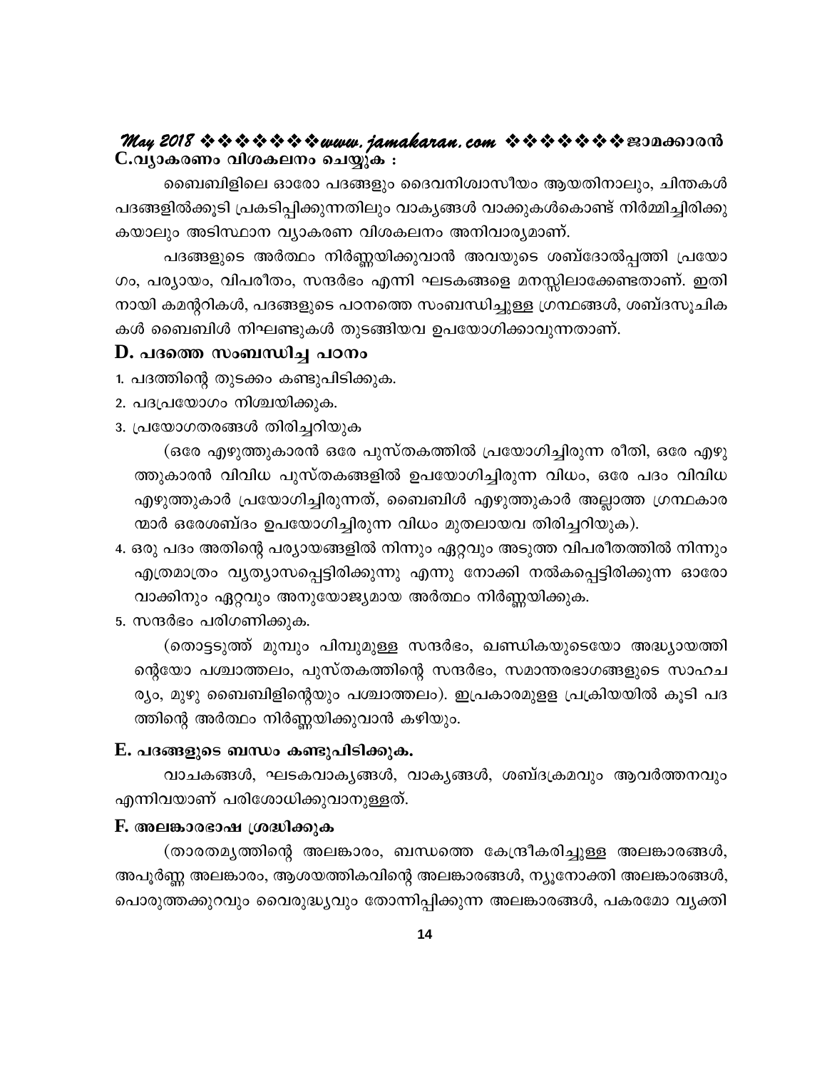### C.വ്യാകരണം വിശകലനം ചെയ്യുക :

ബൈബിളിലെ ഓരോ പദങ്ങളും ദൈവനിശ്വാസീയം ആയതിനാലും, ചിന്തകൾ പദങ്ങളിൽക്കൂടി പ്രകടിപ്പിക്കുന്നതിലും വാക്യങ്ങൾ വാക്കുകൾകൊണ്ട് നിർമ്മിച്ചിരിക്കുകയാലും അടിസ്ഥാന വ്യാകരണ വിശകലനം അനിവാര്യമാണ്.

പദങ്ങളുടെ അർത്ഥം നിർണ്ണയിക്കുവാൻ അവയുടെ ശബ്ദോൽപ്പത്തി പ്രയോഗം, പര്യായം, വിപരീതം, സന്ദർഭം എന്നി ഘടകങ്ങളെ മനസ്സിലാക്കേണ്ടതാണ്. ഇതിനായി കമന്ററികൾ, പദങ്ങളുടെ പഠനത്തെ സംബന്ധിച്ചുള്ള ഗ്രന്ഥങ്ങൾ, ശബ്ദസൂചികകൾ ബൈബിൾ നിഘണ്ടുകൾ തുടങ്ങിയവ ഉപയോഗിക്കാവുന്നതാണ്.

### D. പദത്തെ സംബന്ധിച്ച പഠനം

1. പദത്തിന്റെ തുടക്കം കണ്ടുപിടിക്കുക.
2. പദപ്രയോഗം നിശ്ചയിക്കുക.
3. പ്രയോഗതരങ്ങൾ തിരിച്ചറിയുക

   (ഒരേ എഴുത്തുകാരൻ ഒരേ പുസ്തകത്തിൽ പ്രയോഗിച്ചിരുന്ന രീതി, ഒരേ എഴുത്തുകാരൻ വിവിധ പുസ്തകങ്ങളിൽ ഉപയോഗിച്ചിരുന്ന വിധം, ഒരേ പദം വിവിധ എഴുത്തുകാർ പ്രയോഗിച്ചിരുന്നത്, ബൈബിൾ എഴുത്തുകാർ അല്ലാത്ത ഗ്രന്ഥകാരന്മാർ ഒരേശബ്ദം ഉപയോഗിച്ചിരുന്ന വിധം മുതലായവ തിരിച്ചറിയുക).
4. ഒരു പദം അതിന്റെ പര്യായങ്ങളിൽ നിന്നും ഏറ്റവും അടുത്ത വിപരീതത്തിൽ നിന്നും എത്രമാത്രം വ്യത്യാസപ്പെട്ടിരിക്കുന്നു എന്നു നോക്കി നൽകപ്പെട്ടിരിക്കുന്ന ഓരോ വാക്കിനും ഏറ്റവും അനുയോജ്യമായ അർത്ഥം നിർണ്ണയിക്കുക.
5. സന്ദർഭം പരിഗണിക്കുക.

   (തൊട്ടടുത്ത് മുമ്പും പിമ്പുമുള്ള സന്ദർഭം, ഖണ്ഡികയുടെയോ അദ്ധ്യായത്തിന്റെയോ പശ്ചാത്തലം, പുസ്തകത്തിന്റെ സന്ദർഭം, സമാന്തരഭാഗങ്ങളുടെ സാഹചര്യം, മുഴു ബൈബിളിന്റെയും പശ്ചാത്തലം). ഇപ്രകാരമുള്ള പ്രക്രിയയിൽ കൂടി പദത്തിന്റെ അർത്ഥം നിർണ്ണയിക്കുവാൻ കഴിയും.

### E. പദങ്ങളുടെ ബന്ധം കണ്ടുപിടിക്കുക.

വാചകങ്ങൾ, ഘടകവാക്യങ്ങൾ, വാക്യങ്ങൾ, ശബ്ദക്രമവും ആവർത്തനവും എന്നിവയാണ് പരിശോധിക്കുവാനുള്ളത്.

### F. അലങ്കാരഭാഷ ശ്രദ്ധിക്കുക

(താരതമ്യത്തിന്റെ അലങ്കാരം, ബന്ധത്തെ കേന്ദ്രീകരിച്ചുള്ള അലങ്കാരങ്ങൾ, അപൂർണ്ണ അലങ്കാരം, ആശയത്തികവിന്റെ അലങ്കാരങ്ങൾ, ന്യൂനോക്തി അലങ്കാരങ്ങൾ, പൊരുത്തക്കുറവും വൈരുദ്ധ്യവും തോന്നിപ്പിക്കുന്ന അലങ്കാരങ്ങൾ, പകരമോ വ്യക്തി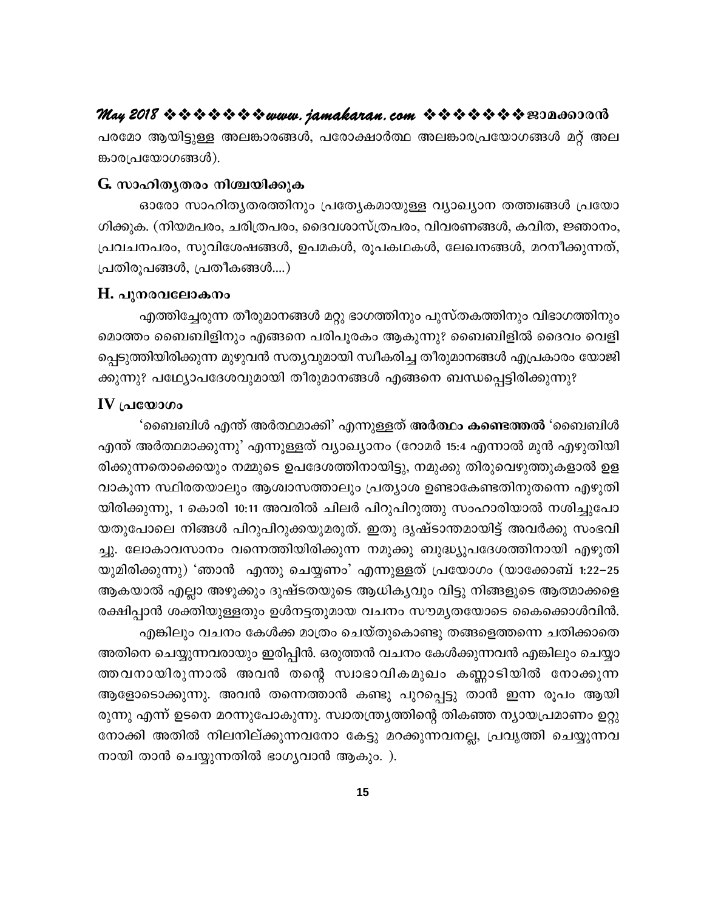പരമോ ആയിട്ടുള്ള അലങ്കാരങ്ങൾ, പരോക്ഷാർത്ഥ അലങ്കാരപ്രയോഗങ്ങൾ മറ്റ് അലങ്കാരപ്രയോഗങ്ങൾ).

### G. സാഹിത്യതരം നിശ്ചയിക്കുക

ഓരോ സാഹിത്യതരത്തിനും പ്രത്യേകമായുള്ള വ്യാഖ്യാന തത്ത്വങ്ങൾ പ്രയോഗിക്കുക. (നിയമപരം, ചരിത്രപരം, ദൈവശാസ്ത്രപരം, വിവരണങ്ങൾ, കവിത, ജ്ഞാനം, പ്രവചനപരം, സുവിശേഷങ്ങൾ, ഉപമകൾ, രൂപകഥകൾ, ലേഖനങ്ങൾ, മറനീക്കുന്നത്, പ്രതിരൂപങ്ങൾ, പ്രതീകങ്ങൾ....)

### H. പുനരവലോകനം

എത്തിച്ചേരുന്ന തീരുമാനങ്ങൾ മറ്റു ഭാഗത്തിനും പുസ്തകത്തിനും വിഭാഗത്തിനും മൊത്തം ബൈബിളിനും എങ്ങനെ പരിപൂരകം ആകുന്നു? ബൈബിളിൽ ദൈവം വെളിപ്പെടുത്തിയിരിക്കുന്ന മുഴുവൻ സത്യവുമായി സ്വീകരിച്ച തീരുമാനങ്ങൾ എപ്രകാരം യോജിക്കുന്നു? പഥ്യോപദേശവുമായി തീരുമാനങ്ങൾ എങ്ങനെ ബന്ധപ്പെട്ടിരിക്കുന്നു?

## IV പ്രയോഗം

'ബൈബിൾ എന്ത് അർത്ഥമാക്കി' എന്നുള്ളത് **അർത്ഥം കണ്ടെത്തൽ** 'ബൈബിൾ എന്ത് അർത്ഥമാക്കുന്നു' എന്നുള്ളത് വ്യാഖ്യാനം (റോമർ 15:4 എന്നാൽ മുൻ എഴുതിയിരിക്കുന്നതൊക്കെയും നമ്മുടെ ഉപദേശത്തിനായിട്ടു, നമുക്കു തിരുവെഴുത്തുകളാൽ ഉളവാകുന്ന സ്ഥിരതയാലും ആശ്വാസത്താലും പ്രത്യാശ ഉണ്ടാകേണ്ടതിനുതന്നെ എഴുതിയിരിക്കുന്നു, 1 കൊരി 10:11 അവരിൽ ചിലർ പിറുപിറുത്തു സംഹാരിയാൽ നശിച്ചുപോയതുപോലെ നിങ്ങൾ പിറുപിറുക്കയുമരുത്. ഇതു ദൃഷ്ടാന്തമായിട്ട് അവർക്കു സംഭവിച്ചു. ലോകാവസാനം വന്നെത്തിയിരിക്കുന്ന നമുക്കു ബുദ്ധ്യുപദേശത്തിനായി എഴുതിയുമിരിക്കുന്നു) 'ഞാൻ എന്തു ചെയ്യണം' എന്നുള്ളത് പ്രയോഗം (യാക്കോബ് 1:22–25 ആകയാൽ എല്ലാ അഴുക്കും ദുഷ്ടതയുടെ ആധിക്യവും വിട്ടു നിങ്ങളുടെ ആത്മാക്കളെ രക്ഷിപ്പാൻ ശക്തിയുള്ളതും ഉൾനട്ടതുമായ വചനം സൗമ്യതയോടെ കൈക്കൊൾവിൻ.

എങ്കിലും വചനം കേൾക്ക മാത്രം ചെയ്തുകൊണ്ടു തങ്ങളെത്തന്നെ ചതിക്കാതെ അതിനെ ചെയ്യുന്നവരായും ഇരിപ്പിൻ. ഒരുത്തൻ വചനം കേൾക്കുന്നവൻ എങ്കിലും ചെയ്യാത്തവനായിരുന്നാൽ അവൻ തന്റെ സ്വാഭാവികമുഖം കണ്ണാടിയിൽ നോക്കുന്ന ആളോടൊക്കുന്നു. അവൻ തന്നെത്താൻ കണ്ടു പുറപ്പെട്ടു താൻ ഇന്ന രൂപം ആയിരുന്നു എന്ന് ഉടനെ മറന്നുപോകുന്നു. സ്വാതന്ത്ര്യത്തിന്റെ തികഞ്ഞ ന്യായപ്രമാണം ഉറ്റുനോക്കി അതിൽ നിലനില്ക്കുന്നവനോ കേട്ടു മറക്കുന്നവനല്ല, പ്രവൃത്തി ചെയ്യുന്നവനായി താൻ ചെയ്യുന്നതിൽ ഭാഗ്യവാൻ ആകും. ).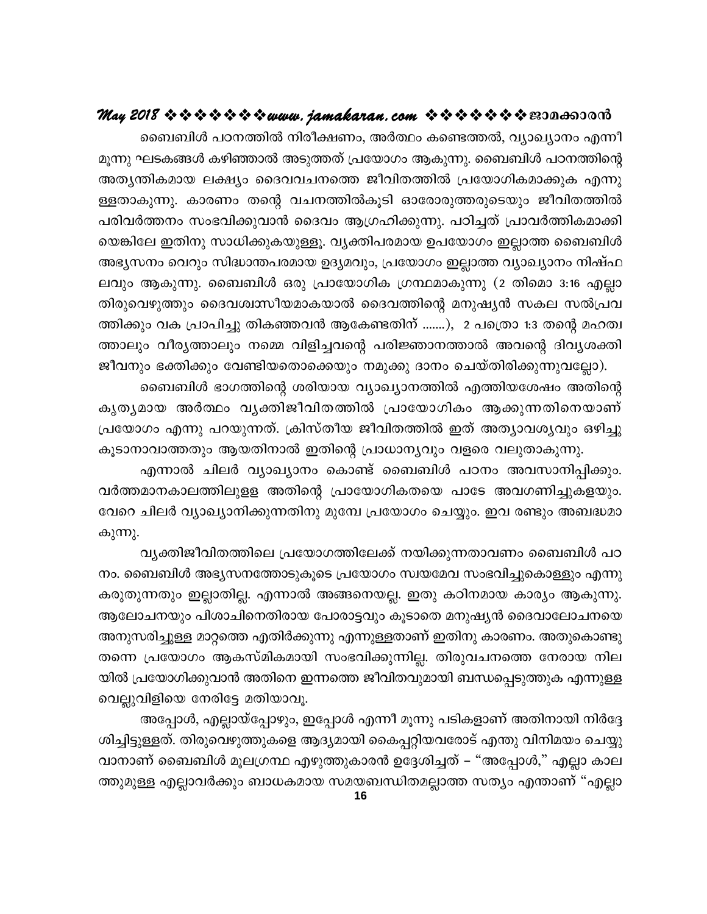ബൈബിൾ പഠനത്തിൽ നിരീക്ഷണം, അർത്ഥം കണ്ടെത്തൽ, വ്യാഖ്യാനം എന്നീ മൂന്നു ഘടകങ്ങൾ കഴിഞ്ഞാൽ അടുത്തത് പ്രയോഗം ആകുന്നു. ബൈബിൾ പഠനത്തിന്റെ അത്യന്തികമായ ലക്ഷ്യം ദൈവവചനത്തെ ജീവിതത്തിൽ പ്രയോഗികമാക്കുക എന്നുള്ളതാകുന്നു. കാരണം തന്റെ വചനത്തിൽകൂടി ഓരോരുത്തരുടെയും ജീവിതത്തിൽ പരിവർത്തനം സംഭവിക്കുവാൻ ദൈവം ആഗ്രഹിക്കുന്നു. പഠിച്ചത് പ്രാവർത്തികമാക്കിയെങ്കിലേ ഇതിനു സാധിക്കുകയുള്ളു. വ്യക്തിപരമായ ഉപയോഗം ഇല്ലാത്ത ബൈബിൾ അഭ്യസനം വെറും സിദ്ധാന്തപരമായ ഉദ്യമവും, പ്രയോഗം ഇല്ലാത്ത വ്യാഖ്യാനം നിഷ്ഫലവും ആകുന്നു. ബൈബിൾ ഒരു പ്രായോഗിക ഗ്രന്ഥമാകുന്നു (2 തിമൊ 3:16 എല്ലാ തിരുവെഴുത്തും ദൈവശ്വാസീയമാകയാൽ ദൈവത്തിന്റെ മനുഷ്യൻ സകല സൽപ്രവത്തിക്കും വക പ്രാപിച്ചു തികഞ്ഞവൻ ആകേണ്ടതിന് .......), 2 പത്രൊ 1:3 തന്റെ മഹത്വത്താലും വീര്യത്താലും നമ്മെ വിളിച്ചവന്റെ പരിജ്ഞാനത്താൽ അവന്റെ ദിവ്യശക്തി ജീവനും ഭക്തിക്കും വേണ്ടിയതൊക്കെയും നമുക്കു ദാനം ചെയ്തിരിക്കുന്നുവല്ലോ).

ബൈബിൾ ഭാഗത്തിന്റെ ശരിയായ വ്യാഖ്യാനത്തിൽ എത്തിയശേഷം അതിന്റെ കൃത്യമായ അർത്ഥം വ്യക്തിജീവിതത്തിൽ പ്രായോഗികം ആക്കുന്നതിനെയാണ് പ്രയോഗം എന്നു പറയുന്നത്. ക്രിസ്തീയ ജീവിതത്തിൽ ഇത് അത്യാവശ്യവും ഒഴിച്ചു കൂടാനാവാത്തതും ആയതിനാൽ ഇതിന്റെ പ്രാധാന്യവും വളരെ വലുതാകുന്നു.

എന്നാൽ ചിലർ വ്യാഖ്യാനം കൊണ്ട് ബൈബിൾ പഠനം അവസാനിപ്പിക്കും. വർത്തമാനകാലത്തിലുള്ള അതിന്റെ പ്രായോഗികതയെ പാടേ അവഗണിച്ചുകളയും. വേറെ ചിലർ വ്യാഖ്യാനിക്കുന്നതിനു മുമ്പേ പ്രയോഗം ചെയ്യും. ഇവ രണ്ടും അബദ്ധമാകുന്നു.

വ്യക്തിജീവിതത്തിലെ പ്രയോഗത്തിലേക്ക് നയിക്കുന്നതാവണം ബൈബിൾ പഠനം. ബൈബിൾ അഭ്യസനത്തോടുകൂടെ പ്രയോഗം സ്വയമേവ സംഭവിച്ചുകൊള്ളും എന്നു കരുതുന്നതും ഇല്ലാതില്ല. എന്നാൽ അങ്ങനെയല്ല. ഇതു കഠിനമായ കാര്യം ആകുന്നു. ആലോചനയും പിശാചിനെതിരായ പോരാട്ടവും കൂടാതെ മനുഷ്യൻ ദൈവാലോചനയെ അനുസരിച്ചുള്ള മാറ്റത്തെ എതിർക്കുന്നു എന്നുള്ളതാണ് ഇതിനു കാരണം. അതുകൊണ്ടു തന്നെ പ്രയോഗം ആകസ്മികമായി സംഭവിക്കുന്നില്ല. തിരുവചനത്തെ നേരായ നിലയിൽ പ്രയോഗിക്കുവാൻ അതിനെ ഇന്നത്തെ ജീവിതവുമായി ബന്ധപ്പെടുത്തുക എന്നുള്ള വെല്ലുവിളിയെ നേരിട്ടേ മതിയാവൂ.

അപ്പോൾ, എല്ലായ്പ്പോഴും, ഇപ്പോൾ എന്നീ മൂന്നു പടികളാണ് അതിനായി നിർദ്ദേശിച്ചിട്ടുള്ളത്. തിരുവെഴുത്തുകളെ ആദ്യമായി കൈപ്പറ്റിയവരോട് എന്തു വിനിമയം ചെയ്യുവാനാണ് ബൈബിൾ മൂലഗ്രന്ഥ എഴുത്തുകാരൻ ഉദ്ദേശിച്ചത് – "അപ്പോൾ," എല്ലാ കാലത്തുമുള്ള എല്ലാവർക്കും ബാധകമായ സമയബന്ധിതമല്ലാത്ത സത്യം എന്താണ് "എല്ലാ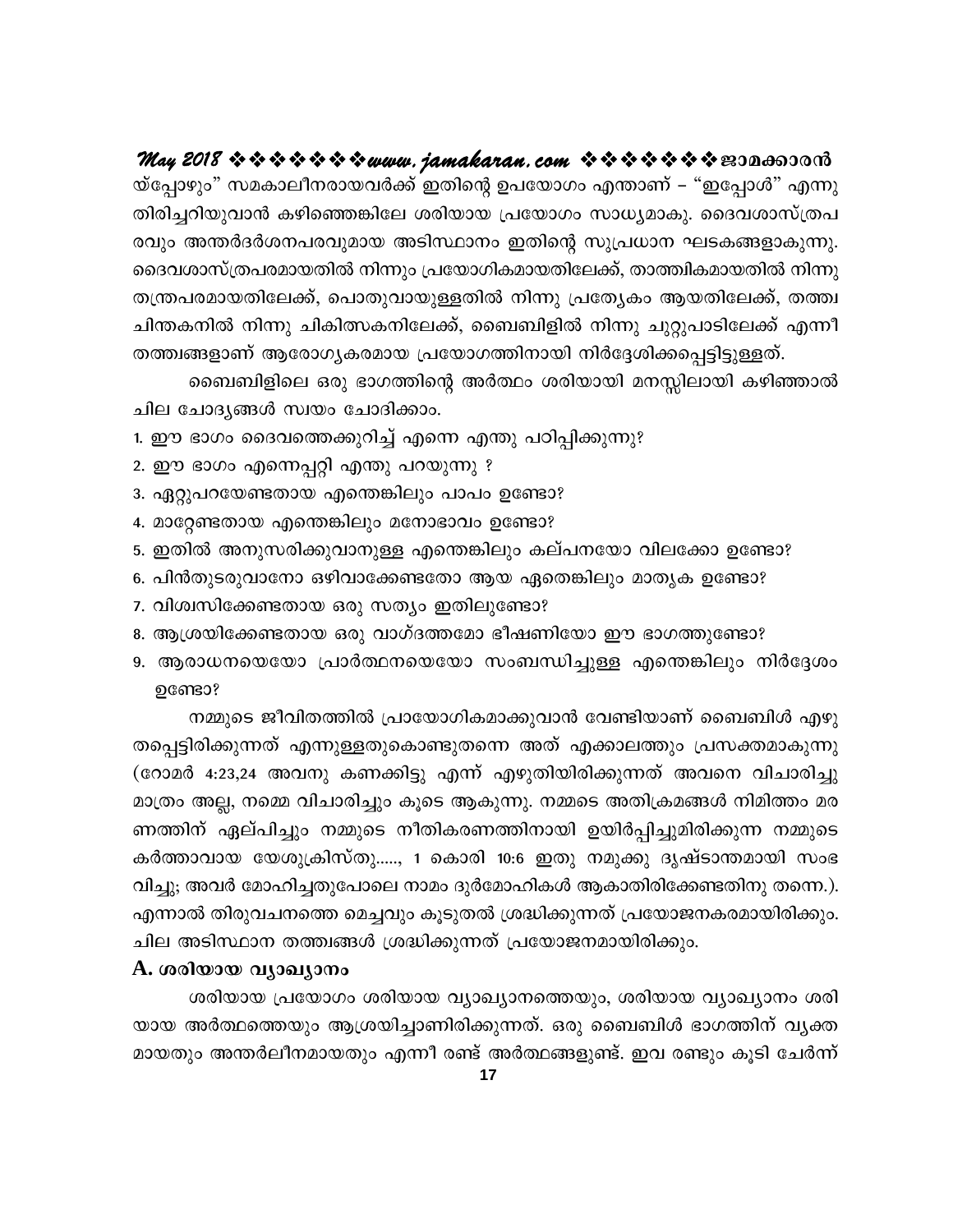യ്പ്പോഴും" സമകാലീനരായവർക്ക് ഇതിന്റെ ഉപയോഗം എന്താണ് – "ഇപ്പോൾ" എന്നു തിരിച്ചറിയുവാൻ കഴിഞ്ഞെങ്കിലേ ശരിയായ പ്രയോഗം സാധ്യമാകു. ദൈവശാസ്ത്രപരവും അന്തർദർശനപരവുമായ അടിസ്ഥാനം ഇതിന്റെ സുപ്രധാന ഘടകങ്ങളാകുന്നു. ദൈവശാസ്ത്രപരമായതിൽ നിന്നും പ്രയോഗികമായതിലേക്ക്, താത്ത്വികമായതിൽ നിന്നു തന്ത്രപരമായതിലേക്ക്, പൊതുവായുള്ളതിൽ നിന്നു പ്രത്യേകം ആയതിലേക്ക്, തത്ത്വചിന്തകനിൽ നിന്നു ചികിത്സകനിലേക്ക്, ബൈബിളിൽ നിന്നു ചുറ്റുപാടിലേക്ക് എന്നീ തത്ത്വങ്ങളാണ് ആരോഗ്യകരമായ പ്രയോഗത്തിനായി നിർദ്ദേശിക്കപ്പെട്ടിട്ടുള്ളത്.

ബൈബിളിലെ ഒരു ഭാഗത്തിന്റെ അർത്ഥം ശരിയായി മനസ്സിലായി കഴിഞ്ഞാൽ ചില ചോദ്യങ്ങൾ സ്വയം ചോദിക്കാം.

1. ഈ ഭാഗം ദൈവത്തെക്കുറിച്ച് എന്നെ എന്തു പഠിപ്പിക്കുന്നു?
2. ഈ ഭാഗം എന്നെപ്പറ്റി എന്തു പറയുന്നു ?
3. ഏറ്റുപറയേണ്ടതായ എന്തെങ്കിലും പാപം ഉണ്ടോ?
4. മാറ്റേണ്ടതായ എന്തെങ്കിലും മനോഭാവം ഉണ്ടോ?
5. ഇതിൽ അനുസരിക്കുവാനുള്ള എന്തെങ്കിലും കല്പനയോ വിലക്കോ ഉണ്ടോ?
6. പിൻതുടരുവാനോ ഒഴിവാക്കേണ്ടതോ ആയ ഏതെങ്കിലും മാതൃക ഉണ്ടോ?
7. വിശ്വസിക്കേണ്ടതായ ഒരു സത്യം ഇതിലുണ്ടോ?
8. ആശ്രയിക്കേണ്ടതായ ഒരു വാഗ്ദത്തമോ ഭീഷണിയോ ഈ ഭാഗത്തുണ്ടോ?
9. ആരാധനയെയോ പ്രാർത്ഥനയെയോ സംബന്ധിച്ചുള്ള എന്തെങ്കിലും നിർദ്ദേശം ഉണ്ടോ?

നമ്മുടെ ജീവിതത്തിൽ പ്രായോഗികമാക്കുവാൻ വേണ്ടിയാണ് ബൈബിൾ എഴുതപ്പെട്ടിരിക്കുന്നത് എന്നുള്ളതുകൊണ്ടുതന്നെ അത് എക്കാലത്തും പ്രസക്തമാകുന്നു (റോമർ 4:23,24 അവനു കണക്കിട്ടു എന്ന് എഴുതിയിരിക്കുന്നത് അവനെ വിചാരിച്ചു മാത്രം അല്ല, നമ്മെ വിചാരിച്ചും കൂടെ ആകുന്നു. നമ്മടെ അതിക്രമങ്ങൾ നിമിത്തം മരണത്തിന് ഏല്പിച്ചും നമ്മുടെ നീതികരണത്തിനായി ഉയിർപ്പിച്ചുമിരിക്കുന്ന നമ്മുടെ കർത്താവായ യേശുക്രിസ്തു....., 1 കൊരി 10:6 ഇതു നമുക്കു ദൃഷ്ടാന്തമായി സംഭവിച്ചു; അവർ മോഹിച്ചതുപോലെ നാമം ദുർമോഹികൾ ആകാതിരിക്കേണ്ടതിനു തന്നെ.). എന്നാൽ തിരുവചനത്തെ മെച്ചവും കൂടുതൽ ശ്രദ്ധിക്കുന്നത് പ്രയോജനകരമായിരിക്കും. ചില അടിസ്ഥാന തത്ത്വങ്ങൾ ശ്രദ്ധിക്കുന്നത് പ്രയോജനമായിരിക്കും.

### A. ശരിയായ വ്യാഖ്യാനം

ശരിയായ പ്രയോഗം ശരിയായ വ്യാഖ്യാനത്തെയും, ശരിയായ വ്യാഖ്യാനം ശരിയായ അർത്ഥത്തെയും ആശ്രയിച്ചാണിരിക്കുന്നത്. ഒരു ബൈബിൾ ഭാഗത്തിന് വ്യക്തമായതും അന്തർലീനമായതും എന്നീ രണ്ട് അർത്ഥങ്ങളുണ്ട്. ഇവ രണ്ടും കൂടി ചേർന്ന്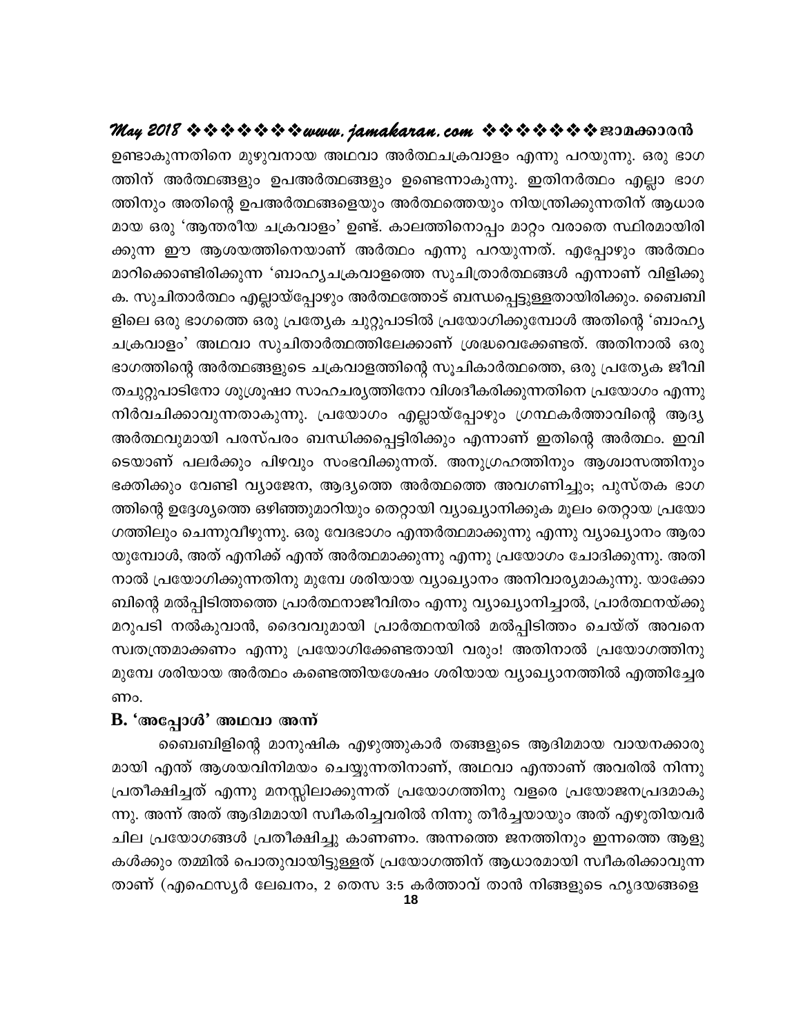ഉണ്ടാകുന്നതിനെ മുഴുവനായ അഥവാ അർത്ഥചക്രവാളം എന്നു പറയുന്നു. ഒരു ഭാഗത്തിന് അർത്ഥങ്ങളും ഉപഅർത്ഥങ്ങളും ഉണ്ടെന്നാകുന്നു. ഇതിനർത്ഥം എല്ലാ ഭാഗത്തിനും അതിന്റെ ഉപഅർത്ഥങ്ങളെയും അർത്ഥത്തെയും നിയന്ത്രിക്കുന്നതിന് ആധാരമായ ഒരു 'ആന്തരീയ ചക്രവാളം' ഉണ്ട്. കാലത്തിനൊപ്പം മാറ്റം വരാതെ സ്ഥിരമായിരിക്കുന്ന ഈ ആശയത്തിനെയാണ് അർത്ഥം എന്നു പറയുന്നത്. എപ്പോഴും അർത്ഥം മാറിക്കൊണ്ടിരിക്കുന്ന 'ബാഹ്യചക്രവാളത്തെ സുചിത്രാർത്ഥങ്ങൾ എന്നാണ് വിളിക്കുക. സുചിതാർത്ഥം എല്ലായ്പ്പോഴും അർത്ഥത്തോട് ബന്ധപ്പെട്ടുള്ളതായിരിക്കും. ബൈബിളിലെ ഒരു ഭാഗത്തെ ഒരു പ്രത്യേക ചുറ്റുപാടിൽ പ്രയോഗിക്കുമ്പോൾ അതിന്റെ 'ബാഹ്യ ചക്രവാളം' അഥവാ സുചിതാർത്ഥത്തിലേക്കാണ് ശ്രദ്ധവെക്കേണ്ടത്. അതിനാൽ ഒരു ഭാഗത്തിന്റെ അർത്ഥങ്ങളുടെ ചക്രവാളത്തിന്റെ സൂചികാർത്ഥത്തെ, ഒരു പ്രത്യേക ജീവിതചുറ്റുപാടിനോ ശുശ്രൂഷാ സാഹചര്യത്തിനോ വിശദീകരിക്കുന്നതിനെ പ്രയോഗം എന്നു നിർവചിക്കാവുന്നതാകുന്നു. പ്രയോഗം എല്ലായ്പ്പോഴും ഗ്രന്ഥകർത്താവിന്റെ ആദ്യ അർത്ഥവുമായി പരസ്പരം ബന്ധിക്കപ്പെട്ടിരിക്കും എന്നാണ് ഇതിന്റെ അർത്ഥം. ഇവിടെയാണ് പലർക്കും പിഴവും സംഭവിക്കുന്നത്. അനുഗ്രഹത്തിനും ആശ്വാസത്തിനും ഭക്തിക്കും വേണ്ടി വ്യാജേന, ആദ്യത്തെ അർത്ഥത്തെ അവഗണിച്ചും; പുസ്തക ഭാഗത്തിന്റെ ഉദ്ദേശ്യത്തെ ഒഴിഞ്ഞുമാറിയും തെറ്റായി വ്യാഖ്യാനിക്കുക മൂലം തെറ്റായ പ്രയോഗത്തിലും ചെന്നുവീഴുന്നു. ഒരു വേദഭാഗം എന്തർത്ഥമാക്കുന്നു എന്നു വ്യാഖ്യാനം ആരായുമ്പോൾ, അത് എനിക്ക് എന്ത് അർത്ഥമാക്കുന്നു എന്നു പ്രയോഗം ചോദിക്കുന്നു. അതിനാൽ പ്രയോഗിക്കുന്നതിനു മുമ്പേ ശരിയായ വ്യാഖ്യാനം അനിവാര്യമാകുന്നു. യാക്കോബിന്റെ മൽപ്പിടിത്തത്തെ പ്രാർത്ഥനാജീവിതം എന്നു വ്യാഖ്യാനിച്ചാൽ, പ്രാർത്ഥനയ്ക്കു മറുപടി നൽകുവാൻ, ദൈവവുമായി പ്രാർത്ഥനയിൽ മൽപ്പിടിത്തം ചെയ്ത് അവനെ സ്വതന്ത്രമാക്കണം എന്നു പ്രയോഗിക്കേണ്ടതായി വരും! അതിനാൽ പ്രയോഗത്തിനു മുമ്പേ ശരിയായ അർത്ഥം കണ്ടെത്തിയശേഷം ശരിയായ വ്യാഖ്യാനത്തിൽ എത്തിച്ചേരണം.

### B. 'അപ്പോൾ' അഥവാ അന്ന്

ബൈബിളിന്റെ മാനുഷിക എഴുത്തുകാർ തങ്ങളുടെ ആദിമമായ വായനക്കാരുമായി എന്ത് ആശയവിനിമയം ചെയ്യുന്നതിനാണ്, അഥവാ എന്താണ് അവരിൽ നിന്നു പ്രതീക്ഷിച്ചത് എന്നു മനസ്സിലാക്കുന്നത് പ്രയോഗത്തിനു വളരെ പ്രയോജനപ്രദമാകുന്നു. അന്ന് അത് ആദിമമായി സ്വീകരിച്ചവരിൽ നിന്നു തീർച്ചയായും അത് എഴുതിയവർ ചില പ്രയോഗങ്ങൾ പ്രതീക്ഷിച്ചു കാണണം. അന്നത്തെ ജനത്തിനും ഇന്നത്തെ ആളുകൾക്കും തമ്മിൽ പൊതുവായിട്ടുള്ളത് പ്രയോഗത്തിന് ആധാരമായി സ്വീകരിക്കാവുന്നതാണ് (എഫെസ്യർ ലേഖനം, 2 തെസ 3:5 കർത്താവ് താൻ നിങ്ങളുടെ ഹൃദയങ്ങളെ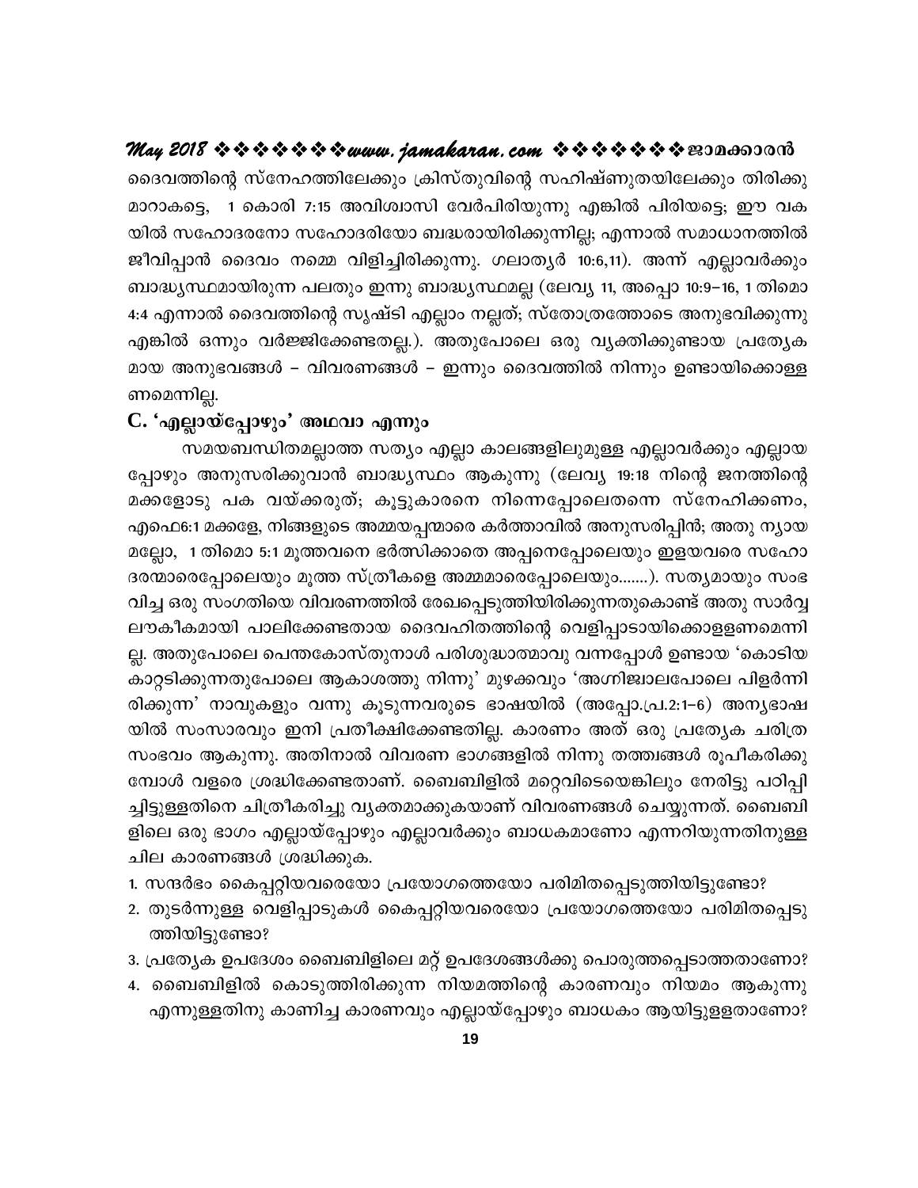ദൈവത്തിന്റെ സ്നേഹത്തിലേക്കും ക്രിസ്തുവിന്റെ സഹിഷ്ണുതയിലേക്കും തിരിക്കുമാറാകട്ടെ, 1 കൊരി 7:15 അവിശ്വാസി വേർപിരിയുന്നു എങ്കിൽ പിരിയട്ടെ; ഈ വകയിൽ സഹോദരനോ സഹോദരിയോ ബദ്ധരായിരിക്കുന്നില്ല; എന്നാൽ സമാധാനത്തിൽ ജീവിപ്പാൻ ദൈവം നമ്മെ വിളിച്ചിരിക്കുന്നു. ഗലാത്യർ 10:6,11). അന്ന് എല്ലാവർക്കും ബാദ്ധ്യസ്ഥമായിരുന്ന പലതും ഇന്നു ബാദ്ധ്യസ്ഥമല്ല (ലേവ്യ 11, അപ്പൊ 10:9–16, 1 തിമൊ 4:4 എന്നാൽ ദൈവത്തിന്റെ സൃഷ്ടി എല്ലാം നല്ലത്; സ്തോത്രത്തോടെ അനുഭവിക്കുന്നു എങ്കിൽ ഒന്നും വർജ്ജിക്കേണ്ടതല്ല.). അതുപോലെ ഒരു വ്യക്തിക്കുണ്ടായ പ്രത്യേകമായ അനുഭവങ്ങൾ – വിവരണങ്ങൾ – ഇന്നും ദൈവത്തിൽ നിന്നും ഉണ്ടായിക്കൊള്ളണമെന്നില്ല.

## C. 'എല്ലായ്പ്പോഴും' അഥവാ എന്നും

സമയബന്ധിതമല്ലാത്ത സത്യം എല്ലാ കാലങ്ങളിലുമുള്ള എല്ലാവർക്കും എല്ലായപ്പോഴും അനുസരിക്കുവാൻ ബാദ്ധ്യസ്ഥം ആകുന്നു (ലേവ്യ 19:18 നിന്റെ ജനത്തിന്റെ മക്കളോടു പക വയ്ക്കരുത്; കൂട്ടുകാരനെ നിന്നെപ്പോലെതന്നെ സ്നേഹിക്കണം, എഫെ6:1 മക്കളേ, നിങ്ങളുടെ അമ്മയപ്പന്മാരെ കർത്താവിൽ അനുസരിപ്പിൻ; അതു ന്യായമല്ലോ, 1 തിമൊ 5:1 മൂത്തവനെ ഭർത്സിക്കാതെ അപ്പനെപ്പോലെയും ഇളയവരെ സഹോദരന്മാരെപ്പോലെയും മൂത്ത സ്ത്രീകളെ അമ്മമാരെപ്പോലെയും.......). സത്യമായും സംഭവിച്ച ഒരു സംഗതിയെ വിവരണത്തിൽ രേഖപ്പെടുത്തിയിരിക്കുന്നതുകൊണ്ട് അതു സാർവ്വലൗകീകമായി പാലിക്കേണ്ടതായ ദൈവഹിതത്തിന്റെ വെളിപ്പാടായിക്കൊള്ളണമെന്നില്ല. അതുപോലെ പെന്തകോസ്തുനാൾ പരിശുദ്ധാത്മാവു വന്നപ്പോൾ ഉണ്ടായ 'കൊടിയ കാറ്റടിക്കുന്നതുപോലെ ആകാശത്തു നിന്നു' മുഴക്കവും 'അഗ്നിജ്വാലപോലെ പിളർന്നിരിക്കുന്ന' നാവുകളും വന്നു കൂടുന്നവരുടെ ഭാഷയിൽ (അപ്പോ.പ്ര.2:1–6) അന്യഭാഷയിൽ സംസാരവും ഇനി പ്രതീക്ഷിക്കേണ്ടതില്ല. കാരണം അത് ഒരു പ്രത്യേക ചരിത്ര സംഭവം ആകുന്നു. അതിനാൽ വിവരണ ഭാഗങ്ങളിൽ നിന്നു തത്ത്വങ്ങൾ രൂപീകരിക്കുമ്പോൾ വളരെ ശ്രദ്ധിക്കേണ്ടതാണ്. ബൈബിളിൽ മറ്റെവിടെയെങ്കിലും നേരിട്ടു പഠിപ്പിച്ചിട്ടുള്ളതിനെ ചിത്രീകരിച്ചു വ്യക്തമാക്കുകയാണ് വിവരണങ്ങൾ ചെയ്യുന്നത്. ബൈബിളിലെ ഒരു ഭാഗം എല്ലായ്പ്പോഴും എല്ലാവർക്കും ബാധകമാണോ എന്നറിയുന്നതിനുള്ള ചില കാരണങ്ങൾ ശ്രദ്ധിക്കുക.

1. സന്ദർഭം കൈപ്പറ്റിയവരെയോ പ്രയോഗത്തെയോ പരിമിതപ്പെടുത്തിയിട്ടുണ്ടോ?
2. തുടർന്നുള്ള വെളിപ്പാടുകൾ കൈപ്പറ്റിയവരെയോ പ്രയോഗത്തെയോ പരിമിതപ്പെടുത്തിയിട്ടുണ്ടോ?
3. പ്രത്യേക ഉപദേശം ബൈബിളിലെ മറ്റ് ഉപദേശങ്ങൾക്കു പൊരുത്തപ്പെടാത്തതാണോ?
4. ബൈബിളിൽ കൊടുത്തിരിക്കുന്ന നിയമത്തിന്റെ കാരണവും നിയമം ആകുന്നു എന്നുള്ളതിനു കാണിച്ച കാരണവും എല്ലായ്പ്പോഴും ബാധകം ആയിട്ടുള്ളതാണോ?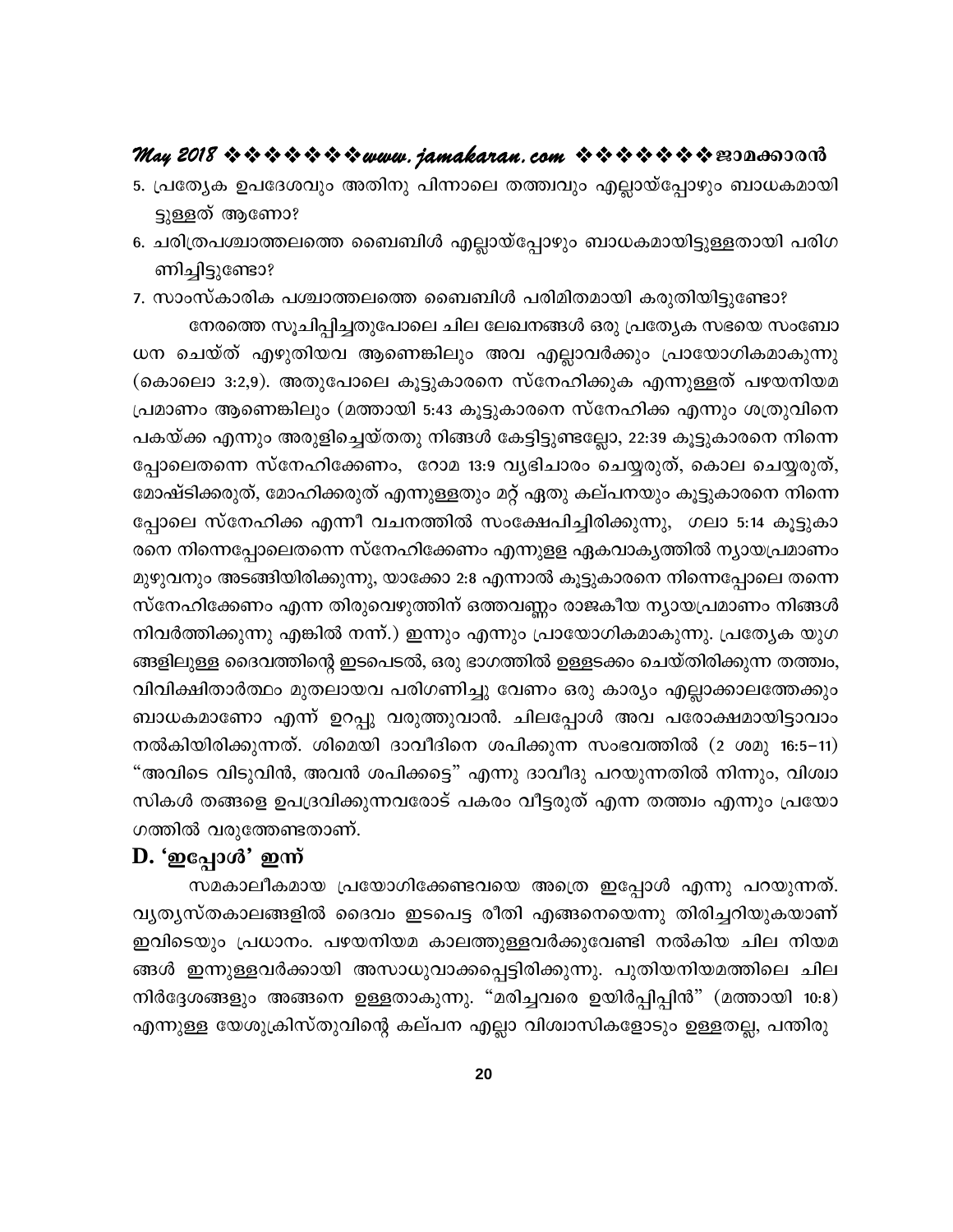5. പ്രത്യേക ഉപദേശവും അതിനു പിന്നാലെ തത്ത്വവും എല്ലായ്പ്പോഴും ബാധകമായിട്ടുള്ളത് ആണോ?
6. ചരിത്രപശ്ചാത്തലത്തെ ബൈബിൾ എല്ലായ്പ്പോഴും ബാധകമായിട്ടുള്ളതായി പരിഗണിച്ചിട്ടുണ്ടോ?
7. സാംസ്കാരിക പശ്ചാത്തലത്തെ ബൈബിൾ പരിമിതമായി കരുതിയിട്ടുണ്ടോ?

നേരത്തെ സൂചിപ്പിച്ചതുപോലെ ചില ലേഖനങ്ങൾ ഒരു പ്രത്യേക സഭയെ സംബോധന ചെയ്ത് എഴുതിയവ ആണെങ്കിലും അവ എല്ലാവർക്കും പ്രായോഗികമാകുന്നു (കൊലൊ 3:2,9). അതുപോലെ കൂട്ടുകാരനെ സ്നേഹിക്കുക എന്നുള്ളത് പഴയനിയമ പ്രമാണം ആണെങ്കിലും (മത്തായി 5:43 കൂട്ടുകാരനെ സ്നേഹിക്ക എന്നും ശത്രുവിനെ പകയ്ക്ക എന്നും അരുളിച്ചെയ്തതു നിങ്ങൾ കേട്ടിട്ടുണ്ടല്ലോ, 22:39 കൂട്ടുകാരനെ നിന്നെപ്പോലെതന്നെ സ്നേഹിക്കേണം, റോമ 13:9 വ്യഭിചാരം ചെയ്യരുത്, കൊല ചെയ്യരുത്, മോഷ്ടിക്കരുത്, മോഹിക്കരുത് എന്നുള്ളതും മറ്റ് ഏതു കല്പനയും കൂട്ടുകാരനെ നിന്നെപ്പോലെ സ്നേഹിക്ക എന്നീ വചനത്തിൽ സംക്ഷേപിച്ചിരിക്കുന്നു, ഗലാ 5:14 കൂട്ടുകാരനെ നിന്നെപ്പോലെതന്നെ സ്നേഹിക്കേണം എന്നുള്ള ഏകവാക്യത്തിൽ ന്യായപ്രമാണം മുഴുവനും അടങ്ങിയിരിക്കുന്നു, യാക്കോ 2:8 എന്നാൽ കൂട്ടുകാരനെ നിന്നെപ്പോലെ തന്നെ സ്നേഹിക്കേണം എന്ന തിരുവെഴുത്തിന് ഒത്തവണ്ണം രാജകീയ ന്യായപ്രമാണം നിങ്ങൾ നിവർത്തിക്കുന്നു എങ്കിൽ നന്ന്.) ഇന്നും എന്നും പ്രായോഗികമാകുന്നു. പ്രത്യേക യുഗങ്ങളിലുള്ള ദൈവത്തിന്റെ ഇടപെടൽ, ഒരു ഭാഗത്തിൽ ഉള്ളടക്കം ചെയ്തിരിക്കുന്ന തത്ത്വം, വിവിക്ഷിതാർത്ഥം മുതലായവ പരിഗണിച്ചു വേണം ഒരു കാര്യം എല്ലാക്കാലത്തേക്കും ബാധകമാണോ എന്ന് ഉറപ്പു വരുത്തുവാൻ. ചിലപ്പോൾ അവ പരോക്ഷമായിട്ടാവാം നൽകിയിരിക്കുന്നത്. ശിമെയി ദാവീദിനെ ശപിക്കുന്ന സംഭവത്തിൽ (2 ശമു 16:5–11) "അവിടെ വിടുവിൻ, അവൻ ശപിക്കട്ടെ" എന്നു ദാവീദു പറയുന്നതിൽ നിന്നും, വിശ്വാസികൾ തങ്ങളെ ഉപദ്രവിക്കുന്നവരോട് പകരം വീട്ടരുത് എന്ന തത്ത്വം എന്നും പ്രയോഗത്തിൽ വരുത്തേണ്ടതാണ്.

## D. 'ഇപ്പോൾ' ഇന്ന്

സമകാലീകമായ പ്രയോഗിക്കേണ്ടവയെ അത്രെ ഇപ്പോൾ എന്നു പറയുന്നത്. വ്യത്യസ്തകാലങ്ങളിൽ ദൈവം ഇടപെട്ട രീതി എങ്ങനെയെന്നു തിരിച്ചറിയുകയാണ് ഇവിടെയും പ്രധാനം. പഴയനിയമ കാലത്തുള്ളവർക്കുവേണ്ടി നൽകിയ ചില നിയമങ്ങൾ ഇന്നുള്ളവർക്കായി അസാധുവാക്കപ്പെട്ടിരിക്കുന്നു. പുതിയനിയമത്തിലെ ചില നിർദ്ദേശങ്ങളും അങ്ങനെ ഉള്ളതാകുന്നു. "മരിച്ചവരെ ഉയിർപ്പിപ്പിൻ" (മത്തായി 10:8) എന്നുള്ള യേശുക്രിസ്തുവിന്റെ കല്പന എല്ലാ വിശ്വാസികളോടും ഉള്ളതല്ല, പന്തിരു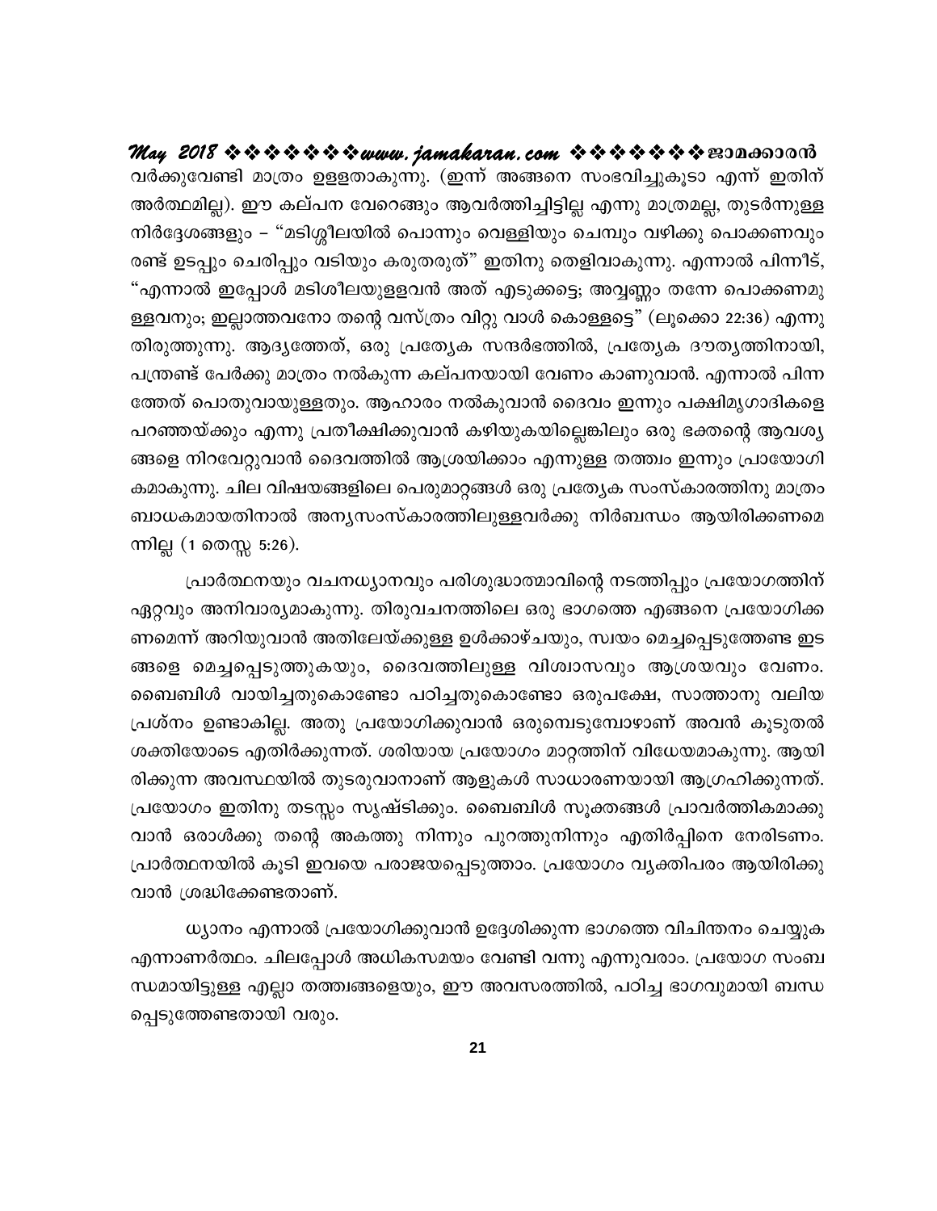വർക്കുവേണ്ടി മാത്രം ഉള്ളതാകുന്നു. (ഇന്ന് അങ്ങനെ സംഭവിച്ചുകൂടാ എന്ന് ഇതിന് അർത്ഥമില്ല). ഈ കല്പന വേറെങ്ങും ആവർത്തിച്ചിട്ടില്ല എന്നു മാത്രമല്ല, തുടർന്നുള്ള നിർദ്ദേശങ്ങളും – "മടിശ്ശീലയിൽ പൊന്നും വെള്ളിയും ചെമ്പും വഴിക്കു പൊക്കണവും രണ്ട് ഉടുപ്പും ചെരിപ്പും വടിയും കരുതരുത്" ഇതിനു തെളിവാകുന്നു. എന്നാൽ പിന്നീട്, "എന്നാൽ ഇപ്പോൾ മടിശീലയുള്ളവൻ അത് എടുക്കട്ടെ; അവ്വണ്ണം തന്നേ പൊക്കണമുള്ളവനും; ഇല്ലാത്തവനോ തന്റെ വസ്ത്രം വിറ്റു വാൾ കൊള്ളട്ടെ" (ലൂക്കൊ 22:36) എന്നു തിരുത്തുന്നു. ആദ്യത്തേത്, ഒരു പ്രത്യേക സന്ദർഭത്തിൽ, പ്രത്യേക ദൗത്യത്തിനായി, പന്ത്രണ്ട് പേർക്കു മാത്രം നൽകുന്ന കല്പനയായി വേണം കാണുവാൻ. എന്നാൽ പിന്നത്തേത് പൊതുവായുള്ളതും. ആഹാരം നൽകുവാൻ ദൈവം ഇന്നും പക്ഷിമൃഗാദികളെ പറഞ്ഞയ്ക്കും എന്നു പ്രതീക്ഷിക്കുവാൻ കഴിയുകയില്ലെങ്കിലും ഒരു ഭക്തന്റെ ആവശ്യങ്ങളെ നിറവേറ്റുവാൻ ദൈവത്തിൽ ആശ്രയിക്കാം എന്നുള്ള തത്ത്വം ഇന്നും പ്രായോഗികമാകുന്നു. ചില വിഷയങ്ങളിലെ പെരുമാറ്റങ്ങൾ ഒരു പ്രത്യേക സംസ്കാരത്തിനു മാത്രം ബാധകമായതിനാൽ അന്യസംസ്കാരത്തിലുള്ളവർക്കു നിർബന്ധം ആയിരിക്കണമെന്നില്ല (1 തെസ്സ 5:26).

പ്രാർത്ഥനയും വചനധ്യാനവും പരിശുദ്ധാത്മാവിന്റെ നടത്തിപ്പും പ്രയോഗത്തിന് ഏറ്റവും അനിവാര്യമാകുന്നു. തിരുവചനത്തിലെ ഒരു ഭാഗത്തെ എങ്ങനെ പ്രയോഗിക്കണമെന്ന് അറിയുവാൻ അതിലേയ്ക്കുള്ള ഉൾക്കാഴ്ചയും, സ്വയം മെച്ചപ്പെടുത്തേണ്ട ഇടങ്ങളെ മെച്ചപ്പെടുത്തുകയും, ദൈവത്തിലുള്ള വിശ്വാസവും ആശ്രയവും വേണം. ബൈബിൾ വായിച്ചതുകൊണ്ടോ പഠിച്ചതുകൊണ്ടോ ഒരുപക്ഷേ, സാത്താനു വലിയ പ്രശ്നം ഉണ്ടാകില്ല. അതു പ്രയോഗിക്കുവാൻ ഒരുമ്പെടുമ്പോഴാണ് അവൻ കൂടുതൽ ശക്തിയോടെ എതിർക്കുന്നത്. ശരിയായ പ്രയോഗം മാറ്റത്തിന് വിധേയമാകുന്നു. ആയിരിക്കുന്ന അവസ്ഥയിൽ തുടരുവാനാണ് ആളുകൾ സാധാരണയായി ആഗ്രഹിക്കുന്നത്. പ്രയോഗം ഇതിനു തടസ്സം സൃഷ്ടിക്കും. ബൈബിൾ സൂക്തങ്ങൾ പ്രാവർത്തികമാക്കുവാൻ ഒരാൾക്കു തന്റെ അകത്തു നിന്നും പുറത്തുനിന്നും എതിർപ്പിനെ നേരിടണം. പ്രാർത്ഥനയിൽ കൂടി ഇവയെ പരാജയപ്പെടുത്താം. പ്രയോഗം വ്യക്തിപരം ആയിരിക്കുവാൻ ശ്രദ്ധിക്കേണ്ടതാണ്.

ധ്യാനം എന്നാൽ പ്രയോഗിക്കുവാൻ ഉദ്ദേശിക്കുന്ന ഭാഗത്തെ വിചിന്തനം ചെയ്യുക എന്നാണർത്ഥം. ചിലപ്പോൾ അധികസമയം വേണ്ടി വന്നു എന്നുവരാം. പ്രയോഗ സംബന്ധമായിട്ടുള്ള എല്ലാ തത്ത്വങ്ങളെയും, ഈ അവസരത്തിൽ, പഠിച്ച ഭാഗവുമായി ബന്ധപ്പെടുത്തേണ്ടതായി വരും.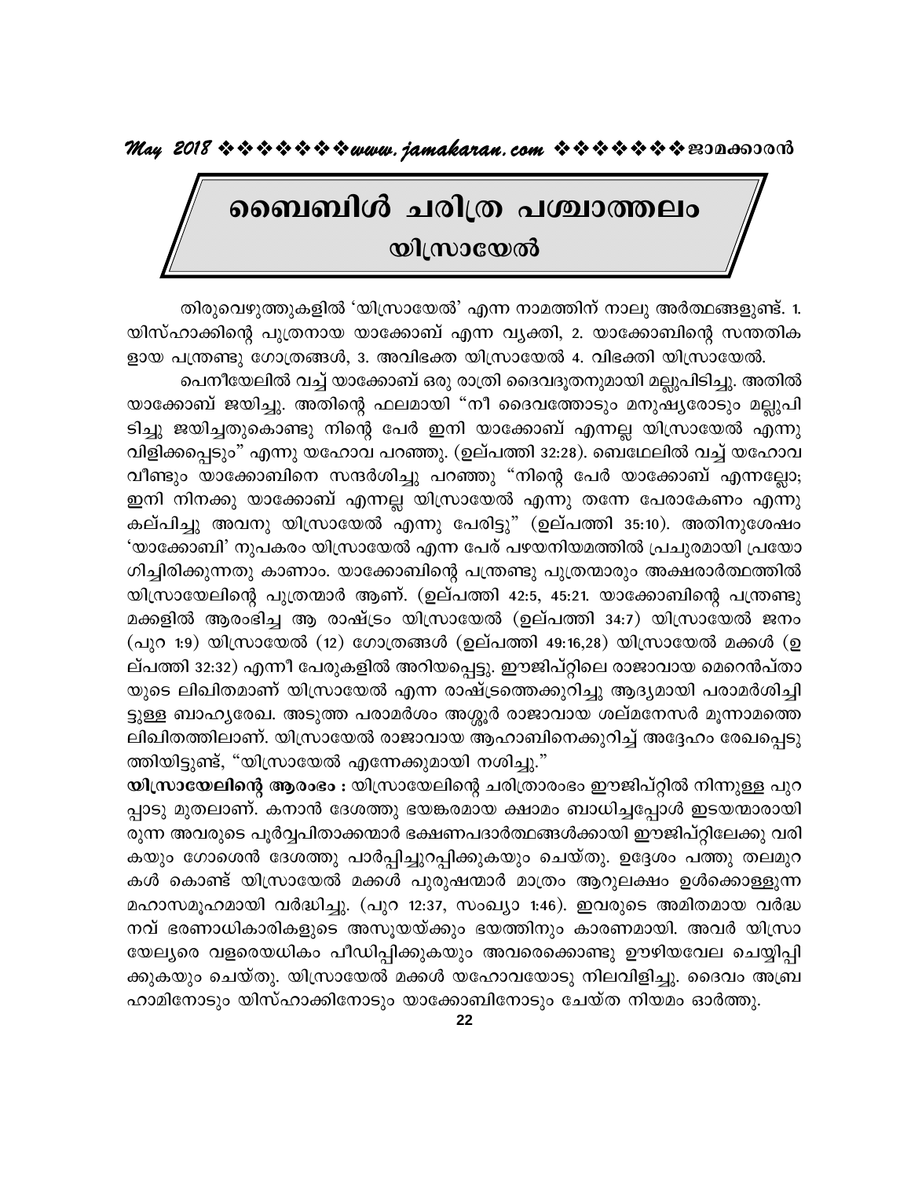# ബൈബിൾ ചരിത്ര പശ്ചാത്തലം

## യിസ്രായേൽ

തിരുവെഴുത്തുകളിൽ 'യിസ്രായേൽ' എന്ന നാമത്തിന് നാലു അർത്ഥങ്ങളുണ്ട്. 1. യിസ്ഹാക്കിന്റെ പുത്രനായ യാക്കോബ് എന്ന വ്യക്തി, 2. യാക്കോബിന്റെ സന്തതികളായ പന്ത്രണ്ടു ഗോത്രങ്ങൾ, 3. അവിഭക്ത യിസ്രായേൽ 4. വിഭക്തി യിസ്രായേൽ.

പെനീയേലിൽ വച്ച് യാക്കോബ് ഒരു രാത്രി ദൈവദൂതനുമായി മല്ലുപിടിച്ചു. അതിൽ യാക്കോബ് ജയിച്ചു. അതിന്റെ ഫലമായി "നീ ദൈവത്തോടും മനുഷ്യരോടും മല്ലുപിടിച്ചു ജയിച്ചതുകൊണ്ടു നിന്റെ പേർ ഇനി യാക്കോബ് എന്നല്ല യിസ്രായേൽ എന്നു വിളിക്കപ്പെടും" എന്നു യഹോവ പറഞ്ഞു. (ഉല്പത്തി 32:28). ബെഥേലിൽ വച്ച് യഹോവ വീണ്ടും യാക്കോബിനെ സന്ദർശിച്ചു പറഞ്ഞു "നിന്റെ പേർ യാക്കോബ് എന്നല്ലോ; ഇനി നിനക്കു യാക്കോബ് എന്നല്ല യിസ്രായേൽ എന്നു തന്നേ പേരാകേണം എന്നു കല്പിച്ചു അവനു യിസ്രായേൽ എന്നു പേരിട്ടു" (ഉല്പത്തി 35:10). അതിനുശേഷം 'യാക്കോബി' നുപകരം യിസ്രായേൽ എന്ന പേര് പഴയനിയമത്തിൽ പ്രചുരമായി പ്രയോഗിച്ചിരിക്കുന്നതു കാണാം. യാക്കോബിന്റെ പന്ത്രണ്ടു പുത്രന്മാരും അക്ഷരാർത്ഥത്തിൽ യിസ്രായേലിന്റെ പുത്രന്മാർ ആണ്. (ഉല്പത്തി 42:5, 45:21. യാക്കോബിന്റെ പന്ത്രണ്ടു മക്കളിൽ ആരംഭിച്ച ആ രാഷ്ട്രം യിസ്രായേൽ (ഉല്പത്തി 34:7) യിസ്രായേൽ ജനം (പുറ 1:9) യിസ്രായേൽ (12) ഗോത്രങ്ങൾ (ഉല്പത്തി 49:16,28) യിസ്രായേൽ മക്കൾ (ഉല്പത്തി 32:32) എന്നീ പേരുകളിൽ അറിയപ്പെട്ടു. ഈജിപ്റ്റിലെ രാജാവായ മെറെൻപ്താ യുടെ ലിഖിതമാണ് യിസ്രായേൽ എന്ന രാഷ്ട്രത്തെക്കുറിച്ചു ആദ്യമായി പരാമർശിച്ചിട്ടുള്ള ബാഹ്യരേഖ. അടുത്ത പരാമർശം അശ്ശൂർ രാജാവായ ശല്മനേസർ മൂന്നാമത്തെ ലിഖിതത്തിലാണ്. യിസ്രായേൽ രാജാവായ ആഹാബിനെക്കുറിച്ച് അദ്ദേഹം രേഖപ്പെടുത്തിയിട്ടുണ്ട്, "യിസ്രായേൽ എന്നേക്കുമായി നശിച്ചു."

**യിസ്രായേലിന്റെ ആരംഭം :** യിസ്രായേലിന്റെ ചരിത്രാരംഭം ഈജിപ്റ്റിൽ നിന്നുള്ള പുറപ്പാടു മുതലാണ്. കനാൻ ദേശത്തു ഭയങ്കരമായ ക്ഷാമം ബാധിച്ചപ്പോൾ ഇടയന്മാരായിരുന്ന അവരുടെ പൂർവ്വപിതാക്കന്മാർ ഭക്ഷണപദാർത്ഥങ്ങൾക്കായി ഈജിപ്റ്റിലേക്കു വരികയും ഗോശെൻ ദേശത്തു പാർപ്പിച്ചുറപ്പിക്കുകയും ചെയ്തു. ഉദ്ദേശം പത്തു തലമുറകൾ കൊണ്ട് യിസ്രായേൽ മക്കൾ പുരുഷന്മാർ മാത്രം ആറുലക്ഷം ഉൾക്കൊള്ളുന്ന മഹാസമൂഹമായി വർദ്ധിച്ചു. (പുറ 12:37, സംഖ്യാ 1:46). ഇവരുടെ അമിതമായ വർദ്ധനവ് ഭരണാധികാരികളുടെ അസൂയയ്ക്കും ഭയത്തിനും കാരണമായി. അവർ യിസ്രായേല്യരെ വളരെയധികം പീഡിപ്പിക്കുകയും അവരെക്കൊണ്ടു ഊഴിയവേല ചെയ്യിപ്പിക്കുകയും ചെയ്തു. യിസ്രായേൽ മക്കൾ യഹോവയോടു നിലവിളിച്ചു. ദൈവം അബ്രഹാമിനോടും യിസ്ഹാക്കിനോടും യാക്കോബിനോടും ചേയ്ത നിയമം ഓർത്തു.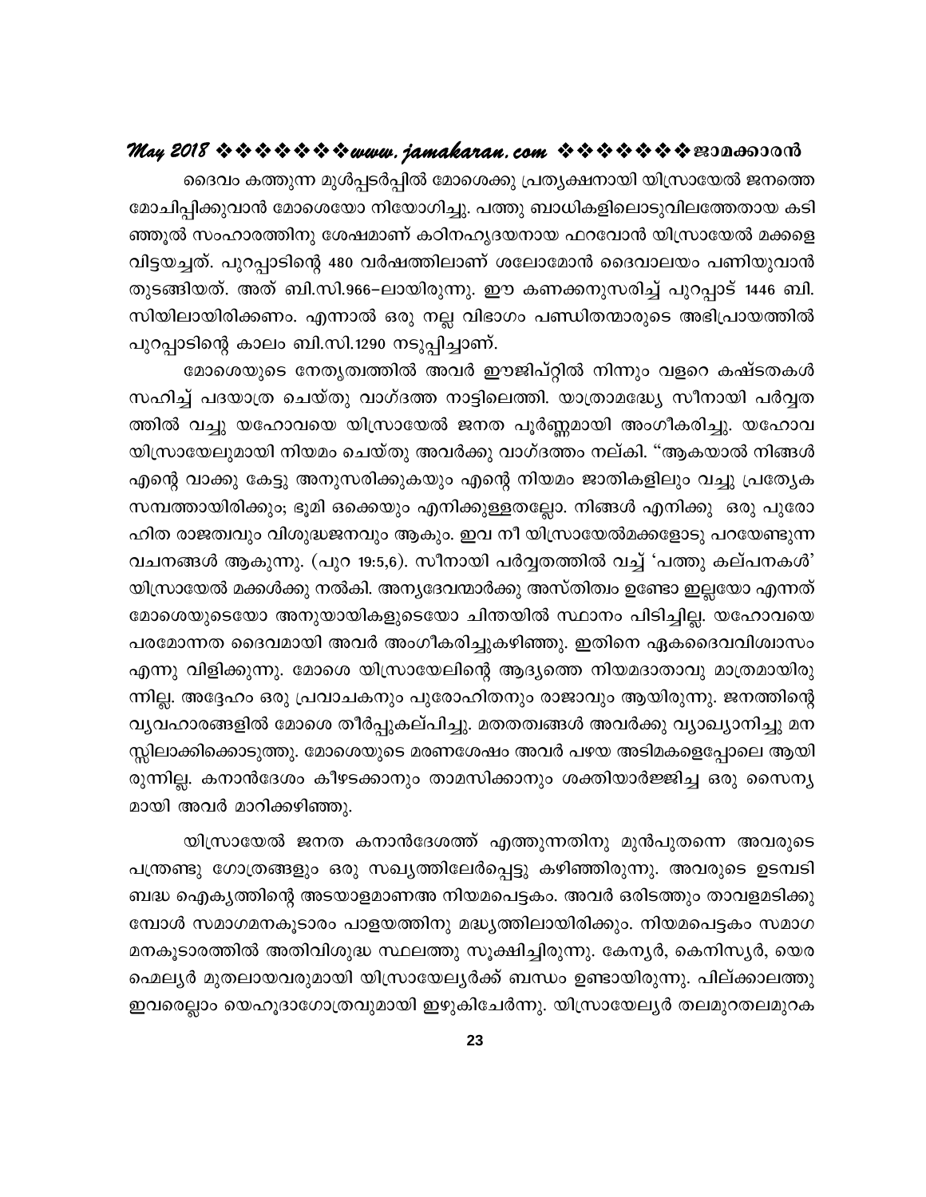ദൈവം കത്തുന്ന മുൾപ്പടർപ്പിൽ മോശെക്കു പ്രത്യക്ഷനായി യിസ്രായേൽ ജനത്തെ മോചിപ്പിക്കുവാൻ മോശെയോ നിയോഗിച്ചു. പത്തു ബാധികളിലൊടുവിലത്തേതായ കടിഞ്ഞൂൽ സംഹാരത്തിനു ശേഷമാണ് കഠിനഹൃദയനായ ഫറവോൻ യിസ്രായേൽ മക്കളെ വിട്ടയച്ചത്. പുറപ്പാടിന്റെ 480 വർഷത്തിലാണ് ശലോമോൻ ദൈവാലയം പണിയുവാൻ തുടങ്ങിയത്. അത് ബി.സി.966–ലായിരുന്നു. ഈ കണക്കനുസരിച്ച് പുറപ്പാട് 1446 ബി.സിയിലായിരിക്കണം. എന്നാൽ ഒരു നല്ല വിഭാഗം പണ്ഡിതന്മാരുടെ അഭിപ്രായത്തിൽ പുറപ്പാടിന്റെ കാലം ബി.സി.1290 നടുപ്പിച്ചാണ്.

മോശെയുടെ നേതൃത്വത്തിൽ അവർ ഈജിപ്റ്റിൽ നിന്നും വളറെ കഷ്ടതകൾ സഹിച്ച് പദയാത്ര ചെയ്തു വാഗ്ദത്ത നാട്ടിലെത്തി. യാത്രാമദ്ധ്യേ സീനായി പർവ്വതത്തിൽ വച്ചു യഹോവയെ യിസ്രായേൽ ജനത പൂർണ്ണമായി അംഗീകരിച്ചു. യഹോവ യിസ്രായേലുമായി നിയമം ചെയ്തു അവർക്കു വാഗ്ദത്തം നല്കി. "ആകയാൽ നിങ്ങൾ എന്റെ വാക്കു കേട്ടു അനുസരിക്കുകയും എന്റെ നിയമം ജാതികളിലും വച്ചു പ്രത്യേക സമ്പത്തായിരിക്കും; ഭൂമി ഒക്കെയും എനിക്കുള്ളതല്ലോ. നിങ്ങൾ എനിക്കു ഒരു പുരോഹിത രാജത്വവും വിശുദ്ധജനവും ആകും. ഇവ നീ യിസ്രായേൽമക്കളോടു പറയേണ്ടുന്ന വചനങ്ങൾ ആകുന്നു. (പുറ 19:5,6). സീനായി പർവ്വതത്തിൽ വച്ച് 'പത്തു കല്പനകൾ' യിസ്രായേൽ മക്കൾക്കു നൽകി. അന്യദേവന്മാർക്കു അസ്തിത്വം ഉണ്ടോ ഇല്ലയോ എന്നത് മോശെയുടെയോ അനുയായികളുടെയോ ചിന്തയിൽ സ്ഥാനം പിടിച്ചില്ല. യഹോവയെ പരമോന്നത ദൈവമായി അവർ അംഗീകരിച്ചുകഴിഞ്ഞു. ഇതിനെ ഏകദൈവവിശ്വാസം എന്നു വിളിക്കുന്നു. മോശെ യിസ്രായേലിന്റെ ആദ്യത്തെ നിയമദാതാവു മാത്രമായിരുന്നില്ല. അദ്ദേഹം ഒരു പ്രവാചകനും പുരോഹിതനും രാജാവും ആയിരുന്നു. ജനത്തിന്റെ വ്യവഹാരങ്ങളിൽ മോശെ തീർപ്പുകല്പിച്ചു. മതതത്വങ്ങൾ അവർക്കു വ്യാഖ്യാനിച്ചു മനസ്സിലാക്കിക്കൊടുത്തു. മോശെയുടെ മരണശേഷം അവർ പഴയ അടിമകളെപ്പോലെ ആയിരുന്നില്ല. കനാൻദേശം കീഴടക്കാനും താമസിക്കാനും ശക്തിയാർജ്ജിച്ച ഒരു സൈന്യമായി അവർ മാറിക്കഴിഞ്ഞു.

യിസ്രായേൽ ജനത കനാൻദേശത്ത് എത്തുന്നതിനു മുൻപുതന്നെ അവരുടെ പന്ത്രണ്ടു ഗോത്രങ്ങളും ഒരു സഖ്യത്തിലേർപ്പെട്ടു കഴിഞ്ഞിരുന്നു. അവരുടെ ഉടമ്പടിബദ്ധ ഐക്യത്തിന്റെ അടയാളമാണഅ നിയമപെട്ടകം. അവർ ഒരിടത്തും താവളമടിക്കുമ്പോൾ സമാഗമനകൂടാരം പാളയത്തിനു മദ്ധ്യത്തിലായിരിക്കും. നിയമപെട്ടകം സമാഗമനകൂടാരത്തിൽ അതിവിശുദ്ധ സ്ഥലത്തു സൂക്ഷിച്ചിരുന്നു. കേന്യർ, കെനിസ്യർ, യെരഹ്മെല്യർ മുതലായവരുമായി യിസ്രായേല്യർക്ക് ബന്ധം ഉണ്ടായിരുന്നു. പില്ക്കാലത്തു ഇവരെല്ലാം യെഹൂദാഗോത്രവുമായി ഇഴുകിചേർന്നു. യിസ്രായേല്യർ തലമുറതലമുറക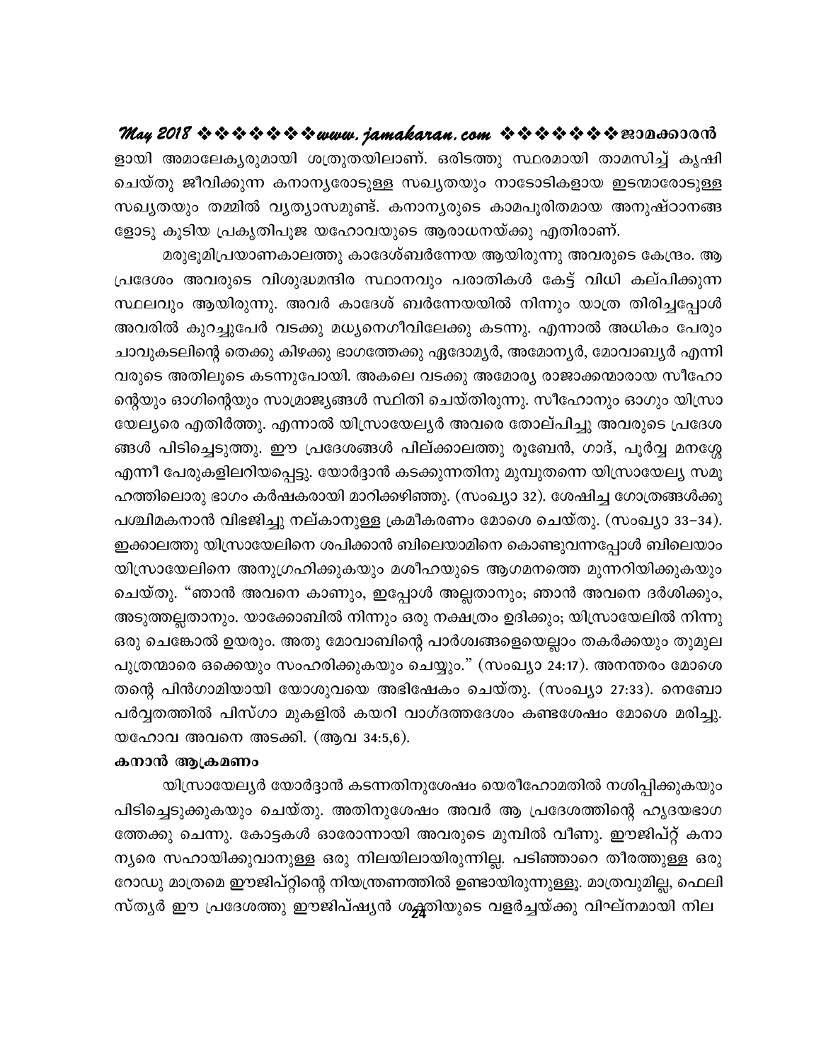ളായി അമാലേക്യരുമായി ശത്രുതയിലാണ്. ഒരിടത്തു സ്ഥരമായി താമസിച്ച് കൃഷി ചെയ്തു ജീവിക്കുന്ന കനാന്യരോടുള്ള സഖ്യതയും നാടോടികളായ ഇടന്മാരോടുള്ള സഖ്യതയും തമ്മിൽ വ്യത്യാസമുണ്ട്. കനാന്യരുടെ കാമപൂരിതമായ അനുഷ്ഠാനങ്ങളോടു കൂടിയ പ്രകൃതിപൂജ യഹോവയുടെ ആരാധനയ്ക്കു എതിരാണ്.

മരുഭൂമിപ്രയാണകാലത്തു കാദേശ്ബർന്നേയ ആയിരുന്നു അവരുടെ കേന്ദ്രം. ആ പ്രദേശം അവരുടെ വിശുദ്ധമന്ദിര സ്ഥാനവും പരാതികൾ കേട്ട് വിധി കല്പിക്കുന്ന സ്ഥലവും ആയിരുന്നു. അവർ കാദേശ് ബർന്നേയയിൽ നിന്നും യാത്ര തിരിച്ചപ്പോൾ അവരിൽ കുറച്ചുപേർ വടക്കു മധ്യനെഗീവിലേക്കു കടന്നു. എന്നാൽ അധികം പേരും ചാവുകടലിന്റെ തെക്കു കിഴക്കു ഭാഗത്തേക്കു ഏദോമ്യർ, അമോന്യർ, മോവാബ്യർ എന്നിവരുടെ അതിലൂടെ കടന്നുപോയി. അകലെ വടക്കു അമോര്യ രാജാക്കന്മാരായ സീഹോന്റെയും ഓഗിന്റെയും സാമ്രാജ്യങ്ങൾ സ്ഥിതി ചെയ്തിരുന്നു. സീഹോനും ഓഗും യിസ്രായേല്യരെ എതിർത്തു. എന്നാൽ യിസ്രായേല്യർ അവരെ തോല്പിച്ചു അവരുടെ പ്രദേശങ്ങൾ പിടിച്ചെടുത്തു. ഈ പ്രദേശങ്ങൾ പില്ക്കാലത്തു രൂബേൻ, ഗാദ്, പൂർവ്വ മനശ്ശെ എന്നീ പേരുകളിലറിയപ്പെട്ടു. യോർദ്ദാൻ കടക്കുന്നതിനു മുമ്പുതന്നെ യിസ്രായേല്യ സമൂഹത്തിലൊരു ഭാഗം കർഷകരായി മാറിക്കഴിഞ്ഞു. (സംഖ്യാ 32). ശേഷിച്ച ഗോത്രങ്ങൾക്കു പശ്ചിമകനാൻ വിഭജിച്ചു നല്കാനുള്ള ക്രമീകരണം മോശെ ചെയ്തു. (സംഖ്യാ 33–34). ഇക്കാലത്തു യിസ്രായേലിനെ ശപിക്കാൻ ബിലെയാമിനെ കൊണ്ടുവന്നപ്പോൾ ബിലെയാം യിസ്രായേലിനെ അനുഗ്രഹിക്കുകയും മശീഹയുടെ ആഗമനത്തെ മുന്നറിയിക്കുകയും ചെയ്തു. "ഞാൻ അവനെ കാണും, ഇപ്പോൾ അല്ലതാനും; ഞാൻ അവനെ ദർശിക്കും, അടുത്തല്ലതാനും. യാക്കോബിൽ നിന്നും ഒരു നക്ഷത്രം ഉദിക്കും; യിസ്രായേലിൽ നിന്നു ഒരു ചെങ്കോൽ ഉയരും. അതു മോവാബിന്റെ പാർശ്വങ്ങളെയെല്ലാം തകർക്കയും തുമുലപുത്രന്മാരെ ഒക്കെയും സംഹരിക്കുകയും ചെയ്യും." (സംഖ്യാ 24:17). അനന്തരം മോശെ തന്റെ പിൻഗാമിയായി യോശുവയെ അഭിഷേകം ചെയ്തു. (സംഖ്യാ 27:33). നെബോ പർവ്വതത്തിൽ പിസ്ഗാ മുകളിൽ കയറി വാഗ്ദത്തദേശം കണ്ടശേഷം മോശെ മരിച്ചു. യഹോവ അവനെ അടക്കി. (ആവ 34:5,6).

**കനാൻ ആക്രമണം**

യിസ്രായേല്യർ യോർദ്ദാൻ കടന്നതിനുശേഷം യെരീഹോമതിൽ നശിപ്പിക്കുകയും പിടിച്ചെടുക്കുകയും ചെയ്തു. അതിനുശേഷം അവർ ആ പ്രദേശത്തിന്റെ ഹൃദയഭാഗത്തേക്കു ചെന്നു. കോട്ടകൾ ഓരോന്നായി അവരുടെ മുമ്പിൽ വീണു. ഈജിപ്റ്റ് കനാന്യരെ സഹായിക്കുവാനുള്ള ഒരു നിലയിലായിരുന്നില്ല. പടിഞ്ഞാറെ തീരത്തുള്ള ഒരു റോഡു മാത്രമെ ഈജിപ്റ്റിന്റെ നിയന്ത്രണത്തിൽ ഉണ്ടായിരുന്നുള്ളൂ. മാത്രവുമില്ല, ഫെലിസ്ത്യർ ഈ പ്രദേശത്തു ഈജിപ്ഷ്യൻ ശക്തിയുടെ വളർച്ചയ്ക്കു വിഘ്നമായി നില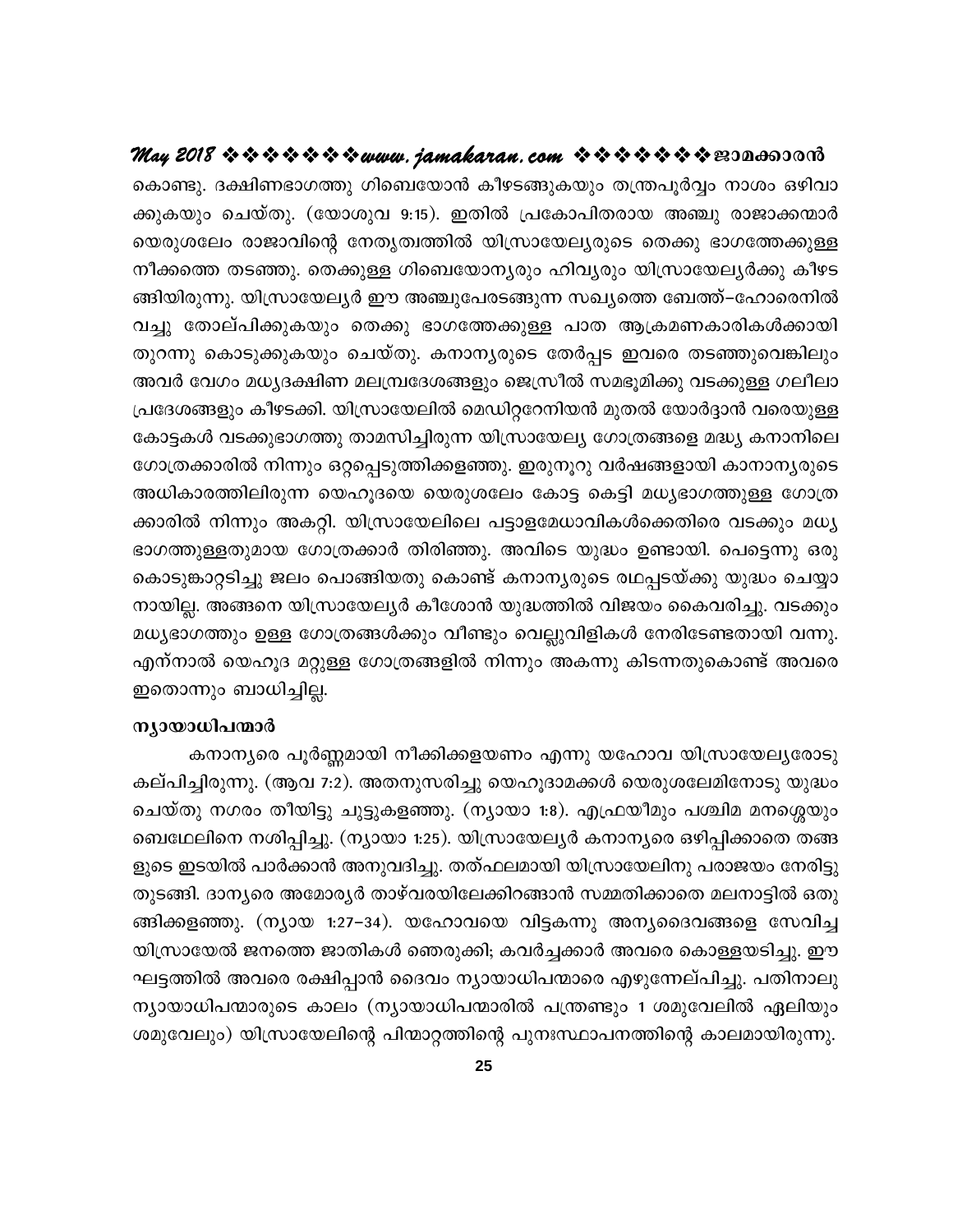കൊണ്ടു. ദക്ഷിണഭാഗത്തു ഗിബെയോൻ കീഴടങ്ങുകയും തന്ത്രപൂർവ്വം നാശം ഒഴിവാക്കുകയും ചെയ്തു. (യോശുവ 9:15). ഇതിൽ പ്രകോപിതരായ അഞ്ചു രാജാക്കന്മാർ യെരുശലേം രാജാവിന്റെ നേതൃത്വത്തിൽ യിസ്രായേല്യരുടെ തെക്കു ഭാഗത്തേക്കുള്ള നീക്കത്തെ തടഞ്ഞു. തെക്കുള്ള ഗിബെയോന്യരും ഹിവ്യരും യിസ്രായേല്യർക്കു കീഴടങ്ങിയിരുന്നു. യിസ്രായേല്യർ ഈ അഞ്ചുപേരടങ്ങുന്ന സഖ്യത്തെ ബേത്ത്–ഹോരെനിൽ വച്ചു തോല്പിക്കുകയും തെക്കു ഭാഗത്തേക്കുള്ള പാത ആക്രമണകാരികൾക്കായി തുറന്നു കൊടുക്കുകയും ചെയ്തു. കനാന്യരുടെ തേർപ്പട ഇവരെ തടഞ്ഞുവെങ്കിലും അവർ വേഗം മധ്യദക്ഷിണ മലമ്പ്രദേശങ്ങളും ജെസ്രീൽ സമഭൂമിക്കു വടക്കുള്ള ഗലീലാ പ്രദേശങ്ങളും കീഴടക്കി. യിസ്രായേലിൽ മെഡിറ്ററേനിയൻ മുതൽ യോർദ്ദാൻ വരെയുള്ള കോട്ടകൾ വടക്കുഭാഗത്തു താമസിച്ചിരുന്ന യിസ്രായേല്യ ഗോത്രങ്ങളെ മദ്ധ്യ കനാനിലെ ഗോത്രക്കാരിൽ നിന്നും ഒറ്റപ്പെടുത്തിക്കളഞ്ഞു. ഇരുനൂറു വർഷങ്ങളായി കാനാന്യരുടെ അധികാരത്തിലിരുന്ന യെഹൂദയെ യെരുശലേം കോട്ട കെട്ടി മധ്യഭാഗത്തുള്ള ഗോത്രക്കാരിൽ നിന്നും അകറ്റി. യിസ്രായേലിലെ പട്ടാളമേധാവികൾക്കെതിരെ വടക്കും മധ്യഭാഗത്തുള്ളതുമായ ഗോത്രക്കാർ തിരിഞ്ഞു. അവിടെ യുദ്ധം ഉണ്ടായി. പെട്ടെന്നു ഒരു കൊടുങ്കാറ്റടിച്ചു ജലം പൊങ്ങിയതു കൊണ്ട് കനാന്യരുടെ രഥപ്പടയ്ക്കു യുദ്ധം ചെയ്യാനായില്ല. അങ്ങനെ യിസ്രായേല്യർ കീശോൻ യുദ്ധത്തിൽ വിജയം കൈവരിച്ചു. വടക്കും മധ്യഭാഗത്തും ഉള്ള ഗോത്രങ്ങൾക്കും വീണ്ടും വെല്ലുവിളികൾ നേരിടേണ്ടതായി വന്നു. എന്നാൽ യെഹൂദ മറ്റുള്ള ഗോത്രങ്ങളിൽ നിന്നും അകന്നു കിടന്നതുകൊണ്ട് അവരെ ഇതൊന്നും ബാധിച്ചില്ല.

#### ന്യായാധിപന്മാർ

കനാന്യരെ പൂർണ്ണമായി നീക്കിക്കളയണം എന്നു യഹോവ യിസ്രായേല്യരോടു കല്പിച്ചിരുന്നു. (ആവ 7:2). അതനുസരിച്ചു യെഹൂദാമക്കൾ യെരുശലേമിനോടു യുദ്ധം ചെയ്തു നഗരം തീയിട്ടു ചുട്ടുകളഞ്ഞു. (ന്യായാ 1:8). എഫ്രയീമും പശ്ചിമ മനശ്ശെയും ബെഥേലിനെ നശിപ്പിച്ചു. (ന്യായാ 1:25). യിസ്രായേല്യർ കനാന്യരെ ഒഴിപ്പിക്കാതെ തങ്ങളുടെ ഇടയിൽ പാർക്കാൻ അനുവദിച്ചു. തത്ഫലമായി യിസ്രായേലിനു പരാജയം നേരിട്ടു തുടങ്ങി. ദാന്യരെ അമോര്യർ താഴ്വരയിലേക്കിറങ്ങാൻ സമ്മതിക്കാതെ മലനാട്ടിൽ ഒതുങ്ങിക്കളഞ്ഞു. (ന്യായ 1:27–34). യഹോവയെ വിട്ടകന്നു അന്യദൈവങ്ങളെ സേവിച്ച യിസ്രായേൽ ജനത്തെ ജാതികൾ ഞെരുക്കി; കവർച്ചക്കാർ അവരെ കൊള്ളയടിച്ചു. ഈ ഘട്ടത്തിൽ അവരെ രക്ഷിപ്പാൻ ദൈവം ന്യായാധിപന്മാരെ എഴുന്നേല്പിച്ചു. പതിനാലു ന്യായാധിപന്മാരുടെ കാലം (ന്യായാധിപന്മാരിൽ പന്ത്രണ്ടും 1 ശമുവേലിൽ ഏലിയും ശമുവേലും) യിസ്രായേലിന്റെ പിന്മാറ്റത്തിന്റെ പുനഃസ്ഥാപനത്തിന്റെ കാലമായിരുന്നു.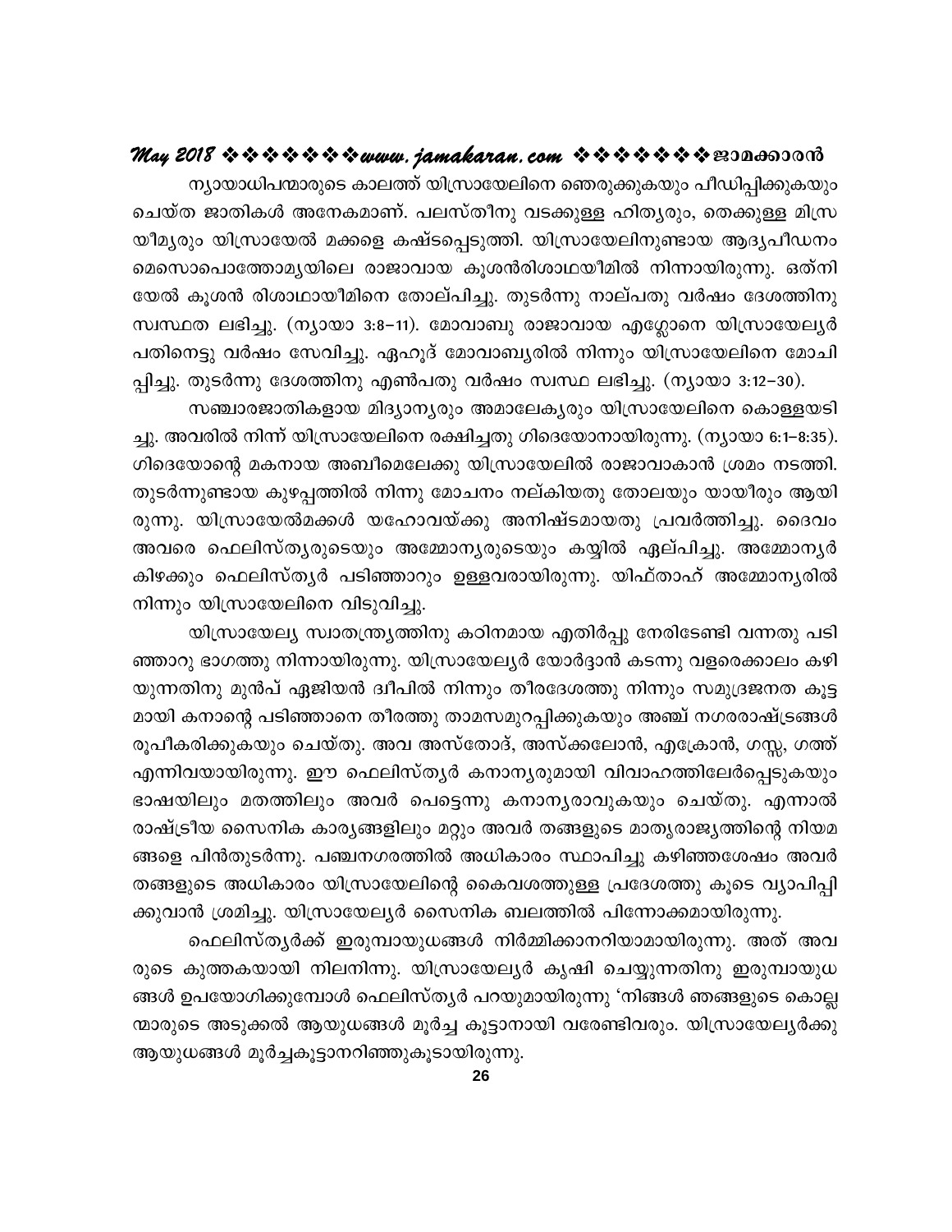ന്യായാധിപന്മാരുടെ കാലത്ത് യിസ്രായേലിനെ ഞെരുക്കുകയും പീഡിപ്പിക്കുകയും ചെയ്ത ജാതികൾ അനേകമാണ്. പലസ്തീനു വടക്കുള്ള ഹിത്യരും, തെക്കുള്ള മിസ്രയീമ്യരും യിസ്രായേൽ മക്കളെ കഷ്ടപ്പെടുത്തി. യിസ്രായേലിനുണ്ടായ ആദ്യപീഡനം മെസൊപൊത്തോമ്യയിലെ രാജാവായ കൂശൻരിശാഥയീമിൽ നിന്നായിരുന്നു. ഒത്നിയേൽ കൂശൻ രിശാഥായീമിനെ തോല്പിച്ചു. തുടർന്നു നാല്പതു വർഷം ദേശത്തിനു സ്വസ്ഥത ലഭിച്ചു. (ന്യായാ 3:8–11). മോവാബു രാജാവായ എഗ്ലോനെ യിസ്രായേല്യർ പതിനെട്ടു വർഷം സേവിച്ചു. ഏഹൂദ് മോവാബ്യരിൽ നിന്നും യിസ്രായേലിനെ മോചിപ്പിച്ചു. തുടർന്നു ദേശത്തിനു എൺപതു വർഷം സ്വസ്ഥ ലഭിച്ചു. (ന്യായാ 3:12–30).

സഞ്ചാരജാതികളായ മിദ്യാന്യരും അമാലേക്യരും യിസ്രായേലിനെ കൊള്ളയടിച്ചു. അവരിൽ നിന്ന് യിസ്രായേലിനെ രക്ഷിച്ചതു ഗിദെയോനായിരുന്നു. (ന്യായാ 6:1–8:35). ഗിദെയോന്റെ മകനായ അബീമെലേക്കു യിസ്രായേലിൽ രാജാവാകാൻ ശ്രമം നടത്തി. തുടർന്നുണ്ടായ കുഴപ്പത്തിൽ നിന്നു മോചനം നല്കിയതു തോലയും യായീരും ആയിരുന്നു. യിസ്രായേൽമക്കൾ യഹോവയ്ക്കു അനിഷ്ടമായതു പ്രവർത്തിച്ചു. ദൈവം അവരെ ഫെലിസ്ത്യരുടെയും അമ്മോന്യരുടെയും കയ്യിൽ ഏല്പിച്ചു. അമ്മോന്യർ കിഴക്കും ഫെലിസ്ത്യർ പടിഞ്ഞാറും ഉള്ളവരായിരുന്നു. യിഫ്താഹ് അമ്മോന്യരിൽ നിന്നും യിസ്രായേലിനെ വിടുവിച്ചു.

യിസ്രായേല്യ സ്വാതന്ത്ര്യത്തിനു കഠിനമായ എതിർപ്പു നേരിടേണ്ടി വന്നതു പടിഞ്ഞാറു ഭാഗത്തു നിന്നായിരുന്നു. യിസ്രായേല്യർ യോർദ്ദാൻ കടന്നു വളരെക്കാലം കഴിയുന്നതിനു മുൻപ് ഏജിയൻ ദ്വീപിൽ നിന്നും തീരദേശത്തു നിന്നും സമുദ്രജനത കൂട്ടമായി കനാന്റെ പടിഞ്ഞാറെ തീരത്തു താമസമുറപ്പിക്കുകയും അഞ്ച് നഗരരാഷ്ട്രങ്ങൾ രൂപീകരിക്കുകയും ചെയ്തു. അവ അസ്തോദ്, അസ്ക്കലോൻ, എക്രോൻ, ഗസ്സ, ഗത്ത് എന്നിവയായിരുന്നു. ഈ ഫെലിസ്ത്യർ കനാന്യരുമായി വിവാഹത്തിലേർപ്പെടുകയും ഭാഷയിലും മതത്തിലും അവർ പെട്ടെന്നു കനാന്യരാവുകയും ചെയ്തു. എന്നാൽ രാഷ്ട്രീയ സൈനിക കാര്യങ്ങളിലും മറ്റും അവർ തങ്ങളുടെ മാതൃരാജ്യത്തിന്റെ നിയമങ്ങളെ പിൻതുടർന്നു. പഞ്ചനഗരത്തിൽ അധികാരം സ്ഥാപിച്ചു കഴിഞ്ഞശേഷം അവർ തങ്ങളുടെ അധികാരം യിസ്രായേലിന്റെ കൈവശത്തുള്ള പ്രദേശത്തു കൂടെ വ്യാപിപ്പിക്കുവാൻ ശ്രമിച്ചു. യിസ്രായേല്യർ സൈനിക ബലത്തിൽ പിന്നോക്കമായിരുന്നു.

ഫെലിസ്ത്യർക്ക് ഇരുമ്പായുധങ്ങൾ നിർമ്മിക്കാനറിയാമായിരുന്നു. അത് അവരുടെ കുത്തകയായി നിലനിന്നു. യിസ്രായേല്യർ കൃഷി ചെയ്യുന്നതിനു ഇരുമ്പായുധങ്ങൾ ഉപയോഗിക്കുമ്പോൾ ഫെലിസ്ത്യർ പറയുമായിരുന്നു 'നിങ്ങൾ ഞങ്ങളുടെ കൊല്ലന്മാരുടെ അടുക്കൽ ആയുധങ്ങൾ മൂർച്ച കൂട്ടാനായി വരേണ്ടിവരും. യിസ്രായേല്യർക്കു ആയുധങ്ങൾ മൂർച്ചകൂട്ടാനറിഞ്ഞുകൂടായിരുന്നു.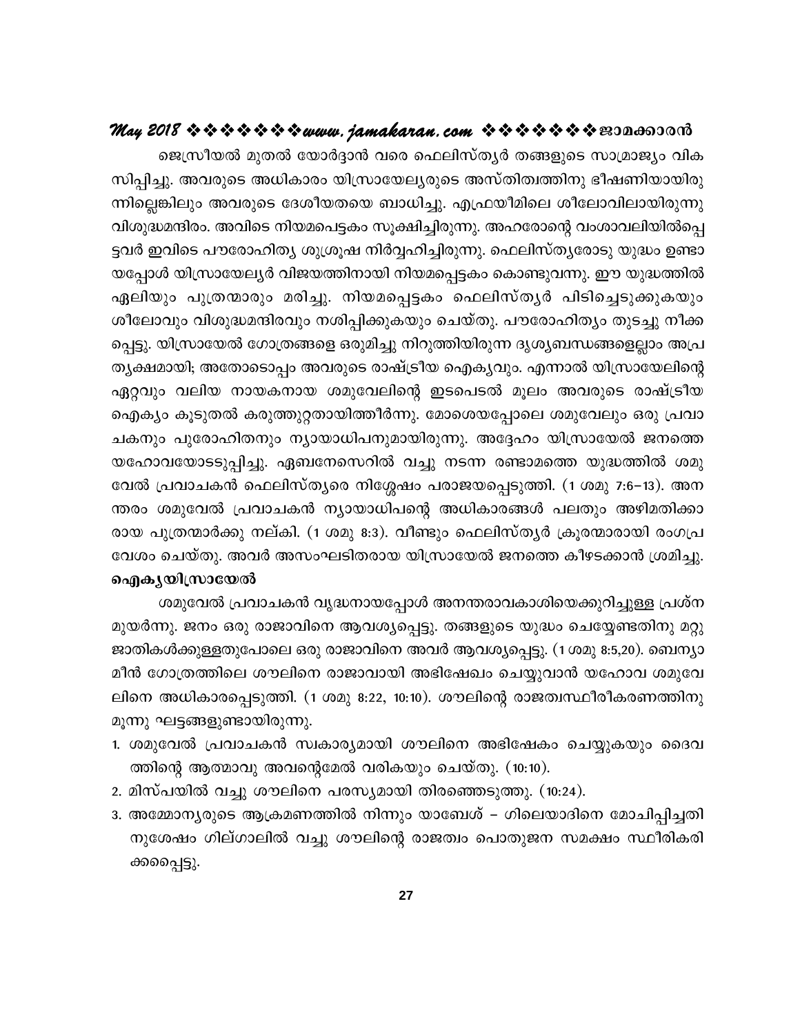ജെസ്രീയൽ മുതൽ യോർദ്ദാൻ വരെ ഫെലിസ്ത്യർ തങ്ങളുടെ സാമ്രാജ്യം വികസിപ്പിച്ചു. അവരുടെ അധികാരം യിസ്രായേല്യരുടെ അസ്തിത്വത്തിനു ഭീഷണിയായിരുന്നില്ലെങ്കിലും അവരുടെ ദേശീയതയെ ബാധിച്ചു. എഫ്രയീമിലെ ശീലോവിലായിരുന്നു വിശുദ്ധമന്ദിരം. അവിടെ നിയമപെട്ടകം സൂക്ഷിച്ചിരുന്നു. അഹരോന്റെ വംശാവലിയിൽപ്പെട്ടവർ ഇവിടെ പൗരോഹിത്യ ശുശ്രൂഷ നിർവ്വഹിച്ചിരുന്നു. ഫെലിസ്ത്യരോടു യുദ്ധം ഉണ്ടായപ്പോൾ യിസ്രായേല്യർ വിജയത്തിനായി നിയമപ്പെട്ടകം കൊണ്ടുവന്നു. ഈ യുദ്ധത്തിൽ ഏലിയും പുത്രന്മാരും മരിച്ചു. നിയമപ്പെട്ടകം ഫെലിസ്ത്യർ പിടിച്ചെടുക്കുകയും ശീലോവും വിശുദ്ധമന്ദിരവും നശിപ്പിക്കുകയും ചെയ്തു. പൗരോഹിത്യം തുടച്ചു നീക്കപ്പെട്ടു. യിസ്രായേൽ ഗോത്രങ്ങളെ ഒരുമിച്ചു നിറുത്തിയിരുന്ന ദൃശ്യബന്ധങ്ങളെല്ലാം അപ്രത്യക്ഷമായി; അതോടൊപ്പം അവരുടെ രാഷ്ട്രീയ ഐക്യവും. എന്നാൽ യിസ്രായേലിന്റെ ഏറ്റവും വലിയ നായകനായ ശമുവേലിന്റെ ഇടപെടൽ മൂലം അവരുടെ രാഷ്ട്രീയ ഐക്യം കൂടുതൽ കരുത്തുറ്റതായിത്തീർന്നു. മോശെയപ്പോലെ ശമുവേലും ഒരു പ്രവാചകനും പുരോഹിതനും ന്യായാധിപനുമായിരുന്നു. അദ്ദേഹം യിസ്രായേൽ ജനത്തെ യഹോവയോടടുപ്പിച്ചു. ഏബനേസെറിൽ വച്ചു നടന്ന രണ്ടാമത്തെ യുദ്ധത്തിൽ ശമുവേൽ പ്രവാചകൻ ഫെലിസ്ത്യരെ നിശ്ശേഷം പരാജയപ്പെടുത്തി. (1 ശമു 7:6–13). അനന്തരം ശമുവേൽ പ്രവാചകൻ ന്യായാധിപന്റെ അധികാരങ്ങൾ പലതും അഴിമതിക്കാരായ പുത്രന്മാർക്കു നല്കി. (1 ശമു 8:3). വീണ്ടും ഫെലിസ്ത്യർ ക്രൂരന്മാരായി രംഗപ്രവേശം ചെയ്തു. അവർ അസംഘടിതരായ യിസ്രായേൽ ജനത്തെ കീഴടക്കാൻ ശ്രമിച്ചു.

**ഐക്യയിസ്രായേൽ**

ശമുവേൽ പ്രവാചകൻ വൃദ്ധനായപ്പോൾ അനന്തരാവകാശിയെക്കുറിച്ചുള്ള പ്രശ്നമുയർന്നു. ജനം ഒരു രാജാവിനെ ആവശ്യപ്പെട്ടു. തങ്ങളുടെ യുദ്ധം ചെയ്യേണ്ടതിനു മറ്റു ജാതികൾക്കുള്ളതുപോലെ ഒരു രാജാവിനെ അവർ ആവശ്യപ്പെട്ടു. (1 ശമു 8:5,20). ബെന്യാമീൻ ഗോത്രത്തിലെ ശൗലിനെ രാജാവായി അഭിഷേകം ചെയ്യുവാൻ യഹോവ ശമുവേലിനെ അധികാരപ്പെടുത്തി. (1 ശമു 8:22, 10:10). ശൗലിന്റെ രാജത്വസ്ഥിരീകരണത്തിനു മൂന്നു ഘട്ടങ്ങളുണ്ടായിരുന്നു.

1. ശമുവേൽ പ്രവാചകൻ സ്വകാര്യമായി ശൗലിനെ അഭിഷേകം ചെയ്യുകയും ദൈവത്തിന്റെ ആത്മാവു അവന്റെമേൽ വരികയും ചെയ്തു. (10:10).
2. മിസ്പയിൽ വച്ചു ശൗലിനെ പരസ്യമായി തിരഞ്ഞെടുത്തു. (10:24).
3. അമ്മോന്യരുടെ ആക്രമണത്തിൽ നിന്നും യാബേശ് – ഗിലെയാദിനെ മോചിപ്പിച്ചതിനുശേഷം ഗില്ഗാലിൽ വച്ചു ശൗലിന്റെ രാജത്വം പൊതുജന സമക്ഷം സ്ഥിരീകരിക്കപ്പെട്ടു.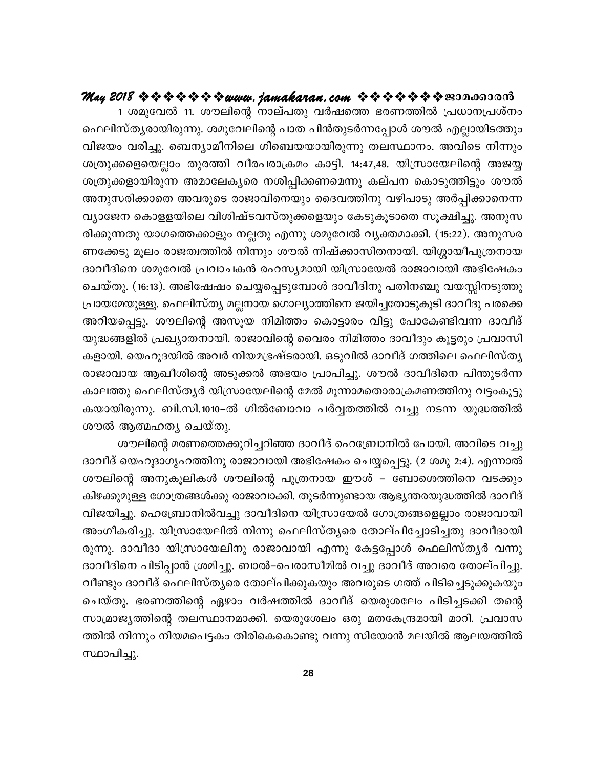1 ശമുവേൽ 11. ശൗലിന്റെ നാല്പതു വർഷത്തെ ഭരണത്തിൽ പ്രധാനപ്രശ്നം ഫെലിസ്ത്യരായിരുന്നു. ശമുവേലിന്റെ പാത പിൻതുടർന്നപ്പോൾ ശൗൽ എല്ലായിടത്തും വിജയം വരിച്ചു. ബെന്യാമീനിലെ ഗിബെയയായിരുന്നു തലസ്ഥാനം. അവിടെ നിന്നും ശത്രുക്കളെയെല്ലാം തുരത്തി വീരപരാക്രമം കാട്ടി. 14:47,48. യിസ്രായേലിന്റെ അജയ്യ ശത്രുക്കളായിരുന്ന അമാലേക്യരെ നശിപ്പിക്കണമെന്നു കല്പന കൊടുത്തിട്ടും ശൗൽ അനുസരിക്കാതെ അവരുടെ രാജാവിനെയും ദൈവത്തിനു വഴിപാടു അർപ്പിക്കാനെന്ന വ്യാജേന കൊളളയിലെ വിശിഷ്ടവസ്തുക്കളെയും കേടുകൂടാതെ സൂക്ഷിച്ചു. അനുസരിക്കുന്നതു യാഗത്തെക്കാളും നല്ലതു എന്നു ശമുവേൽ വ്യക്തമാക്കി. (15:22). അനുസരണക്കേടു മൂലം രാജത്വത്തിൽ നിന്നും ശൗൽ നിഷ്ക്കാസിതനായി. യിശ്ശായീപുത്രനായ ദാവീദിനെ ശമുവേൽ പ്രവാചകൻ രഹസ്യമായി യിസ്രായേൽ രാജാവായി അഭിഷേകം ചെയ്തു. (16:13). അഭിഷേഷം ചെയ്യപ്പെടുമ്പോൾ ദാവീദിനു പതിനഞ്ചു വയസ്സിനടുത്തു പ്രായമേയുള്ളൂ. ഫെലിസ്ത്യ മല്ലനായ ഗൊല്യാത്തിനെ ജയിച്ചതോടുകൂടി ദാവീദു പരക്കെ അറിയപ്പെട്ടു. ശൗലിന്റെ അസൂയ നിമിത്തം കൊട്ടാരം വിട്ടു പോകേണ്ടിവന്ന ദാവീദ് യുദ്ധങ്ങളിൽ പ്രഖ്യാതനായി. രാജാവിന്റെ വൈരം നിമിത്തം ദാവീദും കൂട്ടരും പ്രവാസികളായി. യെഹൂദയിൽ അവർ നിയമഭ്രഷ്ടരായി. ഒടുവിൽ ദാവീദ് ഗത്തിലെ ഫെലിസ്ത്യ രാജാവായ ആഖീശിന്റെ അടുക്കൽ അഭയം പ്രാപിച്ചു. ശൗൽ ദാവീദിനെ പിന്തുടർന്ന കാലത്തു ഫെലിസ്ത്യർ യിസ്രായേലിന്റെ മേൽ മൂന്നാമതൊരാക്രമണത്തിനു വട്ടംകൂട്ടുകയായിരുന്നു. ബി.സി.1010–ൽ ഗിൽബോവാ പർവ്വതത്തിൽ വച്ചു നടന്ന യുദ്ധത്തിൽ ശൗൽ ആത്മഹത്യ ചെയ്തു.

ശൗലിന്റെ മരണത്തെക്കുറിച്ചറിഞ്ഞ ദാവീദ് ഹെബ്രോനിൽ പോയി. അവിടെ വച്ചു ദാവീദ് യെഹൂദാഗൃഹത്തിനു രാജാവായി അഭിഷേകം ചെയ്യപ്പെട്ടു. (2 ശമു 2:4). എന്നാൽ ശൗലിന്റെ അനുകൂലികൾ ശൗലിന്റെ പുത്രനായ ഈശ് – ബോശെത്തിനെ വടക്കും കിഴക്കുമുള്ള ഗോത്രങ്ങൾക്കു രാജാവാക്കി. തുടർന്നുണ്ടായ ആഭ്യന്തരയുദ്ധത്തിൽ ദാവീദ് വിജയിച്ചു. ഹെബ്രോനിൽവച്ചു ദാവീദിനെ യിസ്രായേൽ ഗോത്രങ്ങളെല്ലാം രാജാവായി അംഗീകരിച്ചു. യിസ്രായേലിൽ നിന്നു ഫെലിസ്ത്യരെ തോല്പിച്ചോടിച്ചതു ദാവീദായിരുന്നു. ദാവീദാ യിസ്രായേലിനു രാജാവായി എന്നു കേട്ടപ്പോൾ ഫെലിസ്ത്യർ വന്നു ദാവീദിനെ പിടിപ്പാൻ ശ്രമിച്ചു. ബാൽ–പെരാസീമിൽ വച്ചു ദാവീദ് അവരെ തോല്പിച്ചു. വീണ്ടും ദാവീദ് ഫെലിസ്ത്യരെ തോല്പിക്കുകയും അവരുടെ ഗത്ത് പിടിച്ചെടുക്കുകയും ചെയ്തു. ഭരണത്തിന്റെ ഏഴാം വർഷത്തിൽ ദാവീദ് യെരുശലേം പിടിച്ചടക്കി തന്റെ സാമ്രാജ്യത്തിന്റെ തലസ്ഥാനമാക്കി. യെരുശേലം ഒരു മതകേന്ദ്രമായി മാറി. പ്രവാസത്തിൽ നിന്നും നിയമപെട്ടകം തിരികെകൊണ്ടു വന്നു സിയോൻ മലയിൽ ആലയത്തിൽ സ്ഥാപിച്ചു.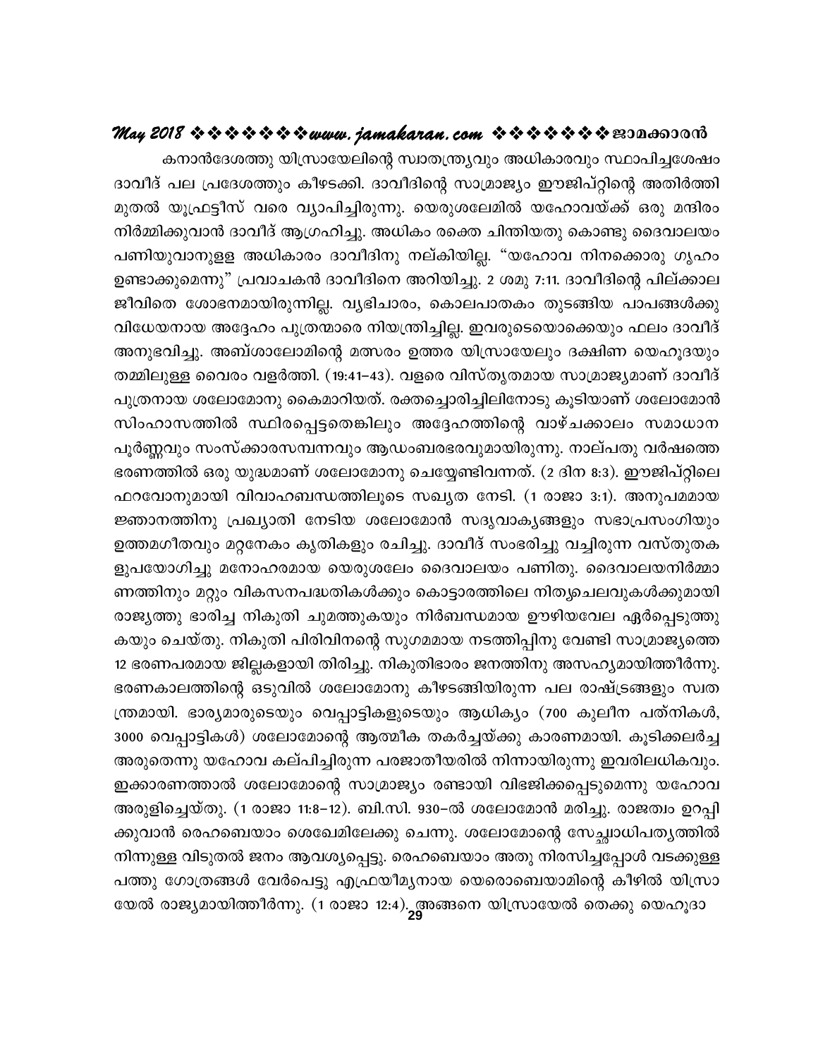കനാൻദേശത്തു യിസ്രായേലിന്റെ സ്വാതന്ത്ര്യവും അധികാരവും സ്ഥാപിച്ചശേഷം ദാവീദ് പല പ്രദേശത്തും കീഴടക്കി. ദാവീദിന്റെ സാമ്രാജ്യം ഈജിപ്റ്റിന്റെ അതിർത്തി മുതൽ യൂഫ്രട്ടീസ് വരെ വ്യാപിച്ചിരുന്നു. യെരുശലേമിൽ യഹോവയ്ക്ക് ഒരു മന്ദിരം നിർമ്മിക്കുവാൻ ദാവീദ് ആഗ്രഹിച്ചു. അധികം രക്തെ ചിന്തിയതു കൊണ്ടു ദൈവാലയം പണിയുവാനുള്ള അധികാരം ദാവീദിനു നല്കിയില്ല. "യഹോവ നിനക്കൊരു ഗൃഹം ഉണ്ടാക്കുമെന്നു" പ്രവാചകൻ ദാവീദിനെ അറിയിച്ചു. 2 ശമു 7:11. ദാവീദിന്റെ പില്ക്കാല ജീവിതെ ശോഭനമായിരുന്നില്ല. വ്യഭിചാരം, കൊലപാതകം തുടങ്ങിയ പാപങ്ങൾക്കു വിധേയനായ അദ്ദേഹം പുത്രന്മാരെ നിയന്ത്രിച്ചില്ല. ഇവരുടെയൊക്കെയും ഫലം ദാവീദ് അനുഭവിച്ചു. അബ്ശാലോമിന്റെ മത്സരം ഉത്തര യിസ്രായേലും ദക്ഷിണ യെഹൂദയും തമ്മിലുള്ള വൈരം വളർത്തി. (19:41–43). വളരെ വിസ്തൃതമായ സാമ്രാജ്യമാണ് ദാവീദ് പുത്രനായ ശലോമോനു കൈമാറിയത്. രക്തച്ചൊരിച്ചിലിനോടു കൂടിയാണ് ശലോമോൻ സിംഹാസനത്തിൽ സ്ഥിരപ്പെട്ടതെങ്കിലും അദ്ദേഹത്തിന്റെ വാഴ്ചക്കാലം സമാധാന പൂർണ്ണവും സംസ്ക്കാരസമ്പന്നവും ആഡംബരഭരവുമായിരുന്നു. നാല്പതു വർഷത്തെ ഭരണത്തിൽ ഒരു യുദ്ധമാണ് ശലോമോനു ചെയ്യേണ്ടിവന്നത്. (2 ദിന 8:3). ഈജിപ്റ്റിലെ ഫറവോനുമായി വിവാഹബന്ധത്തിലൂടെ സഖ്യത നേടി. (1 രാജാ 3:1). അനുപമമായ ജ്ഞാനത്തിനു പ്രഖ്യാതി നേടിയ ശലോമോൻ സദൃവാക്യങ്ങളും സഭാപ്രസംഗിയും ഉത്തമഗീതവും മറ്റനേകം കൃതികളും രചിച്ചു. ദാവീദ് സംഭരിച്ചു വച്ചിരുന്ന വസ്തുതകളുപയോഗിച്ചു മനോഹരമായ യെരുശലേം ദൈവാലയം പണിതു. ദൈവാലയനിർമ്മാണത്തിനും മറ്റും വികസനപദ്ധതികൾക്കും കൊട്ടാരത്തിലെ നിത്യചെലവുകൾക്കുമായി രാജ്യത്തു ഭാരിച്ച നികുതി ചുമത്തുകയും നിർബന്ധമായ ഊഴിയവേല ഏർപ്പെടുത്തുകയും ചെയ്തു. നികുതി പിരിവിന്റെ സുഗമമായ നടത്തിപ്പിനു വേണ്ടി സാമ്രാജ്യത്തെ 12 ഭരണപരമായ ജില്ലകളായി തിരിച്ചു. നികുതിഭാരം ജനത്തിനു അസഹ്യമായിത്തീർന്നു. ഭരണകാലത്തിന്റെ ഒടുവിൽ ശലോമോനു കീഴടങ്ങിയിരുന്ന പല രാഷ്ട്രങ്ങളും സ്വതന്ത്രമായി. ഭാര്യമാരുടെയും വെപ്പാട്ടികളുടെയും ആധിക്യം (700 കുലീന പത്നികൾ, 3000 വെപ്പാട്ടികൾ) ശലോമോന്റെ ആത്മീക തകർച്ചയ്ക്കു കാരണമായി. കൂടിക്കലർച്ച അരുതെന്നു യഹോവ കല്പിച്ചിരുന്ന പരജാതീയരിൽ നിന്നായിരുന്നു ഇവരിലധികവും. ഇക്കാരണത്താൽ ശലോമോന്റെ സാമ്രാജ്യം രണ്ടായി വിഭജിക്കപ്പെടുമെന്നു യഹോവ അരുളിച്ചെയ്തു. (1 രാജാ 11:8–12). ബി.സി. 930–ൽ ശലോമോൻ മരിച്ചു. രാജത്വം ഉറപ്പിക്കുവാൻ രെഹബെയാം ശെഖേമിലേക്കു ചെന്നു. ശലോമോന്റെ സ്വേച്ഛാധിപത്യത്തിൽ നിന്നുള്ള വിടുതൽ ജനം ആവശ്യപ്പെട്ടു. രെഹബെയാം അതു നിരസിച്ചപ്പോൾ വടക്കുള്ള പത്തു ഗോത്രങ്ങൾ വേർപെട്ടു എഫ്രയീമ്യനായ യെരൊബെയാമിന്റെ കീഴിൽ യിസ്രായേൽ രാജ്യമായിത്തീർന്നു. (1 രാജാ 12:4). അങ്ങനെ യിസ്രായേൽ തെക്കു യെഹൂദാ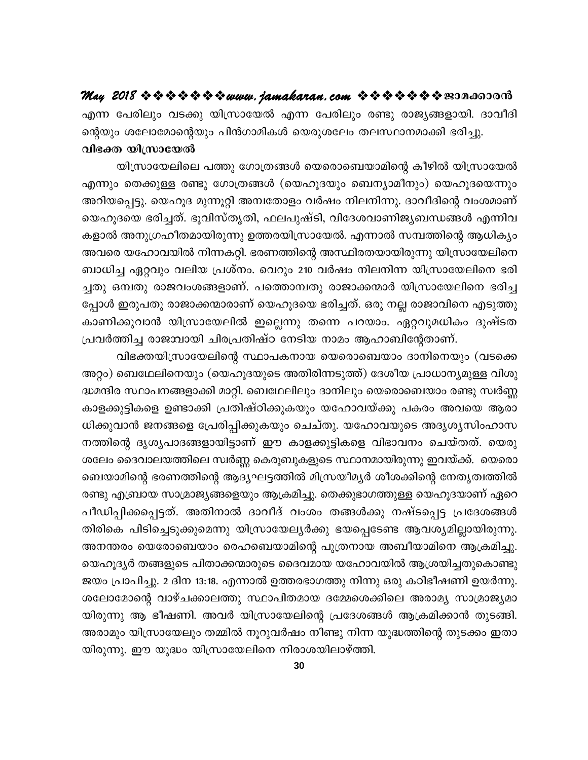എന്ന പേരിലും വടക്കു യിസ്രായേൽ എന്ന പേരിലും രണ്ടു രാജ്യങ്ങളായി. ദാവീദിന്റെയും ശലോമോന്റെയും പിൻഗാമികൾ യെരുശലേം തലസ്ഥാനമാക്കി ഭരിച്ചു.

**വിഭക്ത യിസ്രായേൽ**

യിസ്രായേലിലെ പത്തു ഗോത്രങ്ങൾ യെരൊബെയാമിന്റെ കീഴിൽ യിസ്രായേൽ എന്നും തെക്കുള്ള രണ്ടു ഗോത്രങ്ങൾ (യെഹൂദയും ബെന്യാമീനും) യെഹൂദയെന്നും അറിയപ്പെട്ടു. യെഹൂദ മുന്നൂറ്റി അമ്പതോളം വർഷം നിലനിന്നു. ദാവീദിന്റെ വംശമാണ് യെഹൂദയെ ഭരിച്ചത്. ഭൂവിസ്തൃതി, ഫലപുഷ്ടി, വിദേശവാണിജ്യബന്ധങ്ങൾ എന്നിവകളാൽ അനുഗ്രഹീതമായിരുന്നു ഉത്തരയിസ്രായേൽ. എന്നാൽ സമ്പത്തിന്റെ ആധിക്യം അവരെ യഹോവയിൽ നിന്നകറ്റി. ഭരണത്തിന്റെ അസ്ഥിരതയായിരുന്നു യിസ്രായേലിനെ ബാധിച്ച ഏറ്റവും വലിയ പ്രശ്നം. വെറും 210 വർഷം നിലനിന്ന യിസ്രായേലിനെ ഭരിച്ചതു ഒമ്പതു രാജവംശങ്ങളാണ്. പത്തൊമ്പതു രാജാക്കന്മാർ യിസ്രായേലിനെ ഭരിച്ചപ്പോൾ ഇരുപതു രാജാക്കന്മാരാണ് യെഹൂദയെ ഭരിച്ചത്. ഒരു നല്ല രാജാവിനെ എടുത്തു കാണിക്കുവാൻ യിസ്രായേലിൽ ഇല്ലെന്നു തന്നെ പറയാം. ഏറ്റവുമധികം ദുഷ്ടത പ്രവർത്തിച്ച രാജാവായി ചിരപ്രതിഷ്ഠ നേടിയ നാമം ആഹാബിന്റേതാണ്.

വിഭക്തയിസ്രായേലിന്റെ സ്ഥാപകനായ യെരൊബെയാം ദാനിനെയും (വടക്കെ അറ്റം) ബെഥേലിനെയും (യെഹൂദയുടെ അതിരിന്നടുത്ത്) ദേശീയ പ്രാധാന്യമുള്ള വിശുദ്ധമന്ദിര സ്ഥാപനങ്ങളാക്കി മാറ്റി. ബെഥേലിലും ദാനിലും യെരൊബെയാം രണ്ടു സ്വർണ്ണ കാളക്കുട്ടികളെ ഉണ്ടാക്കി പ്രതിഷ്ഠിക്കുകയും യഹോവയ്ക്കു പകരം അവയെ ആരാധിക്കുവാൻ ജനങ്ങളെ പ്രേരിപ്പിക്കുകയും ചെയ്തു. യഹോവയുടെ അദൃശ്യസിംഹാസനത്തിന്റെ ദൃശ്യപാദങ്ങളായിട്ടാണ് ഈ കാളക്കുട്ടികളെ വിഭാവനം ചെയ്തത്. യെരുശലേം ദൈവാലയത്തിലെ സ്വർണ്ണ കെരൂബുകളുടെ സ്ഥാനമായിരുന്നു ഇവയ്ക്ക്. യെരൊബെയാമിന്റെ ഭരണത്തിന്റെ ആദ്യഘട്ടത്തിൽ മിസ്രയീമ്യർ ശീശക്കിന്റെ നേതൃത്വത്തിൽ രണ്ടു എബ്രായ സാമ്രാജ്യങ്ങളെയും ആക്രമിച്ചു. തെക്കുഭാഗത്തുള്ള യെഹൂദയാണ് ഏറെ പീഡിപ്പിക്കപ്പെട്ടത്. അതിനാൽ ദാവീദ് വംശം തങ്ങൾക്കു നഷ്ടപ്പെട്ട പ്രദേശങ്ങൾ തിരികെ പിടിച്ചെടുക്കുമെന്നു യിസ്രായേല്യർക്കു ഭയപ്പെടേണ്ട ആവശ്യമില്ലായിരുന്നു. അനന്തരം യെരോബെയാം രെഹബെയാമിന്റെ പുത്രനായ അബീയാമിനെ ആക്രമിച്ചു. യെഹൂദ്യർ തങ്ങളുടെ പിതാക്കന്മാരുടെ ദൈവമായ യഹോവയിൽ ആശ്രയിച്ചതുകൊണ്ടു ജയം പ്രാപിച്ചു. 2 ദിന 13:18. എന്നാൽ ഉത്തരഭാഗത്തു നിന്നു ഒരു കഠിനഭീഷണി ഉയർന്നു. ശലോമോന്റെ വാഴ്ചക്കാലത്തു സ്ഥാപിതമായ ദമ്മേശെക്കിലെ അരാമ്യ സാമ്രാജ്യമായിരുന്നു ആ ഭീഷണി. അവർ യിസ്രായേലിന്റെ പ്രദേശങ്ങൾ ആക്രമിക്കാൻ തുടങ്ങി. അരാമും യിസ്രായേലും തമ്മിൽ നൂറുവർഷം നീണ്ടു നിന്ന യുദ്ധത്തിന്റെ തുടക്കം ഇതായിരുന്നു. ഈ യുദ്ധം യിസ്രായേലിനെ നിരാശയിലാഴ്ത്തി.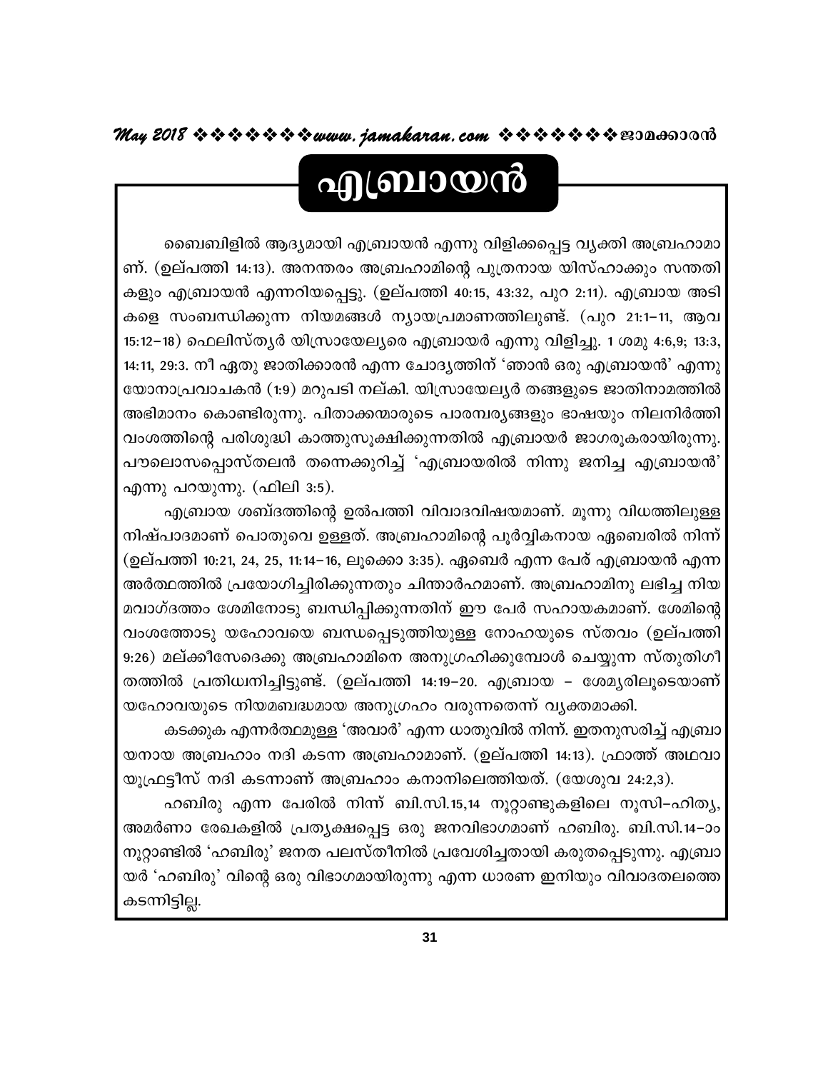# എബ്രായൻ

ബൈബിളിൽ ആദ്യമായി എബ്രായൻ എന്നു വിളിക്കപ്പെട്ട വ്യക്തി അബ്രഹാമാണ്. (ഉല്പത്തി 14:13). അനന്തരം അബ്രഹാമിന്റെ പുത്രനായ യിസ്ഹാക്കും സന്തതികളും എബ്രായൻ എന്നറിയപ്പെട്ടു. (ഉല്പത്തി 40:15, 43:32, പുറ 2:11). എബ്രായ അടികളെ സംബന്ധിക്കുന്ന നിയമങ്ങൾ ന്യായപ്രമാണത്തിലുണ്ട്. (പുറ 21:1–11, ആവ 15:12–18) ഫെലിസ്ത്യർ യിസ്രായേല്യരെ എബ്രായർ എന്നു വിളിച്ചു. 1 ശമു 4:6,9; 13:3, 14:11, 29:3. നീ ഏതു ജാതിക്കാരൻ എന്ന ചോദ്യത്തിന് 'ഞാൻ ഒരു എബ്രായൻ' എന്നു യോനാപ്രവാചകൻ (1:9) മറുപടി നല്കി. യിസ്രായേല്യർ തങ്ങളുടെ ജാതിനാമത്തിൽ അഭിമാനം കൊണ്ടിരുന്നു. പിതാക്കന്മാരുടെ പാരമ്പര്യങ്ങളും ഭാഷയും നിലനിർത്തി വംശത്തിന്റെ പരിശുദ്ധി കാത്തുസൂക്ഷിക്കുന്നതിൽ എബ്രായർ ജാഗരൂകരായിരുന്നു. പൗലൊസപ്പൊസ്തലൻ തന്നെക്കുറിച്ച് 'എബ്രായരിൽ നിന്നു ജനിച്ച എബ്രായൻ' എന്നു പറയുന്നു. (ഫിലി 3:5).

എബ്രായ ശബ്ദത്തിന്റെ ഉൽപത്തി വിവാദവിഷയമാണ്. മൂന്നു വിധത്തിലുള്ള നിഷ്പാദമാണ് പൊതുവെ ഉള്ളത്. അബ്രഹാമിന്റെ പൂർവ്വികനായ ഏബെരിൽ നിന്ന് (ഉല്പത്തി 10:21, 24, 25, 11:14–16, ലൂക്കൊ 3:35). ഏബെർ എന്ന പേർ എബ്രായൻ എന്ന അർത്ഥത്തിൽ പ്രയോഗിച്ചിരിക്കുന്നതും ചിന്താർഹമാണ്. അബ്രഹാമിനു ലഭിച്ച നിയമവാഗ്ദത്തം ശേമിനോടു ബന്ധിപ്പിക്കുന്നതിന് ഈ പേർ സഹായകമാണ്. ശേമിന്റെ വംശത്തോടു യഹോവയെ ബന്ധപ്പെടുത്തിയുള്ള നോഹയുടെ സ്തവം (ഉല്പത്തി 9:26) മല്ക്കീസേദെക്കു അബ്രഹാമിനെ അനുഗ്രഹിക്കുമ്പോൾ ചെയ്യുന്ന സ്തുതിഗീതത്തിൽ പ്രതിധ്വനിച്ചിട്ടുണ്ട്. (ഉല്പത്തി 14:19–20. എബ്രായ – ശേമ്യരിലൂടെയാണ് യഹോവയുടെ നിയമബദ്ധമായ അനുഗ്രഹം വരുന്നതെന്ന് വ്യക്തമാക്കി.

കടക്കുക എന്നർത്ഥമുള്ള 'അവാർ' എന്ന ധാതുവിൽ നിന്ന്. ഇതനുസരിച്ച് എബ്രായനായ അബ്രഹാം നദി കടന്ന അബ്രഹാമാണ്. (ഉല്പത്തി 14:13). ഫ്രാത്ത് അഥവാ യൂഫ്രട്ടീസ് നദി കടന്നാണ് അബ്രഹാം കനാനിലെത്തിയത്. (യേശുവ 24:2,3).

ഹബിരു എന്ന പേരിൽ നിന്ന് ബി.സി.15,14 നൂറ്റാണ്ടുകളിലെ നൂസി–ഹിത്യ, അമർണാ രേഖകളിൽ പ്രത്യക്ഷപ്പെട്ട ഒരു ജനവിഭാഗമാണ് ഹബിരു. ബി.സി.14–ാം നൂറ്റാണ്ടിൽ 'ഹബിരു' ജനത പലസ്തീനിൽ പ്രവേശിച്ചതായി കരുതപ്പെടുന്നു. എബ്രായർ 'ഹബിരു' വിന്റെ ഒരു വിഭാഗമായിരുന്നു എന്ന ധാരണ ഇനിയും വിവാദതലത്തെ കടന്നിട്ടില്ല.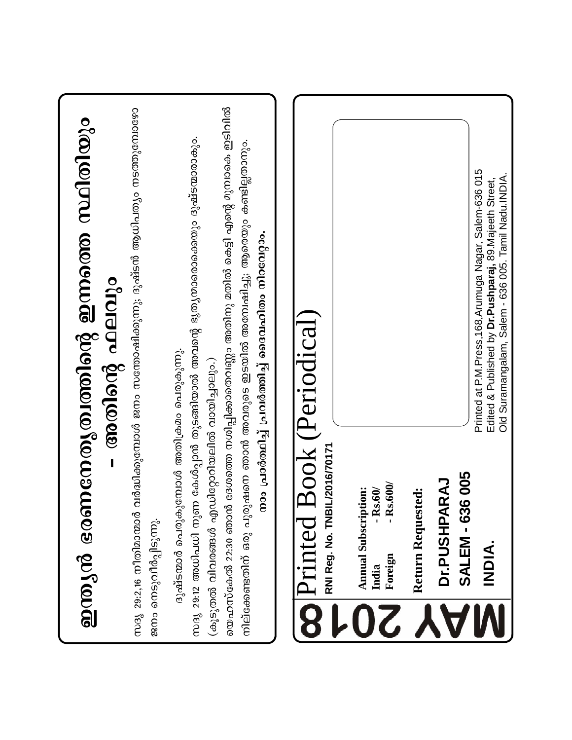# ഇന്ത്യൻ ഭരണനേതൃത്വത്തിന്റെ ഇന്നത്തെ സ്ഥിതിയും - അതിന്റെ ഫലവും

സദൃ 29:2,16 നീതിമാന്മാർ വർദ്ധിക്കുമ്പോൾ ജനം സന്തോഷിക്കുന്നു; ദുഷ്ടൻ ആധിപത്യം നടത്തുമ്പോഴോ ജനം നെടുവീർപ്പിടുന്നു.

ദുഷ്ടന്മാർ പെരുകുമ്പോൾ അതിക്രമം പെരുകുന്നു.

സദൃ 29:12 അധിപധി നുണ കേൾപ്പാൻ തുടങ്ങിയാൽ അവന്റെ ഭൃത്യന്മാരൊക്കെയും ദുഷ്ടന്മാരാകും. (കൂടുതൽ വിവരങ്ങൾ എഡിറ്റോറിയലിൽ വായിച്ചാലും.)

യെഹസ്കേൽ 22:30 ഞാൻ ദേശത്തെ നശിപ്പിക്കാതെവണ്ണം അതിനു മതിൽ കെട്ടി എന്റെ മുമ്പാകെ ഇടിവിൽ നില്ക്കേണ്ടതിന് ഒരു പുരുഷനെ ഞാൻ അവരുടെ ഇടയിൽ അന്വേഷിച്ചു; ആരെയും കണ്ടില്ലതാനും.

**നാം പ്രാർത്ഥിച്ച് പ്രവർത്തിച്ച് ദൈവഹിതം നിറവേറ്റാം.**

---

**MAY 2018**

# Printed Book (Periodical)

**RNI Reg. No. TNBIL/2016/70171**

**Annual Subscription:**
**India - Rs.60/**
**Foreign - Rs.600/**

**Return Requested:**

**Dr.PUSHPARAJ**
**SALEM - 636 005**
**INDIA.**

Printed at P.M.Press,168,Arumuga Nagar, Salem-636 015
Edited & Published by **Dr.Pushparaj,** 89.Majeeth Street,
Old Suramangalam, Salem - 636 005. Tamil Nadu.INDIA.